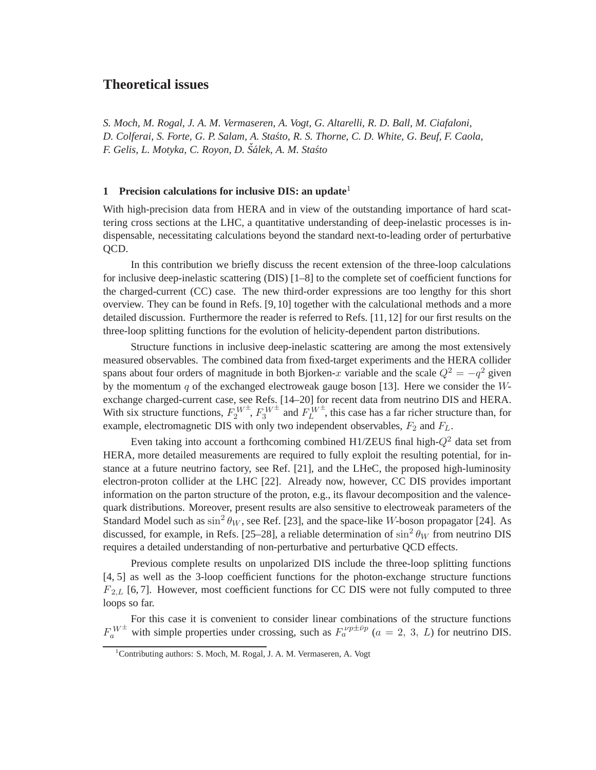# Theoretical issues

*S. Moch, M. Rogal, J. A. M. Vermaseren, A. Vogt, G. Altarelli, R. D. Ball, M. Ciafaloni, D. Colferai, S. Forte, G. P. Salam, A. Staśto, R. S. Thorne, C. D. White, G. Beuf, F. Caola, F. Gelis, L. Motyka, C. Royon, D. Šálek, A. M. Staśto*

## 1 Precision calculations for inclusive DIS: an update[1]

With high-precision data from HERA and in view of the outstanding importance of hard scattering cross sections at the LHC, a quantitative understanding of deep-inelastic processes is indispensable, necessitating calculations beyond the standard next-to-leading order of perturbative QCD.

In this contribution we briefly discuss the recent extension of the three-loop calculations for inclusive deep-inelastic scattering (DIS) [1–8] to the complete set of coefficient functions for the charged-current (CC) case. The new third-order expressions are too lengthy for this short overview. They can be found in Refs. [9, 10] together with the calculational methods and a more detailed discussion. Furthermore the reader is referred to Refs. [11, 12] for our first results on the three-loop splitting functions for the evolution of helicity-dependent parton distributions.

Structure functions in inclusive deep-inelastic scattering are among the most extensively measured observables. The combined data from fixed-target experiments and the HERA collider spans about four orders of magnitude in both Bjorken-$x$ variable and the scale $Q^2 = -q^2$ given by the momentum $q$ of the exchanged electroweak gauge boson [13]. Here we consider the $W$-exchange charged-current case, see Refs. [14–20] for recent data from neutrino DIS and HERA. With six structure functions, $F_2^{W^\pm}$, $F_3^{W^\pm}$ and $F_L^{W^\pm}$, this case has a far richer structure than, for example, electromagnetic DIS with only two independent observables, $F_2$ and $F_L$.

Even taking into account a forthcoming combined H1/ZEUS final high-$Q^2$ data set from HERA, more detailed measurements are required to fully exploit the resulting potential, for instance at a future neutrino factory, see Ref. [21], and the LHeC, the proposed high-luminosity electron-proton collider at the LHC [22]. Already now, however, CC DIS provides important information on the parton structure of the proton, e.g., its flavour decomposition and the valence-quark distributions. Moreover, present results are also sensitive to electroweak parameters of the Standard Model such as $\sin^2\theta_W$, see Ref. [23], and the space-like $W$-boson propagator [24]. As discussed, for example, in Refs. [25–28], a reliable determination of $\sin^2\theta_W$ from neutrino DIS requires a detailed understanding of non-perturbative and perturbative QCD effects.

Previous complete results on unpolarized DIS include the three-loop splitting functions [4, 5] as well as the 3-loop coefficient functions for the photon-exchange structure functions $F_{2,L}$ [6, 7]. However, most coefficient functions for CC DIS were not fully computed to three loops so far.

For this case it is convenient to consider linear combinations of the structure functions $F_a^{W^\pm}$ with simple properties under crossing, such as $F_a^{\nu p \pm \bar{\nu} p}$ ($a = 2,\ 3,\ L$) for neutrino DIS.

[1] Contributing authors: S. Moch, M. Rogal, J. A. M. Vermaseren, A. Vogt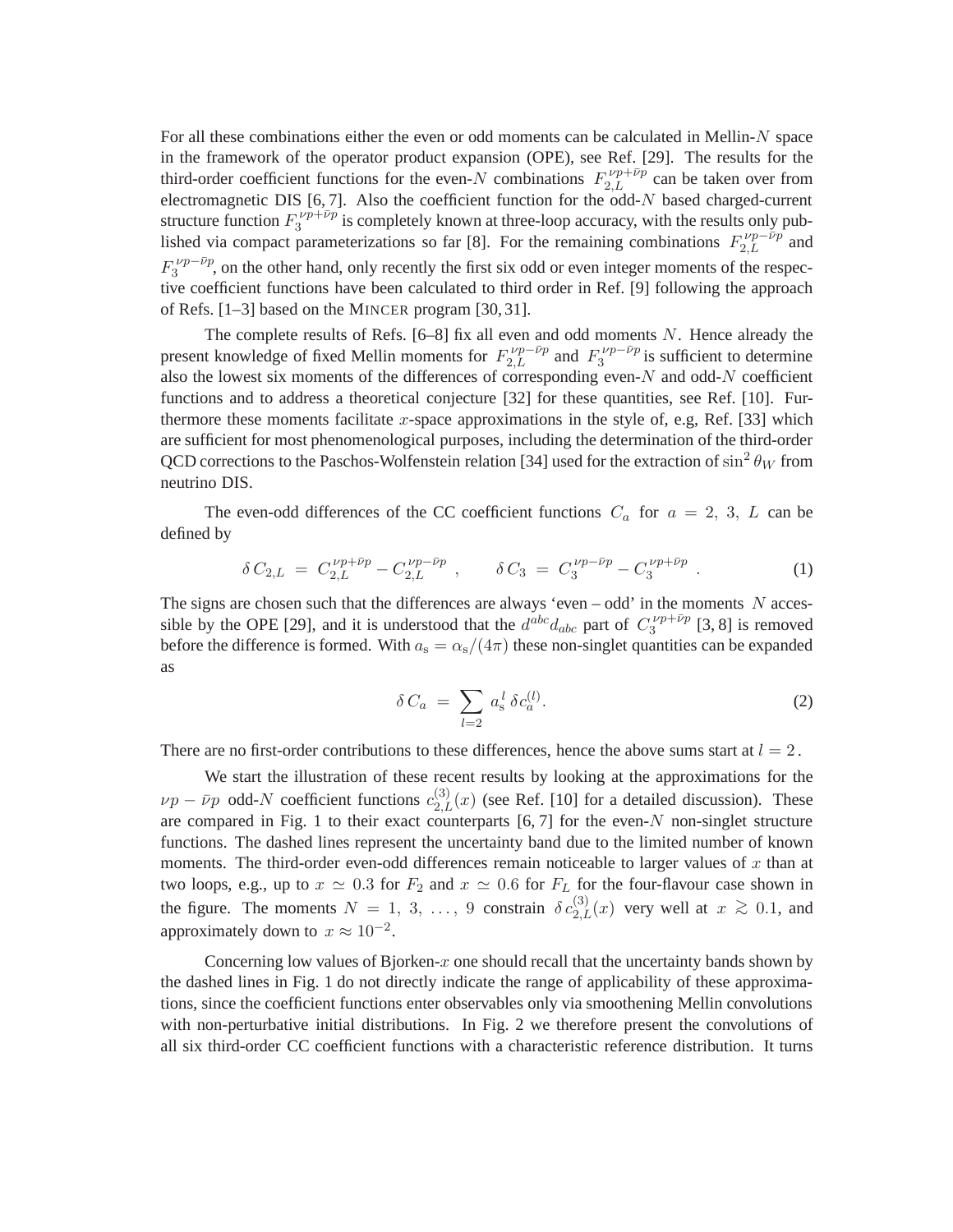For all these combinations either the even or odd moments can be calculated in Mellin-$N$ space in the framework of the operator product expansion (OPE), see Ref. [29]. The results for the third-order coefficient functions for the even-$N$ combinations $F_{2,L}^{\nu p+\bar{\nu}p}$ can be taken over from electromagnetic DIS [6, 7]. Also the coefficient function for the odd-$N$ based charged-current structure function $F_3^{\nu p+\bar{\nu}p}$ is completely known at three-loop accuracy, with the results only published via compact parameterizations so far [8]. For the remaining combinations $F_{2,L}^{\nu p-\bar{\nu}p}$ and $F_3^{\nu p-\bar{\nu}p}$, on the other hand, only recently the first six odd or even integer moments of the respective coefficient functions have been calculated to third order in Ref. [9] following the approach of Refs. [1–3] based on the MINCER program [30, 31].

The complete results of Refs. [6–8] fix all even and odd moments $N$. Hence already the present knowledge of fixed Mellin moments for $F_{2,L}^{\nu p-\bar{\nu}p}$ and $F_3^{\nu p-\bar{\nu}p}$ is sufficient to determine also the lowest six moments of the differences of corresponding even-$N$ and odd-$N$ coefficient functions and to address a theoretical conjecture [32] for these quantities, see Ref. [10]. Furthermore these moments facilitate $x$-space approximations in the style of, e.g, Ref. [33] which are sufficient for most phenomenological purposes, including the determination of the third-order QCD corrections to the Paschos-Wolfenstein relation [34] used for the extraction of $\sin^2\theta_W$ from neutrino DIS.

The even-odd differences of the CC coefficient functions $C_a$ for $a = 2,\ 3,\ L$ can be defined by

$$\delta\, C_{2,L} \;=\; C_{2,L}^{\nu p+\bar{\nu}p} - C_{2,L}^{\nu p-\bar{\nu}p}\ , \qquad \delta\, C_3 \;=\; C_3^{\nu p-\bar{\nu}p} - C_3^{\nu p+\bar{\nu}p}\ . \tag{1}$$

The signs are chosen such that the differences are always 'even – odd' in the moments $N$ accessible by the OPE [29], and it is understood that the $d^{abc}d_{abc}$ part of $C_3^{\nu p+\bar{\nu}p}$ [3, 8] is removed before the difference is formed. With $a_{\rm s} = \alpha_{\rm s}/(4\pi)$ these non-singlet quantities can be expanded as

$$\delta\, C_a \;=\; \sum_{l=2} a_{\rm s}^{\,l}\, \delta c_a^{(l)}. \tag{2}$$

There are no first-order contributions to these differences, hence the above sums start at $l = 2$.

We start the illustration of these recent results by looking at the approximations for the $\nu p - \bar{\nu}p$ odd-$N$ coefficient functions $c_{2,L}^{(3)}(x)$ (see Ref. [10] for a detailed discussion). These are compared in Fig. 1 to their exact counterparts [6, 7] for the even-$N$ non-singlet structure functions. The dashed lines represent the uncertainty band due to the limited number of known moments. The third-order even-odd differences remain noticeable to larger values of $x$ than at two loops, e.g., up to $x \simeq 0.3$ for $F_2$ and $x \simeq 0.6$ for $F_L$ for the four-flavour case shown in the figure. The moments $N = 1,\ 3,\ \ldots,\ 9$ constrain $\delta\, c_{2,L}^{(3)}(x)$ very well at $x \gtrsim 0.1$, and approximately down to $x \approx 10^{-2}$.

Concerning low values of Bjorken-$x$ one should recall that the uncertainty bands shown by the dashed lines in Fig. 1 do not directly indicate the range of applicability of these approximations, since the coefficient functions enter observables only via smoothening Mellin convolutions with non-perturbative initial distributions. In Fig. 2 we therefore present the convolutions of all six third-order CC coefficient functions with a characteristic reference distribution. It turns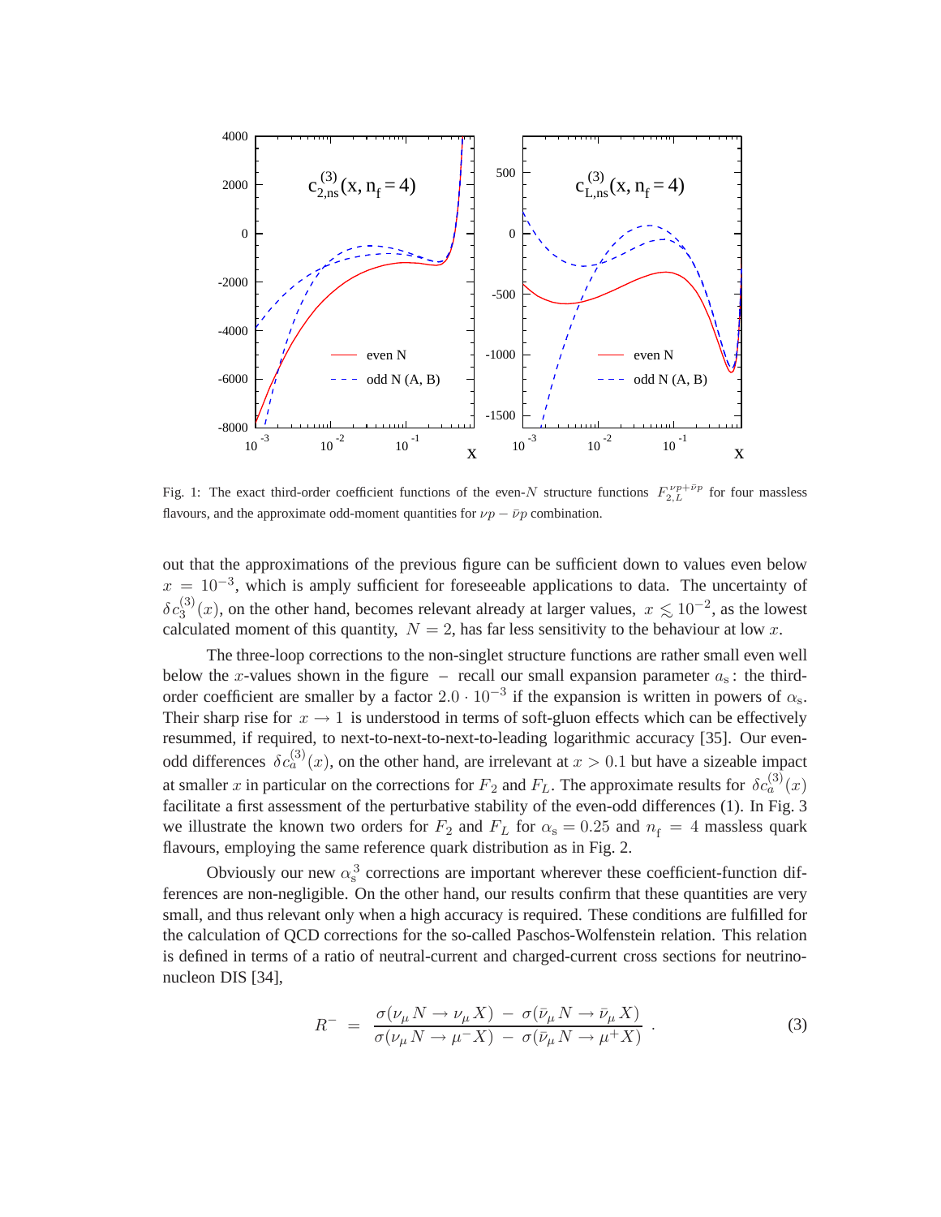Fig. 1: The exact third-order coefficient functions of the even-$N$ structure functions $F_{2,L}^{\nu p+\bar{\nu} p}$ for four massless flavours, and the approximate odd-moment quantities for $\nu p - \bar{\nu} p$ combination.

out that the approximations of the previous figure can be sufficient down to values even below $x = 10^{-3}$, which is amply sufficient for foreseeable applications to data. The uncertainty of $\delta c_3^{(3)}(x)$, on the other hand, becomes relevant already at larger values, $x \lesssim 10^{-2}$, as the lowest calculated moment of this quantity, $N = 2$, has far less sensitivity to the behaviour at low $x$.

The three-loop corrections to the non-singlet structure functions are rather small even well below the $x$-values shown in the figure – recall our small expansion parameter $a_{\rm s}$: the third-order coefficient are smaller by a factor $2.0 \cdot 10^{-3}$ if the expansion is written in powers of $\alpha_{\rm s}$. Their sharp rise for $x \rightarrow 1$ is understood in terms of soft-gluon effects which can be effectively resummed, if required, to next-to-next-to-next-to-leading logarithmic accuracy [35]. Our even-odd differences $\delta c_a^{(3)}(x)$, on the other hand, are irrelevant at $x > 0.1$ but have a sizeable impact at smaller $x$ in particular on the corrections for $F_2$ and $F_L$. The approximate results for $\delta c_a^{(3)}(x)$ facilitate a first assessment of the perturbative stability of the even-odd differences (1). In Fig. 3 we illustrate the known two orders for $F_2$ and $F_L$ for $\alpha_{\rm s} = 0.25$ and $n_{\rm f} = 4$ massless quark flavours, employing the same reference quark distribution as in Fig. 2.

Obviously our new $\alpha_{\rm s}^3$ corrections are important wherever these coefficient-function differences are non-negligible. On the other hand, our results confirm that these quantities are very small, and thus relevant only when a high accuracy is required. These conditions are fulfilled for the calculation of QCD corrections for the so-called Paschos-Wolfenstein relation. This relation is defined in terms of a ratio of neutral-current and charged-current cross sections for neutrino-nucleon DIS [34],

$$R^{-} = \frac{\sigma(\nu_\mu N \rightarrow \nu_\mu X) - \sigma(\bar{\nu}_\mu N \rightarrow \bar{\nu}_\mu X)}{\sigma(\nu_\mu N \rightarrow \mu^- X) - \sigma(\bar{\nu}_\mu N \rightarrow \mu^+ X)} . \quad (3)$$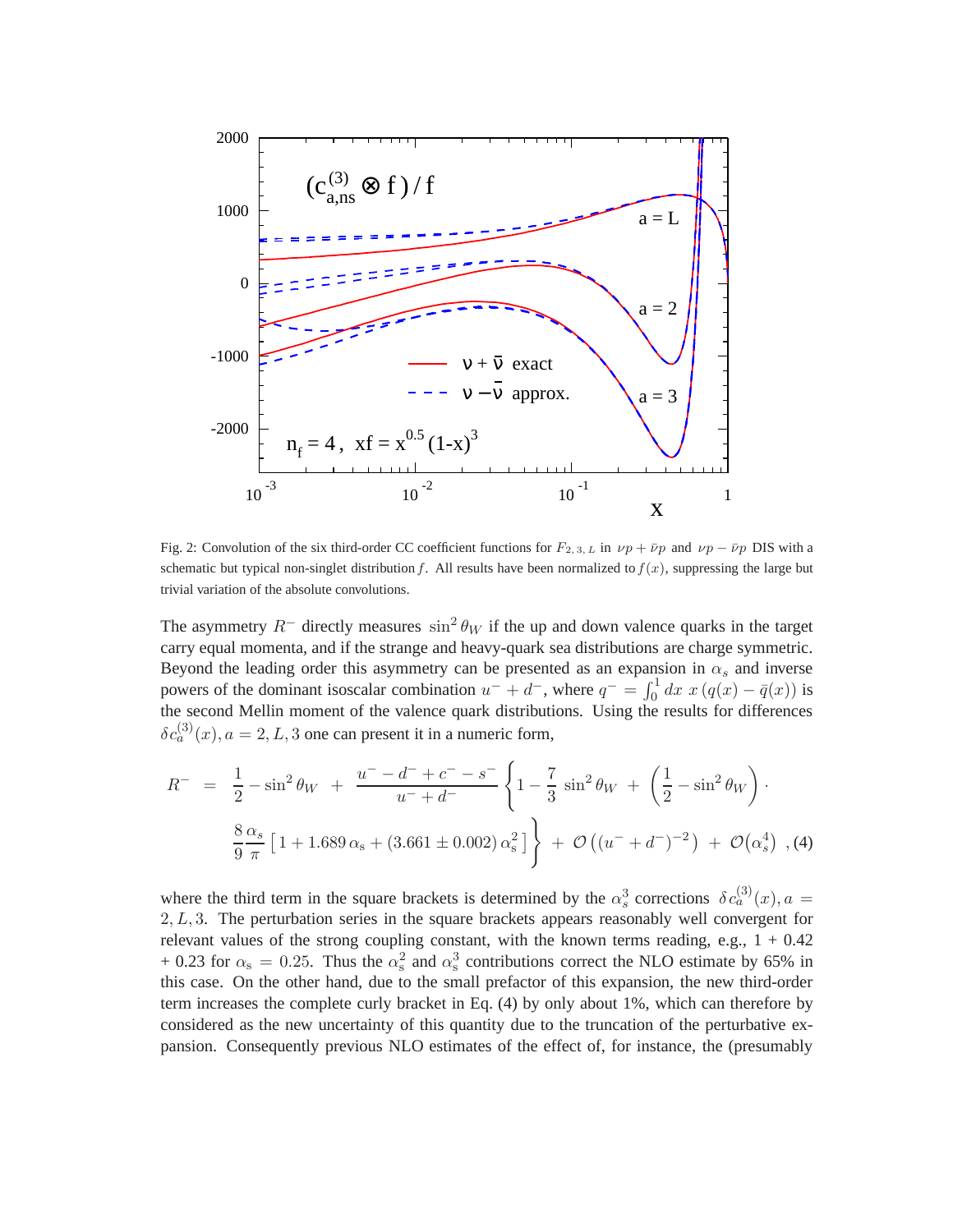Fig. 2: Convolution of the six third-order CC coefficient functions for $F_{2,\,3,\,L}$ in $\nu p + \bar{\nu} p$ and $\nu p - \bar{\nu} p$ DIS with a schematic but typical non-singlet distribution $f$. All results have been normalized to $f(x)$, suppressing the large but trivial variation of the absolute convolutions.

The asymmetry $R^-$ directly measures $\sin^2\theta_W$ if the up and down valence quarks in the target carry equal momenta, and if the strange and heavy-quark sea distributions are charge symmetric. Beyond the leading order this asymmetry can be presented as an expansion in $\alpha_s$ and inverse powers of the dominant isoscalar combination $u^- + d^-$, where $q^- = \int_0^1 dx\; x\,(q(x) - \bar{q}(x))$ is the second Mellin moment of the valence quark distributions. Using the results for differences $\delta c_a^{(3)}(x), a = 2, L, 3$ one can present it in a numeric form,

$$
R^- \;=\; \frac{1}{2} - \sin^2\theta_W \;+\; \frac{u^- - d^- + c^- - s^-}{u^- + d^-}\left\{1 - \frac{7}{3}\,\sin^2\theta_W \;+\; \left(\frac{1}{2} - \sin^2\theta_W\right)\cdot \right.
$$

$$
\left. \frac{8}{9}\frac{\alpha_s}{\pi}\left[\,1 + 1.689\,\alpha_s + (3.661 \pm 0.002)\,\alpha_s^2\,\right]\right\} \;+\; \mathcal{O}\left((u^- + d^-)^{-2}\right) \;+\; \mathcal{O}\left(\alpha_s^4\right) \;, \quad (4)
$$

where the third term in the square brackets is determined by the $\alpha_s^3$ corrections $\delta c_a^{(3)}(x), a = 2, L, 3$. The perturbation series in the square brackets appears reasonably well convergent for relevant values of the strong coupling constant, with the known terms reading, e.g., 1 + 0.42 + 0.23 for $\alpha_s = 0.25$. Thus the $\alpha_s^2$ and $\alpha_s^3$ contributions correct the NLO estimate by 65% in this case. On the other hand, due to the small prefactor of this expansion, the new third-order term increases the complete curly bracket in Eq. (4) by only about 1%, which can therefore by considered as the new uncertainty of this quantity due to the truncation of the perturbative expansion. Consequently previous NLO estimates of the effect of, for instance, the (presumably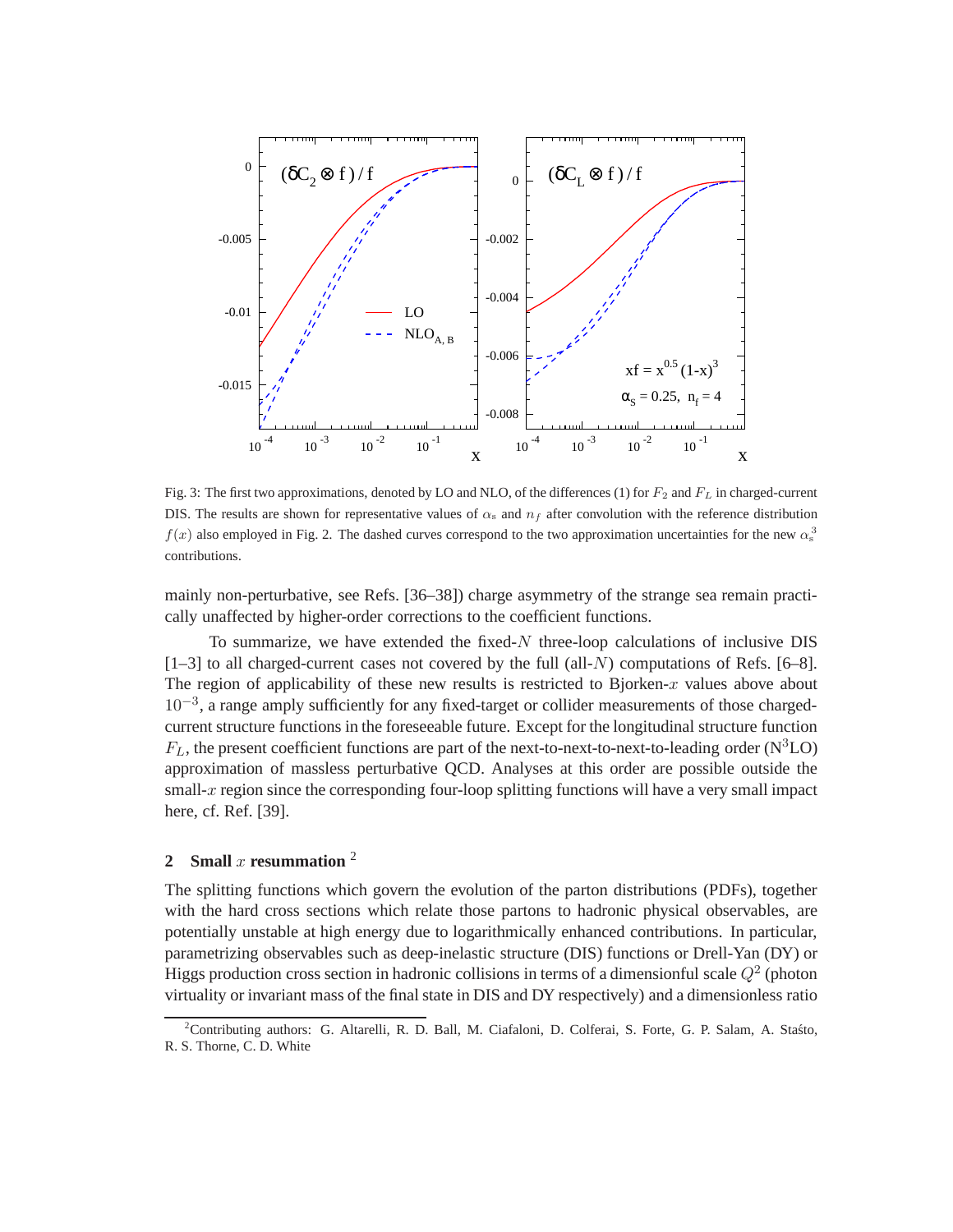Fig. 3: The first two approximations, denoted by LO and NLO, of the differences (1) for $F_2$ and $F_L$ in charged-current DIS. The results are shown for representative values of $\alpha_s$ and $n_f$ after convolution with the reference distribution $f(x)$ also employed in Fig. 2. The dashed curves correspond to the two approximation uncertainties for the new $\alpha_s^3$ contributions.

mainly non-perturbative, see Refs. [36–38]) charge asymmetry of the strange sea remain practically unaffected by higher-order corrections to the coefficient functions.

To summarize, we have extended the fixed-$N$ three-loop calculations of inclusive DIS [1–3] to all charged-current cases not covered by the full (all-$N$) computations of Refs. [6–8]. The region of applicability of these new results is restricted to Bjorken-$x$ values above about $10^{-3}$, a range amply sufficiently for any fixed-target or collider measurements of those charged-current structure functions in the foreseeable future. Except for the longitudinal structure function $F_L$, the present coefficient functions are part of the next-to-next-to-next-to-leading order (N$^3$LO) approximation of massless perturbative QCD. Analyses at this order are possible outside the small-$x$ region since the corresponding four-loop splitting functions will have a very small impact here, cf. Ref. [39].

## 2 Small $x$ resummation [2]

The splitting functions which govern the evolution of the parton distributions (PDFs), together with the hard cross sections which relate those partons to hadronic physical observables, are potentially unstable at high energy due to logarithmically enhanced contributions. In particular, parametrizing observables such as deep-inelastic structure (DIS) functions or Drell-Yan (DY) or Higgs production cross section in hadronic collisions in terms of a dimensionful scale $Q^2$ (photon virtuality or invariant mass of the final state in DIS and DY respectively) and a dimensionless ratio

[2] Contributing authors: G. Altarelli, R. D. Ball, M. Ciafaloni, D. Colferai, S. Forte, G. P. Salam, A. Staśto, R. S. Thorne, C. D. White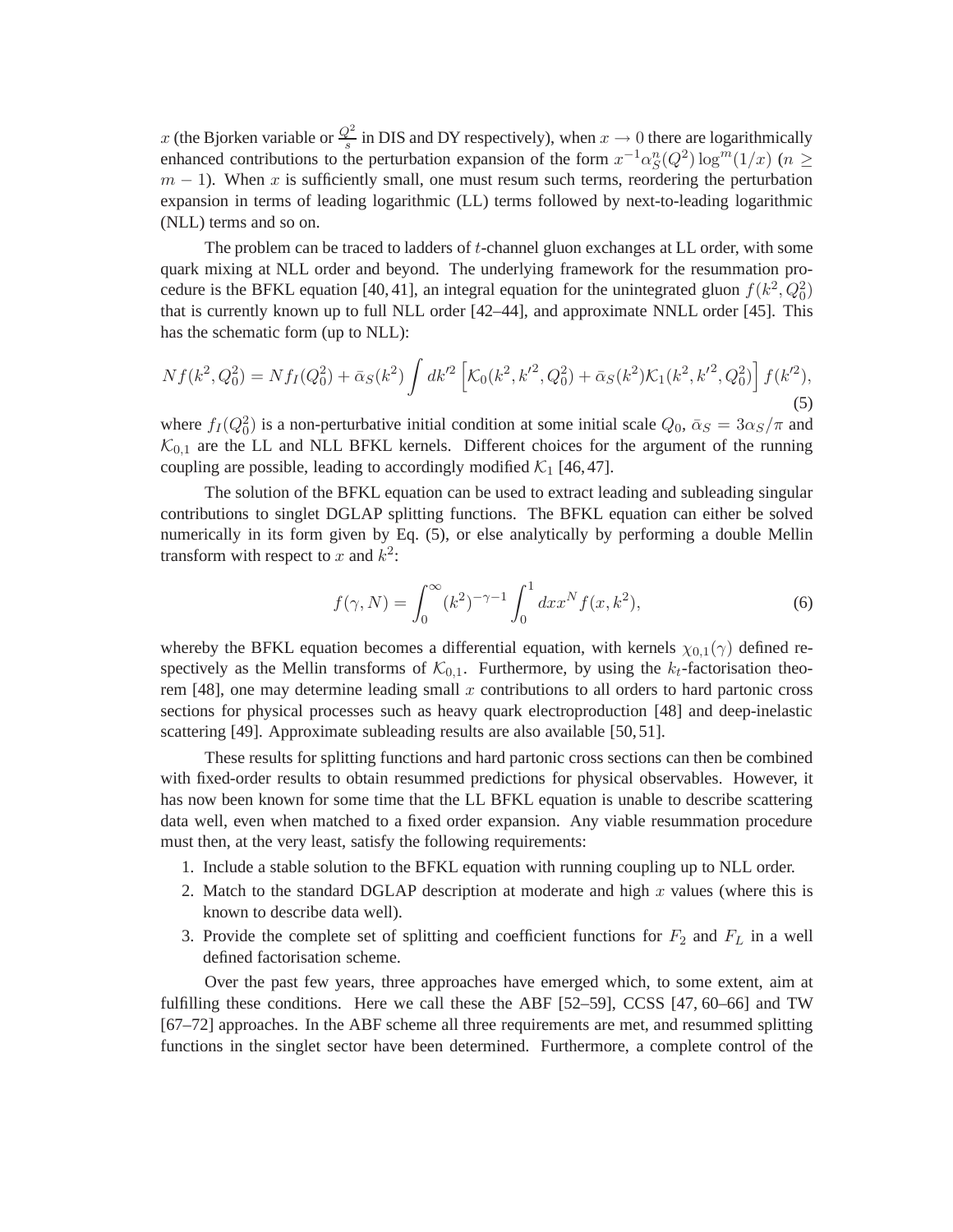$x$ (the Bjorken variable or $\frac{Q^2}{s}$ in DIS and DY respectively), when $x \to 0$ there are logarithmically enhanced contributions to the perturbation expansion of the form $x^{-1}\alpha_S^n(Q^2)\log^m(1/x)$ ($n \geq m-1$). When $x$ is sufficiently small, one must resum such terms, reordering the perturbation expansion in terms of leading logarithmic (LL) terms followed by next-to-leading logarithmic (NLL) terms and so on.

The problem can be traced to ladders of $t$-channel gluon exchanges at LL order, with some quark mixing at NLL order and beyond. The underlying framework for the resummation procedure is the BFKL equation [40, 41], an integral equation for the unintegrated gluon $f(k^2, Q_0^2)$ that is currently known up to full NLL order [42–44], and approximate NNLL order [45]. This has the schematic form (up to NLL):

$$Nf(k^2, Q_0^2) = Nf_I(Q_0^2) + \bar{\alpha}_S(k^2)\int dk'^2 \left[\mathcal{K}_0(k^2, k'^2, Q_0^2) + \bar{\alpha}_S(k^2)\mathcal{K}_1(k^2, k'^2, Q_0^2)\right] f(k'^2), \tag{5}$$

where $f_I(Q_0^2)$ is a non-perturbative initial condition at some initial scale $Q_0$, $\bar{\alpha}_S = 3\alpha_S/\pi$ and $\mathcal{K}_{0,1}$ are the LL and NLL BFKL kernels. Different choices for the argument of the running coupling are possible, leading to accordingly modified $\mathcal{K}_1$ [46, 47].

The solution of the BFKL equation can be used to extract leading and subleading singular contributions to singlet DGLAP splitting functions. The BFKL equation can either be solved numerically in its form given by Eq. (5), or else analytically by performing a double Mellin transform with respect to $x$ and $k^2$:

$$f(\gamma, N) = \int_0^\infty (k^2)^{-\gamma-1}\int_0^1 dx x^N f(x, k^2), \tag{6}$$

whereby the BFKL equation becomes a differential equation, with kernels $\chi_{0,1}(\gamma)$ defined respectively as the Mellin transforms of $\mathcal{K}_{0,1}$. Furthermore, by using the $k_t$-factorisation theorem [48], one may determine leading small $x$ contributions to all orders to hard partonic cross sections for physical processes such as heavy quark electroproduction [48] and deep-inelastic scattering [49]. Approximate subleading results are also available [50, 51].

These results for splitting functions and hard partonic cross sections can then be combined with fixed-order results to obtain resummed predictions for physical observables. However, it has now been known for some time that the LL BFKL equation is unable to describe scattering data well, even when matched to a fixed order expansion. Any viable resummation procedure must then, at the very least, satisfy the following requirements:

1. Include a stable solution to the BFKL equation with running coupling up to NLL order.
2. Match to the standard DGLAP description at moderate and high $x$ values (where this is known to describe data well).
3. Provide the complete set of splitting and coefficient functions for $F_2$ and $F_L$ in a well defined factorisation scheme.

Over the past few years, three approaches have emerged which, to some extent, aim at fulfilling these conditions. Here we call these the ABF [52–59], CCSS [47, 60–66] and TW [67–72] approaches. In the ABF scheme all three requirements are met, and resummed splitting functions in the singlet sector have been determined. Furthermore, a complete control of the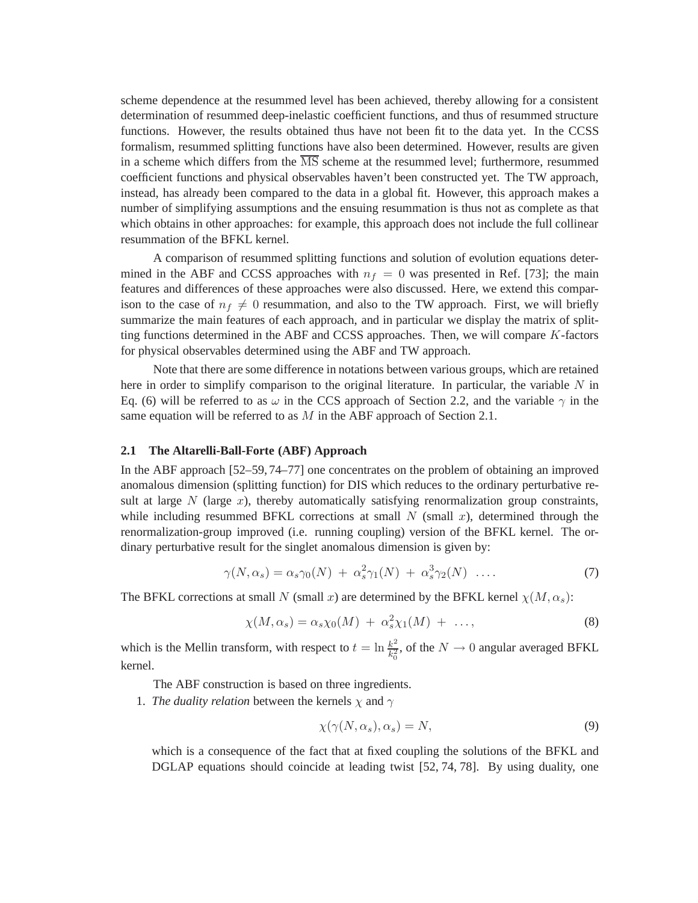scheme dependence at the resummed level has been achieved, thereby allowing for a consistent determination of resummed deep-inelastic coefficient functions, and thus of resummed structure functions. However, the results obtained thus have not been fit to the data yet. In the CCSS formalism, resummed splitting functions have also been determined. However, results are given in a scheme which differs from the $\overline{\rm MS}$ scheme at the resummed level; furthermore, resummed coefficient functions and physical observables haven't been constructed yet. The TW approach, instead, has already been compared to the data in a global fit. However, this approach makes a number of simplifying assumptions and the ensuing resummation is thus not as complete as that which obtains in other approaches: for example, this approach does not include the full collinear resummation of the BFKL kernel.

A comparison of resummed splitting functions and solution of evolution equations determined in the ABF and CCSS approaches with $n_f = 0$ was presented in Ref. [73]; the main features and differences of these approaches were also discussed. Here, we extend this comparison to the case of $n_f \neq 0$ resummation, and also to the TW approach. First, we will briefly summarize the main features of each approach, and in particular we display the matrix of splitting functions determined in the ABF and CCSS approaches. Then, we will compare $K$-factors for physical observables determined using the ABF and TW approach.

Note that there are some difference in notations between various groups, which are retained here in order to simplify comparison to the original literature. In particular, the variable $N$ in Eq. (6) will be referred to as $\omega$ in the CCS approach of Section 2.2, and the variable $\gamma$ in the same equation will be referred to as $M$ in the ABF approach of Section 2.1.

### 2.1 The Altarelli-Ball-Forte (ABF) Approach

In the ABF approach [52–59, 74–77] one concentrates on the problem of obtaining an improved anomalous dimension (splitting function) for DIS which reduces to the ordinary perturbative result at large $N$ (large $x$), thereby automatically satisfying renormalization group constraints, while including resummed BFKL corrections at small $N$ (small $x$), determined through the renormalization-group improved (i.e. running coupling) version of the BFKL kernel. The ordinary perturbative result for the singlet anomalous dimension is given by:

$$\gamma(N, \alpha_s) = \alpha_s \gamma_0(N) \; + \; \alpha_s^2 \gamma_1(N) \; + \; \alpha_s^3 \gamma_2(N) \;\; \dots . \tag{7}$$

The BFKL corrections at small $N$ (small $x$) are determined by the BFKL kernel $\chi(M, \alpha_s)$:

$$\chi(M, \alpha_s) = \alpha_s \chi_0(M) \; + \; \alpha_s^2 \chi_1(M) \; + \; \dots, \tag{8}$$

which is the Mellin transform, with respect to $t = \ln \frac{k^2}{k_0^2}$, of the $N \to 0$ angular averaged BFKL kernel.

The ABF construction is based on three ingredients.

1. *The duality relation* between the kernels $\chi$ and $\gamma$

$$\chi(\gamma(N, \alpha_s), \alpha_s) = N, \tag{9}$$

which is a consequence of the fact that at fixed coupling the solutions of the BFKL and DGLAP equations should coincide at leading twist [52, 74, 78]. By using duality, one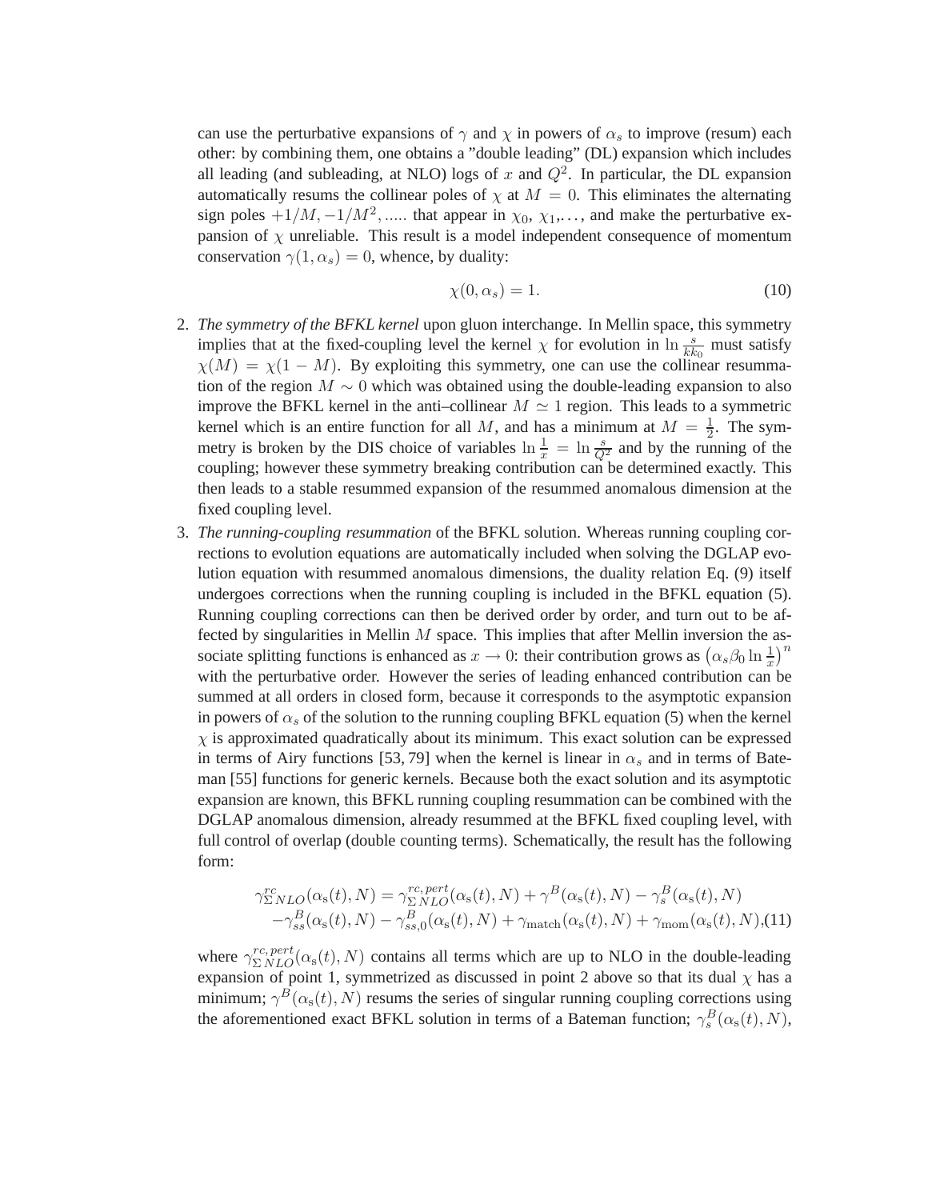can use the perturbative expansions of $\gamma$ and $\chi$ in powers of $\alpha_s$ to improve (resum) each other: by combining them, one obtains a "double leading" (DL) expansion which includes all leading (and subleading, at NLO) logs of $x$ and $Q^2$. In particular, the DL expansion automatically resums the collinear poles of $\chi$ at $M = 0$. This eliminates the alternating sign poles $+1/M, -1/M^2, .....$ that appear in $\chi_0$, $\chi_1$,..., and make the perturbative expansion of $\chi$ unreliable. This result is a model independent consequence of momentum conservation $\gamma(1, \alpha_s) = 0$, whence, by duality:

$$\chi(0, \alpha_s) = 1. \tag{10}$$

2. *The symmetry of the BFKL kernel* upon gluon interchange. In Mellin space, this symmetry implies that at the fixed-coupling level the kernel $\chi$ for evolution in $\ln \frac{s}{kk_0}$ must satisfy $\chi(M) = \chi(1 - M)$. By exploiting this symmetry, one can use the collinear resummation of the region $M \sim 0$ which was obtained using the double-leading expansion to also improve the BFKL kernel in the anti–collinear $M \simeq 1$ region. This leads to a symmetric kernel which is an entire function for all $M$, and has a minimum at $M = \frac{1}{2}$. The symmetry is broken by the DIS choice of variables $\ln \frac{1}{x} = \ln \frac{s}{Q^2}$ and by the running of the coupling; however these symmetry breaking contribution can be determined exactly. This then leads to a stable resummed expansion of the resummed anomalous dimension at the fixed coupling level.

3. *The running-coupling resummation* of the BFKL solution. Whereas running coupling corrections to evolution equations are automatically included when solving the DGLAP evolution equation with resummed anomalous dimensions, the duality relation Eq. (9) itself undergoes corrections when the running coupling is included in the BFKL equation (5). Running coupling corrections can then be derived order by order, and turn out to be affected by singularities in Mellin $M$ space. This implies that after Mellin inversion the associate splitting functions is enhanced as $x \to 0$: their contribution grows as $\left(\alpha_s \beta_0 \ln \frac{1}{x}\right)^n$ with the perturbative order. However the series of leading enhanced contribution can be summed at all orders in closed form, because it corresponds to the asymptotic expansion in powers of $\alpha_s$ of the solution to the running coupling BFKL equation (5) when the kernel $\chi$ is approximated quadratically about its minimum. This exact solution can be expressed in terms of Airy functions [53, 79] when the kernel is linear in $\alpha_s$ and in terms of Bateman [55] functions for generic kernels. Because both the exact solution and its asymptotic expansion are known, this BFKL running coupling resummation can be combined with the DGLAP anomalous dimension, already resummed at the BFKL fixed coupling level, with full control of overlap (double counting terms). Schematically, the result has the following form:

$$\begin{aligned}\gamma^{rc}_{\Sigma\,NLO}(\alpha_s(t), N) &= \gamma^{rc,\,pert}_{\Sigma\,NLO}(\alpha_s(t), N) + \gamma^{B}(\alpha_s(t), N) - \gamma^{B}_{s}(\alpha_s(t), N) \\ &- \gamma^{B}_{ss}(\alpha_s(t), N) - \gamma^{B}_{ss,0}(\alpha_s(t), N) + \gamma_{\rm match}(\alpha_s(t), N) + \gamma_{\rm mom}(\alpha_s(t), N),\end{aligned} \tag{11}$$

where $\gamma^{rc,\,pert}_{\Sigma\,NLO}(\alpha_s(t), N)$ contains all terms which are up to NLO in the double-leading expansion of point 1, symmetrized as discussed in point 2 above so that its dual $\chi$ has a minimum; $\gamma^{B}(\alpha_s(t), N)$ resums the series of singular running coupling corrections using the aforementioned exact BFKL solution in terms of a Bateman function; $\gamma^{B}_{s}(\alpha_s(t), N)$,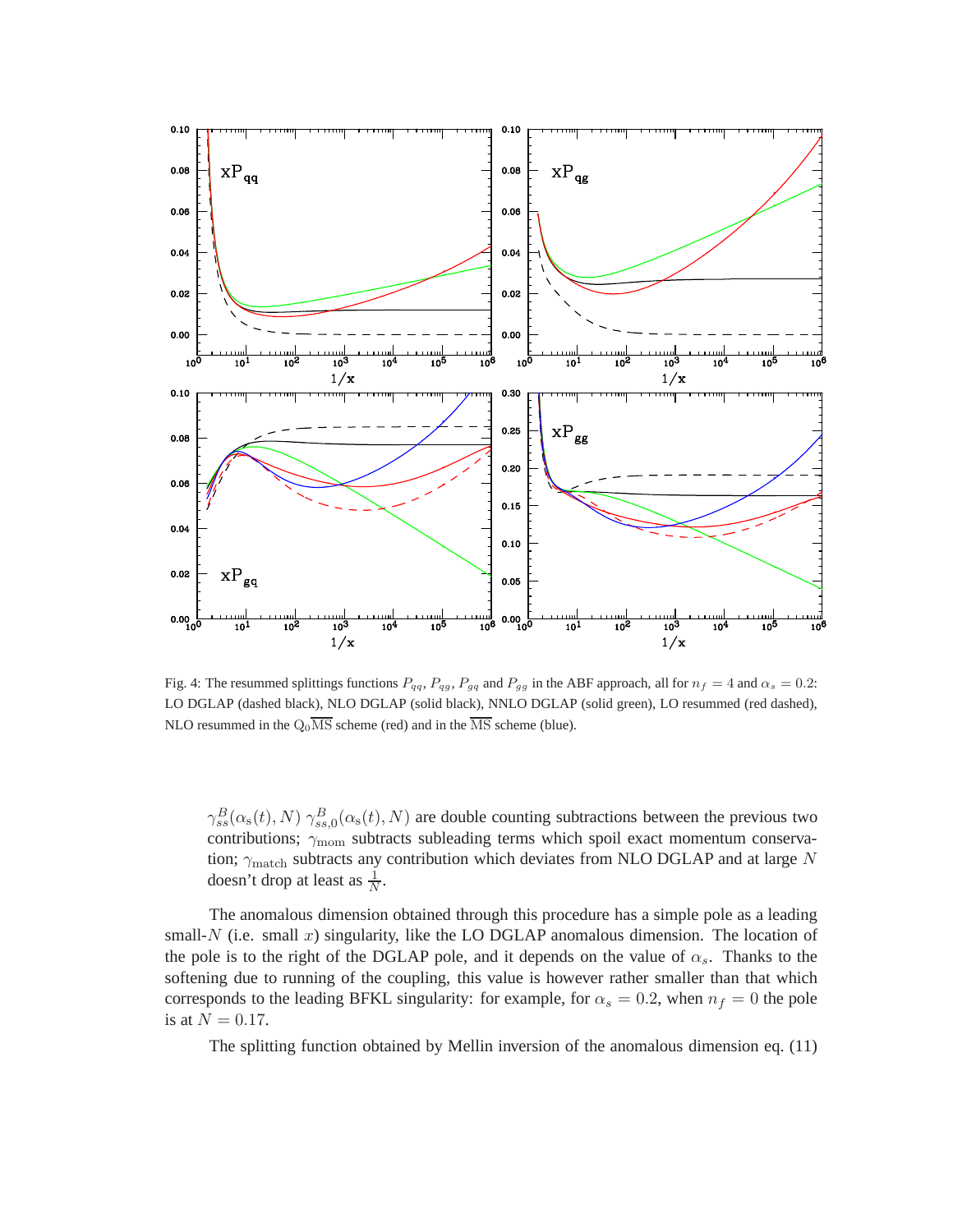Fig. 4: The resummed splittings functions $P_{qq}$, $P_{qg}$, $P_{gq}$ and $P_{gg}$ in the ABF approach, all for $n_f = 4$ and $\alpha_s = 0.2$: LO DGLAP (dashed black), NLO DGLAP (solid black), NNLO DGLAP (solid green), LO resummed (red dashed), NLO resummed in the $\mathrm{Q_0\overline{MS}}$ scheme (red) and in the $\overline{\mathrm{MS}}$ scheme (blue).

$\gamma^B_{ss}(\alpha_s(t), N)$ $\gamma^B_{ss,0}(\alpha_s(t), N)$ are double counting subtractions between the previous two contributions; $\gamma_{\rm mom}$ subtracts subleading terms which spoil exact momentum conservation; $\gamma_{\rm match}$ subtracts any contribution which deviates from NLO DGLAP and at large $N$ doesn't drop at least as $\frac{1}{N}$.

The anomalous dimension obtained through this procedure has a simple pole as a leading small-$N$ (i.e. small $x$) singularity, like the LO DGLAP anomalous dimension. The location of the pole is to the right of the DGLAP pole, and it depends on the value of $\alpha_s$. Thanks to the softening due to running of the coupling, this value is however rather smaller than that which corresponds to the leading BFKL singularity: for example, for $\alpha_s = 0.2$, when $n_f = 0$ the pole is at $N = 0.17$.

The splitting function obtained by Mellin inversion of the anomalous dimension eq. (11)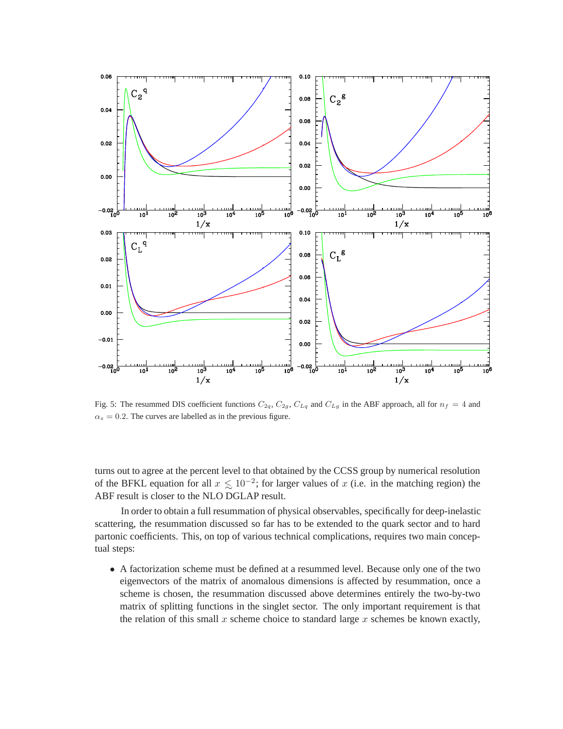Fig. 5: The resummed DIS coefficient functions $C_{2q}$, $C_{2g}$, $C_{Lq}$ and $C_{Lg}$ in the ABF approach, all for $n_f = 4$ and $\alpha_s = 0.2$. The curves are labelled as in the previous figure.

turns out to agree at the percent level to that obtained by the CCSS group by numerical resolution of the BFKL equation for all $x \lesssim 10^{-2}$; for larger values of $x$ (i.e. in the matching region) the ABF result is closer to the NLO DGLAP result.

In order to obtain a full resummation of physical observables, specifically for deep-inelastic scattering, the resummation discussed so far has to be extended to the quark sector and to hard partonic coefficients. This, on top of various technical complications, requires two main conceptual steps:

- A factorization scheme must be defined at a resummed level. Because only one of the two eigenvectors of the matrix of anomalous dimensions is affected by resummation, once a scheme is chosen, the resummation discussed above determines entirely the two-by-two matrix of splitting functions in the singlet sector. The only important requirement is that the relation of this small $x$ scheme choice to standard large $x$ schemes be known exactly,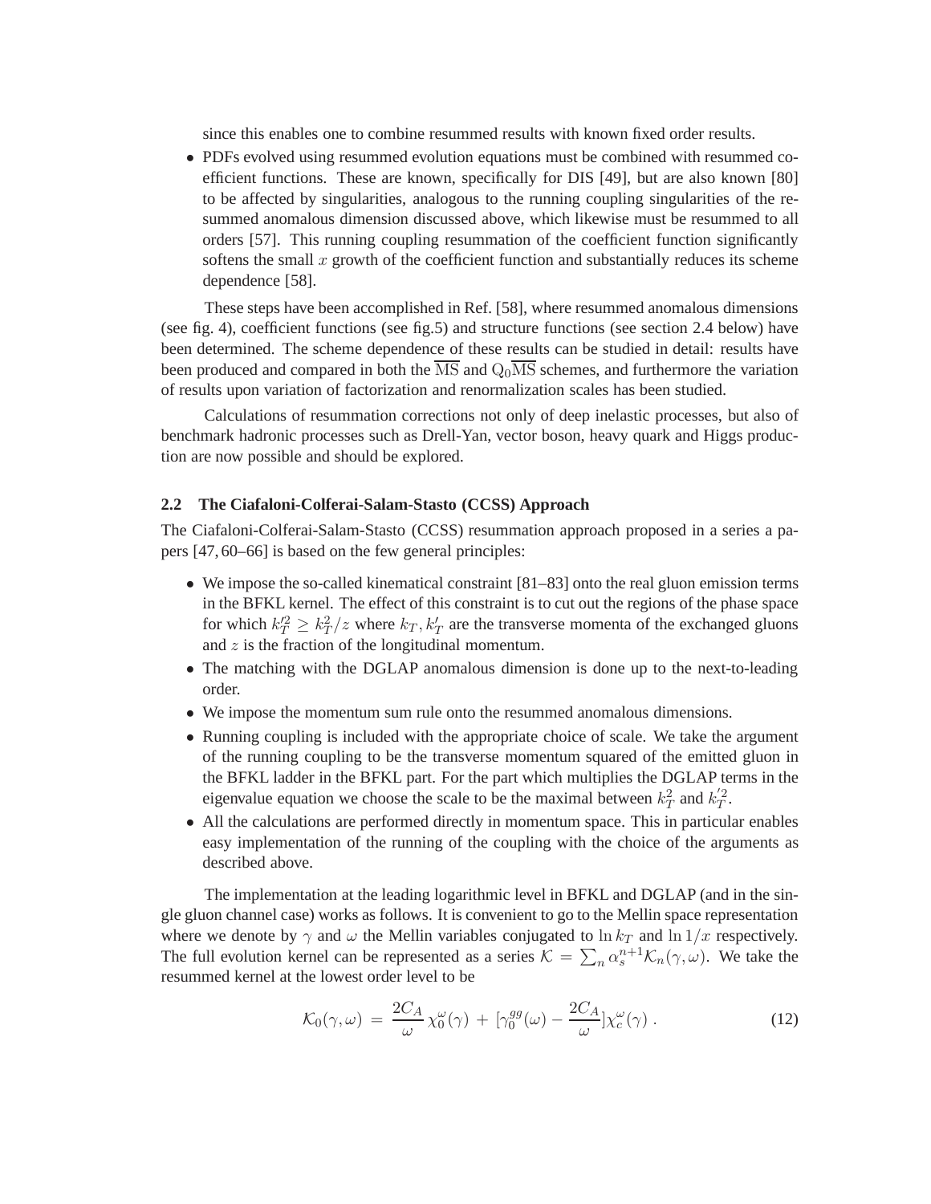since this enables one to combine resummed results with known fixed order results.

- PDFs evolved using resummed evolution equations must be combined with resummed coefficient functions. These are known, specifically for DIS [49], but are also known [80] to be affected by singularities, analogous to the running coupling singularities of the resummed anomalous dimension discussed above, which likewise must be resummed to all orders [57]. This running coupling resummation of the coefficient function significantly softens the small $x$ growth of the coefficient function and substantially reduces its scheme dependence [58].

These steps have been accomplished in Ref. [58], where resummed anomalous dimensions (see fig. 4), coefficient functions (see fig.5) and structure functions (see section 2.4 below) have been determined. The scheme dependence of these results can be studied in detail: results have been produced and compared in both the $\overline{\mathrm{MS}}$ and $\mathrm{Q}_0\overline{\mathrm{MS}}$ schemes, and furthermore the variation of results upon variation of factorization and renormalization scales has been studied.

Calculations of resummation corrections not only of deep inelastic processes, but also of benchmark hadronic processes such as Drell-Yan, vector boson, heavy quark and Higgs production are now possible and should be explored.

### 2.2 The Ciafaloni-Colferai-Salam-Stasto (CCSS) Approach

The Ciafaloni-Colferai-Salam-Stasto (CCSS) resummation approach proposed in a series a papers [47, 60–66] is based on the few general principles:

- We impose the so-called kinematical constraint [81–83] onto the real gluon emission terms in the BFKL kernel. The effect of this constraint is to cut out the regions of the phase space for which $k_T'^2 \geq k_T^2/z$ where $k_T, k_T'$ are the transverse momenta of the exchanged gluons and $z$ is the fraction of the longitudinal momentum.
- The matching with the DGLAP anomalous dimension is done up to the next-to-leading order.
- We impose the momentum sum rule onto the resummed anomalous dimensions.
- Running coupling is included with the appropriate choice of scale. We take the argument of the running coupling to be the transverse momentum squared of the emitted gluon in the BFKL ladder in the BFKL part. For the part which multiplies the DGLAP terms in the eigenvalue equation we choose the scale to be the maximal between $k_T^2$ and $k_T'^2$.
- All the calculations are performed directly in momentum space. This in particular enables easy implementation of the running of the coupling with the choice of the arguments as described above.

The implementation at the leading logarithmic level in BFKL and DGLAP (and in the single gluon channel case) works as follows. It is convenient to go to the Mellin space representation where we denote by $\gamma$ and $\omega$ the Mellin variables conjugated to $\ln k_T$ and $\ln 1/x$ respectively. The full evolution kernel can be represented as a series $\mathcal{K} = \sum_n \alpha_s^{n+1} \mathcal{K}_n(\gamma, \omega)$. We take the resummed kernel at the lowest order level to be

$$\mathcal{K}_0(\gamma, \omega) = \frac{2C_A}{\omega} \chi_0^\omega(\gamma) + [\gamma_0^{gg}(\omega) - \frac{2C_A}{\omega}] \chi_c^\omega(\gamma) \,. \tag{12}$$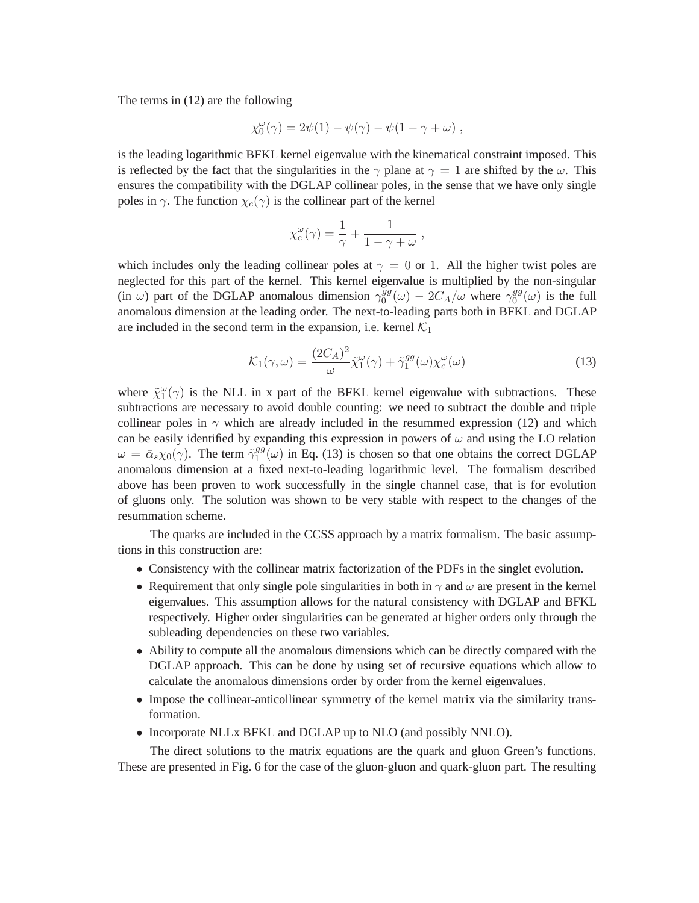The terms in (12) are the following

$$\chi_0^\omega(\gamma) = 2\psi(1) - \psi(\gamma) - \psi(1-\gamma+\omega) \, ,$$

is the leading logarithmic BFKL kernel eigenvalue with the kinematical constraint imposed. This is reflected by the fact that the singularities in the $\gamma$ plane at $\gamma = 1$ are shifted by the $\omega$. This ensures the compatibility with the DGLAP collinear poles, in the sense that we have only single poles in $\gamma$. The function $\chi_c(\gamma)$ is the collinear part of the kernel

$$\chi_c^\omega(\gamma) = \frac{1}{\gamma} + \frac{1}{1-\gamma+\omega} \, ,$$

which includes only the leading collinear poles at $\gamma = 0$ or 1. All the higher twist poles are neglected for this part of the kernel. This kernel eigenvalue is multiplied by the non-singular (in $\omega$) part of the DGLAP anomalous dimension $\gamma_0^{gg}(\omega) - 2C_A/\omega$ where $\gamma_0^{gg}(\omega)$ is the full anomalous dimension at the leading order. The next-to-leading parts both in BFKL and DGLAP are included in the second term in the expansion, i.e. kernel $\mathcal{K}_1$

$$\mathcal{K}_1(\gamma,\omega) = \frac{(2C_A)^2}{\omega}\tilde{\chi}_1^\omega(\gamma) + \tilde{\gamma}_1^{gg}(\omega)\chi_c^\omega(\omega) \tag{13}$$

where $\tilde{\chi}_1^\omega(\gamma)$ is the NLL in x part of the BFKL kernel eigenvalue with subtractions. These subtractions are necessary to avoid double counting: we need to subtract the double and triple collinear poles in $\gamma$ which are already included in the resummed expression (12) and which can be easily identified by expanding this expression in powers of $\omega$ and using the LO relation $\omega = \bar{\alpha}_s\chi_0(\gamma)$. The term $\tilde{\gamma}_1^{gg}(\omega)$ in Eq. (13) is chosen so that one obtains the correct DGLAP anomalous dimension at a fixed next-to-leading logarithmic level. The formalism described above has been proven to work successfully in the single channel case, that is for evolution of gluons only. The solution was shown to be very stable with respect to the changes of the resummation scheme.

The quarks are included in the CCSS approach by a matrix formalism. The basic assumptions in this construction are:

- Consistency with the collinear matrix factorization of the PDFs in the singlet evolution.
- Requirement that only single pole singularities in both in $\gamma$ and $\omega$ are present in the kernel eigenvalues. This assumption allows for the natural consistency with DGLAP and BFKL respectively. Higher order singularities can be generated at higher orders only through the subleading dependencies on these two variables.
- Ability to compute all the anomalous dimensions which can be directly compared with the DGLAP approach. This can be done by using set of recursive equations which allow to calculate the anomalous dimensions order by order from the kernel eigenvalues.
- Impose the collinear-anticollinear symmetry of the kernel matrix via the similarity transformation.
- Incorporate NLLx BFKL and DGLAP up to NLO (and possibly NNLO).

The direct solutions to the matrix equations are the quark and gluon Green's functions. These are presented in Fig. 6 for the case of the gluon-gluon and quark-gluon part. The resulting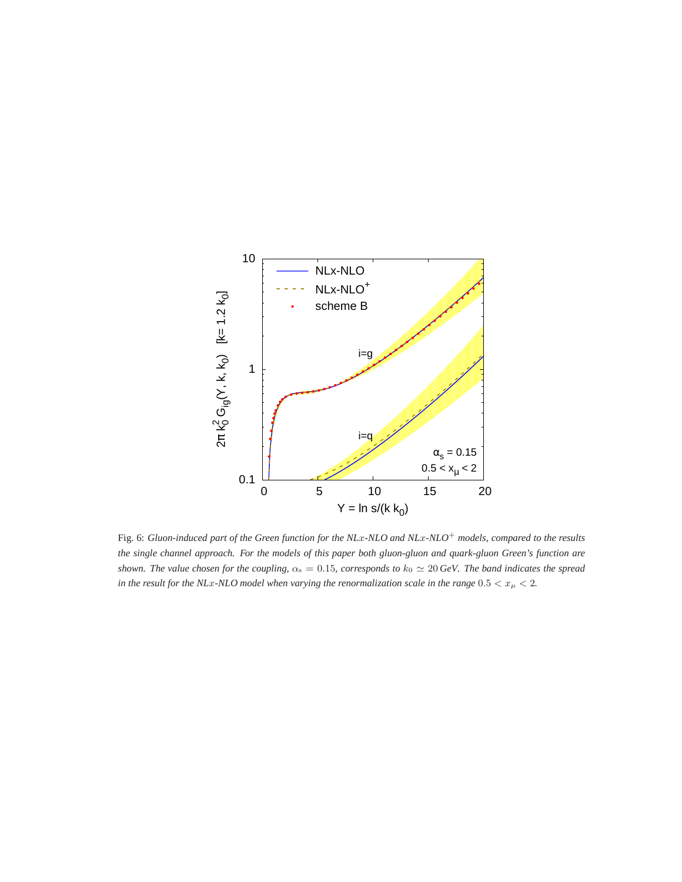Fig. 6: *Gluon-induced part of the Green function for the NL$x$-NLO and NL$x$-NLO$^+$ models, compared to the results the single channel approach. For the models of this paper both gluon-gluon and quark-gluon Green's function are shown. The value chosen for the coupling, $\alpha_s = 0.15$, corresponds to $k_0 \simeq 20\,\text{GeV}$. The band indicates the spread in the result for the NL$x$-NLO model when varying the renormalization scale in the range $0.5 < x_\mu < 2$.*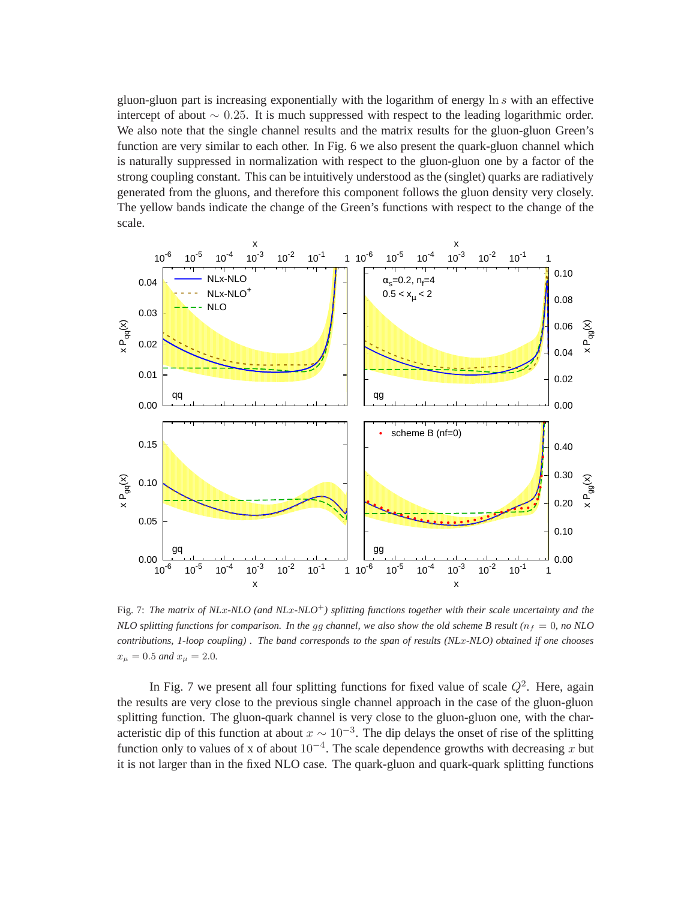gluon-gluon part is increasing exponentially with the logarithm of energy $\ln s$ with an effective intercept of about $\sim 0.25$. It is much suppressed with respect to the leading logarithmic order. We also note that the single channel results and the matrix results for the gluon-gluon Green's function are very similar to each other. In Fig. 6 we also present the quark-gluon channel which is naturally suppressed in normalization with respect to the gluon-gluon one by a factor of the strong coupling constant. This can be intuitively understood as the (singlet) quarks are radiatively generated from the gluons, and therefore this component follows the gluon density very closely. The yellow bands indicate the change of the Green's functions with respect to the change of the scale.

Fig. 7: *The matrix of NL$x$-NLO (and NL$x$-NLO$^+$) splitting functions together with their scale uncertainty and the NLO splitting functions for comparison. In the $gg$ channel, we also show the old scheme B result ($n_f = 0$, no NLO contributions, 1-loop coupling) . The band corresponds to the span of results (NL$x$-NLO) obtained if one chooses $x_\mu = 0.5$ and $x_\mu = 2.0$.*

In Fig. 7 we present all four splitting functions for fixed value of scale $Q^2$. Here, again the results are very close to the previous single channel approach in the case of the gluon-gluon splitting function. The gluon-quark channel is very close to the gluon-gluon one, with the characteristic dip of this function at about $x \sim 10^{-3}$. The dip delays the onset of rise of the splitting function only to values of x of about $10^{-4}$. The scale dependence growths with decreasing $x$ but it is not larger than in the fixed NLO case. The quark-gluon and quark-quark splitting functions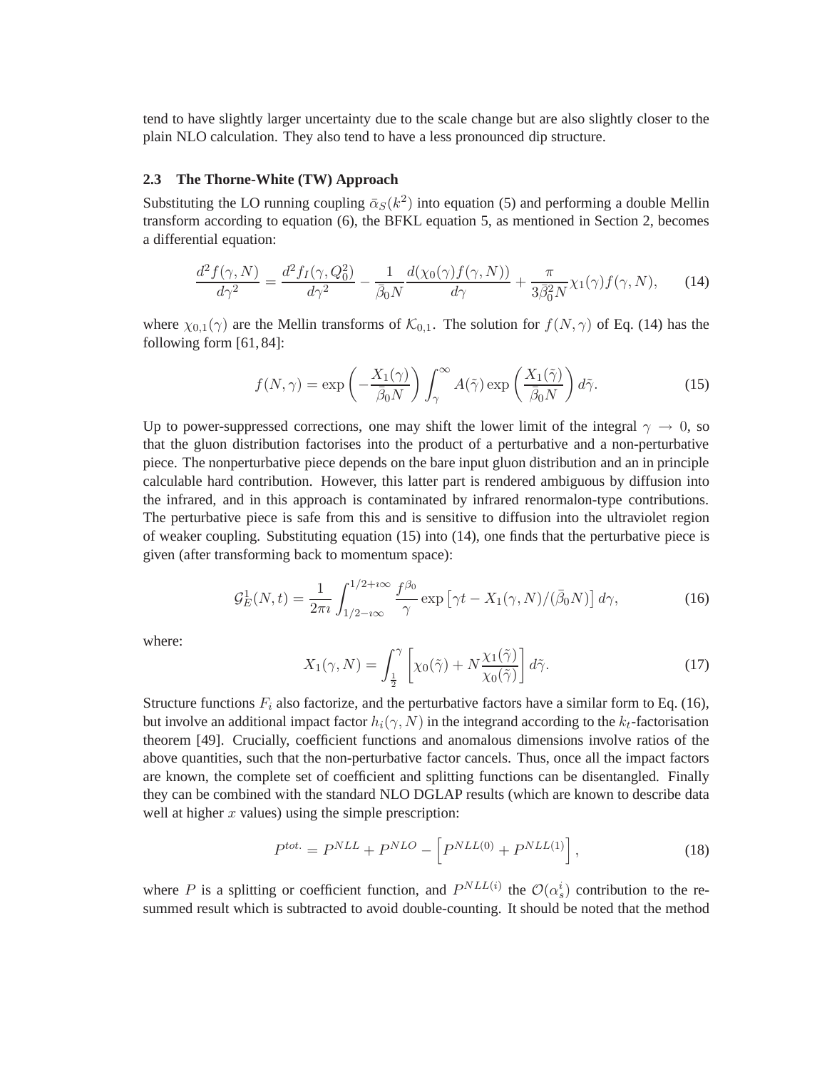tend to have slightly larger uncertainty due to the scale change but are also slightly closer to the plain NLO calculation. They also tend to have a less pronounced dip structure.

### 2.3 The Thorne-White (TW) Approach

Substituting the LO running coupling $\bar{\alpha}_S(k^2)$ into equation (5) and performing a double Mellin transform according to equation (6), the BFKL equation 5, as mentioned in Section 2, becomes a differential equation:

$$\frac{d^2 f(\gamma, N)}{d\gamma^2} = \frac{d^2 f_I(\gamma, Q_0^2)}{d\gamma^2} - \frac{1}{\bar{\beta}_0 N}\frac{d(\chi_0(\gamma) f(\gamma, N))}{d\gamma} + \frac{\pi}{3\bar{\beta}_0^2 N}\chi_1(\gamma) f(\gamma, N), \tag{14}$$

where $\chi_{0,1}(\gamma)$ are the Mellin transforms of $\mathcal{K}_{0,1}$. The solution for $f(N, \gamma)$ of Eq. (14) has the following form [61, 84]:

$$f(N, \gamma) = \exp\left(-\frac{X_1(\gamma)}{\bar{\beta}_0 N}\right) \int_\gamma^\infty A(\tilde{\gamma}) \exp\left(\frac{X_1(\tilde{\gamma})}{\bar{\beta}_0 N}\right) d\tilde{\gamma}. \tag{15}$$

Up to power-suppressed corrections, one may shift the lower limit of the integral $\gamma \to 0$, so that the gluon distribution factorises into the product of a perturbative and a non-perturbative piece. The nonperturbative piece depends on the bare input gluon distribution and an in principle calculable hard contribution. However, this latter part is rendered ambiguous by diffusion into the infrared, and in this approach is contaminated by infrared renormalon-type contributions. The perturbative piece is safe from this and is sensitive to diffusion into the ultraviolet region of weaker coupling. Substituting equation (15) into (14), one finds that the perturbative piece is given (after transforming back to momentum space):

$$\mathcal{G}_E^1(N, t) = \frac{1}{2\pi\imath}\int_{1/2-\imath\infty}^{1/2+\imath\infty} \frac{f^{\beta_0}}{\gamma} \exp\left[\gamma t - X_1(\gamma, N)/(\bar{\beta}_0 N)\right] d\gamma, \tag{16}$$

where:

$$X_1(\gamma, N) = \int_{\frac{1}{2}}^{\gamma} \left[\chi_0(\tilde{\gamma}) + N\frac{\chi_1(\tilde{\gamma})}{\chi_0(\tilde{\gamma})}\right] d\tilde{\gamma}. \tag{17}$$

Structure functions $F_i$ also factorize, and the perturbative factors have a similar form to Eq. (16), but involve an additional impact factor $h_i(\gamma, N)$ in the integrand according to the $k_t$-factorisation theorem [49]. Crucially, coefficient functions and anomalous dimensions involve ratios of the above quantities, such that the non-perturbative factor cancels. Thus, once all the impact factors are known, the complete set of coefficient and splitting functions can be disentangled. Finally they can be combined with the standard NLO DGLAP results (which are known to describe data well at higher $x$ values) using the simple prescription:

$$P^{tot.} = P^{NLL} + P^{NLO} - \left[P^{NLL(0)} + P^{NLL(1)}\right], \tag{18}$$

where $P$ is a splitting or coefficient function, and $P^{NLL(i)}$ the $\mathcal{O}(\alpha_s^i)$ contribution to the resummed result which is subtracted to avoid double-counting. It should be noted that the method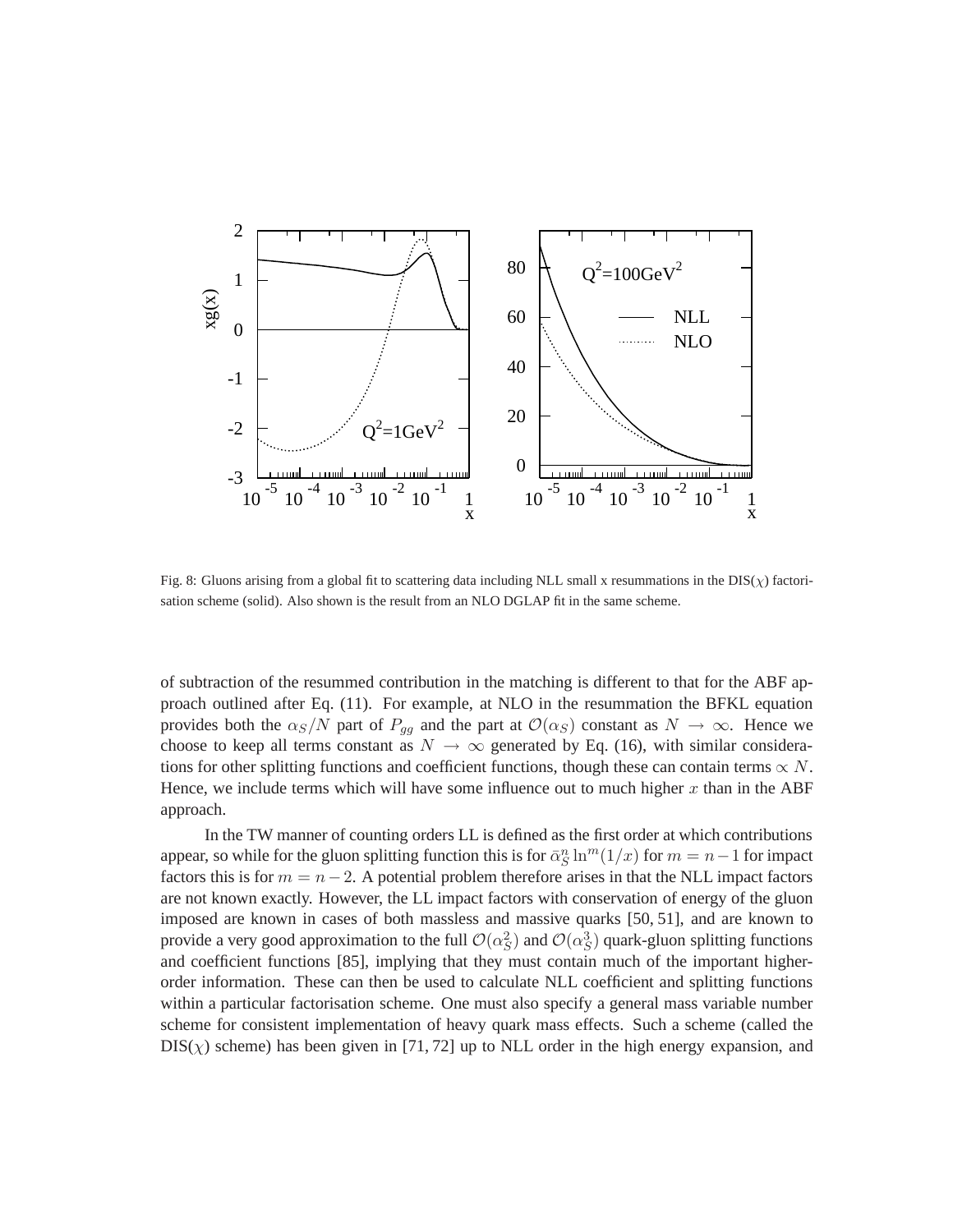Fig. 8: Gluons arising from a global fit to scattering data including NLL small x resummations in the DIS($\chi$) factorisation scheme (solid). Also shown is the result from an NLO DGLAP fit in the same scheme.

of subtraction of the resummed contribution in the matching is different to that for the ABF approach outlined after Eq. (11). For example, at NLO in the resummation the BFKL equation provides both the $\alpha_S/N$ part of $P_{gg}$ and the part at $\mathcal{O}(\alpha_S)$ constant as $N \to \infty$. Hence we choose to keep all terms constant as $N \to \infty$ generated by Eq. (16), with similar considerations for other splitting functions and coefficient functions, though these can contain terms $\propto N$. Hence, we include terms which will have some influence out to much higher $x$ than in the ABF approach.

In the TW manner of counting orders LL is defined as the first order at which contributions appear, so while for the gluon splitting function this is for $\bar{\alpha}_S^n \ln^m(1/x)$ for $m = n-1$ for impact factors this is for $m = n-2$. A potential problem therefore arises in that the NLL impact factors are not known exactly. However, the LL impact factors with conservation of energy of the gluon imposed are known in cases of both massless and massive quarks [50, 51], and are known to provide a very good approximation to the full $\mathcal{O}(\alpha_S^2)$ and $\mathcal{O}(\alpha_S^3)$ quark-gluon splitting functions and coefficient functions [85], implying that they must contain much of the important higher-order information. These can then be used to calculate NLL coefficient and splitting functions within a particular factorisation scheme. One must also specify a general mass variable number scheme for consistent implementation of heavy quark mass effects. Such a scheme (called the DIS($\chi$) scheme) has been given in [71, 72] up to NLL order in the high energy expansion, and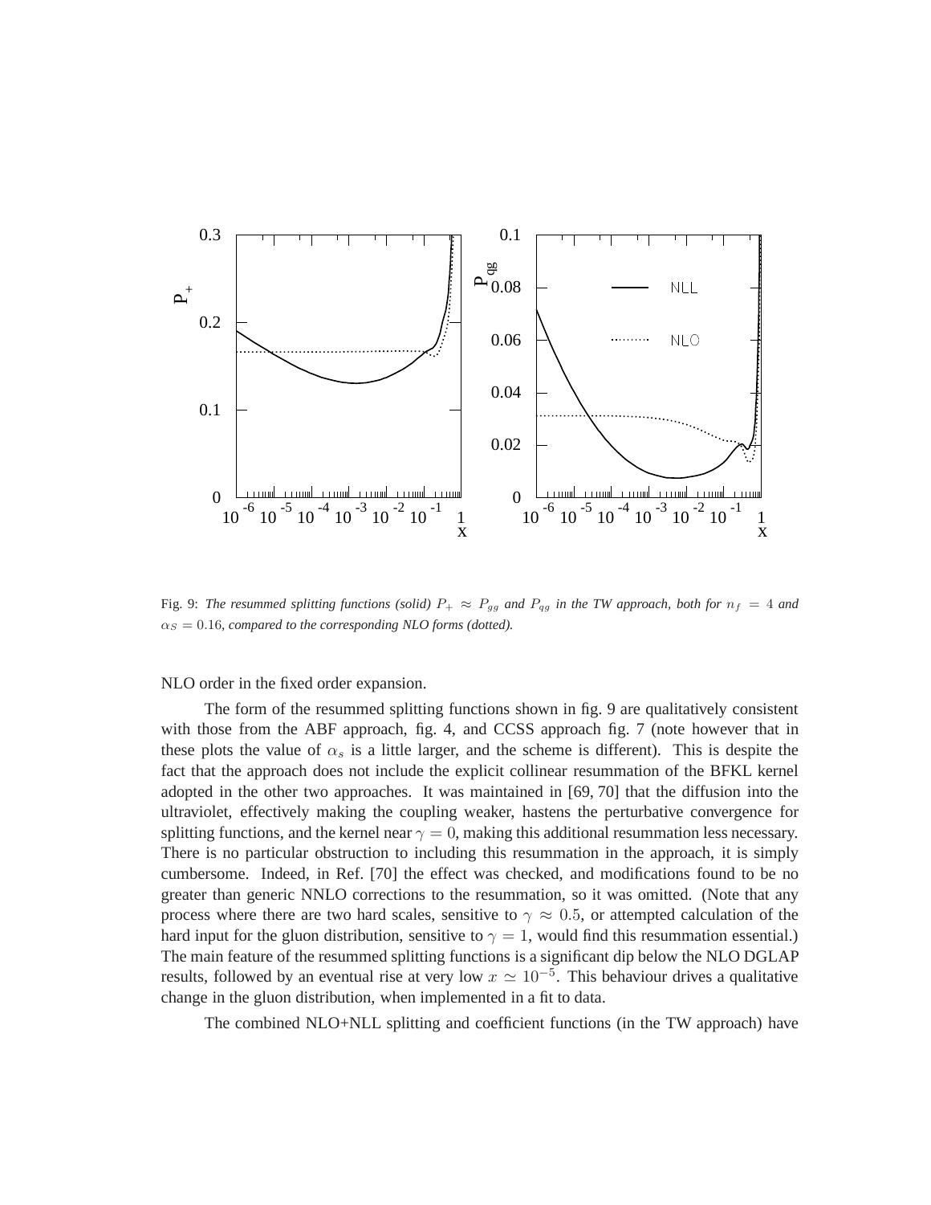Fig. 9: *The resummed splitting functions (solid) $P_+ \approx P_{gg}$ and $P_{qg}$ in the TW approach, both for $n_f = 4$ and $\alpha_S = 0.16$, compared to the corresponding NLO forms (dotted).*

NLO order in the fixed order expansion.

The form of the resummed splitting functions shown in fig. 9 are qualitatively consistent with those from the ABF approach, fig. 4, and CCSS approach fig. 7 (note however that in these plots the value of $\alpha_s$ is a little larger, and the scheme is different). This is despite the fact that the approach does not include the explicit collinear resummation of the BFKL kernel adopted in the other two approaches. It was maintained in [69, 70] that the diffusion into the ultraviolet, effectively making the coupling weaker, hastens the perturbative convergence for splitting functions, and the kernel near $\gamma = 0$, making this additional resummation less necessary. There is no particular obstruction to including this resummation in the approach, it is simply cumbersome. Indeed, in Ref. [70] the effect was checked, and modifications found to be no greater than generic NNLO corrections to the resummation, so it was omitted. (Note that any process where there are two hard scales, sensitive to $\gamma \approx 0.5$, or attempted calculation of the hard input for the gluon distribution, sensitive to $\gamma = 1$, would find this resummation essential.) The main feature of the resummed splitting functions is a significant dip below the NLO DGLAP results, followed by an eventual rise at very low $x \simeq 10^{-5}$. This behaviour drives a qualitative change in the gluon distribution, when implemented in a fit to data.

The combined NLO+NLL splitting and coefficient functions (in the TW approach) have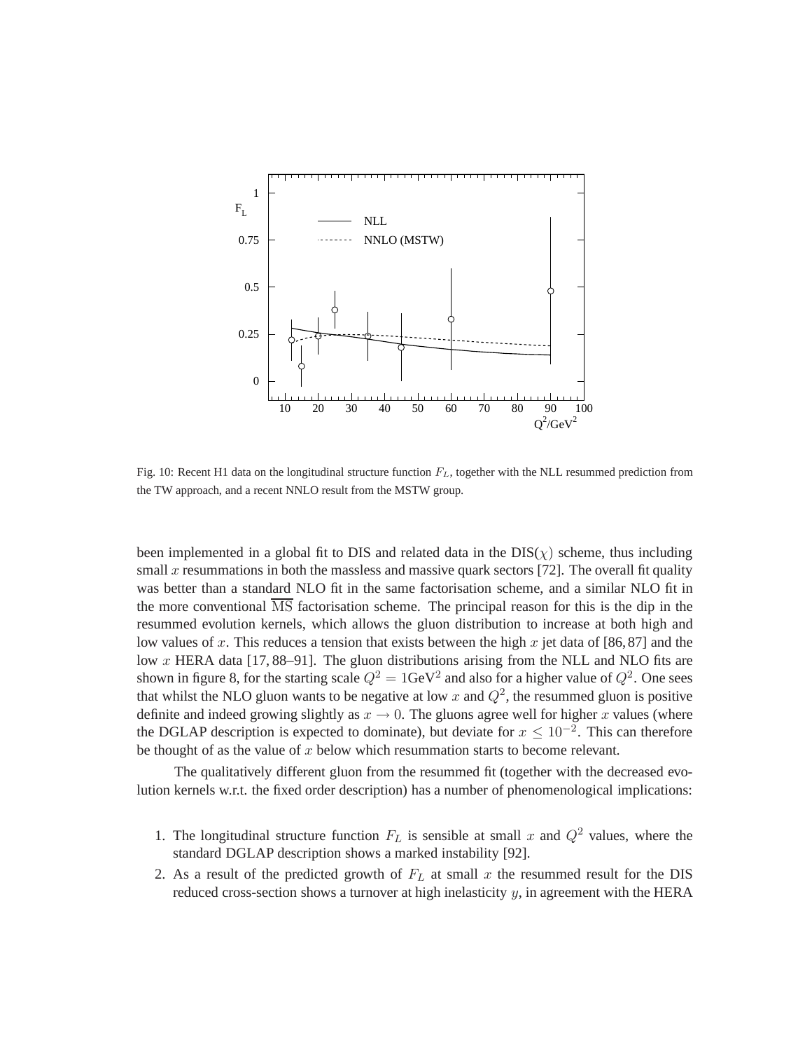Fig. 10: Recent H1 data on the longitudinal structure function $F_L$, together with the NLL resummed prediction from the TW approach, and a recent NNLO result from the MSTW group.

been implemented in a global fit to DIS and related data in the DIS($\chi$) scheme, thus including small $x$ resummations in both the massless and massive quark sectors [72]. The overall fit quality was better than a standard NLO fit in the same factorisation scheme, and a similar NLO fit in the more conventional $\overline{\text{MS}}$ factorisation scheme. The principal reason for this is the dip in the resummed evolution kernels, which allows the gluon distribution to increase at both high and low values of $x$. This reduces a tension that exists between the high $x$ jet data of [86, 87] and the low $x$ HERA data [17, 88–91]. The gluon distributions arising from the NLL and NLO fits are shown in figure 8, for the starting scale $Q^2 = 1\text{GeV}^2$ and also for a higher value of $Q^2$. One sees that whilst the NLO gluon wants to be negative at low $x$ and $Q^2$, the resummed gluon is positive definite and indeed growing slightly as $x \to 0$. The gluons agree well for higher $x$ values (where the DGLAP description is expected to dominate), but deviate for $x \leq 10^{-2}$. This can therefore be thought of as the value of $x$ below which resummation starts to become relevant.

The qualitatively different gluon from the resummed fit (together with the decreased evolution kernels w.r.t. the fixed order description) has a number of phenomenological implications:

1. The longitudinal structure function $F_L$ is sensible at small $x$ and $Q^2$ values, where the standard DGLAP description shows a marked instability [92].
2. As a result of the predicted growth of $F_L$ at small $x$ the resummed result for the DIS reduced cross-section shows a turnover at high inelasticity $y$, in agreement with the HERA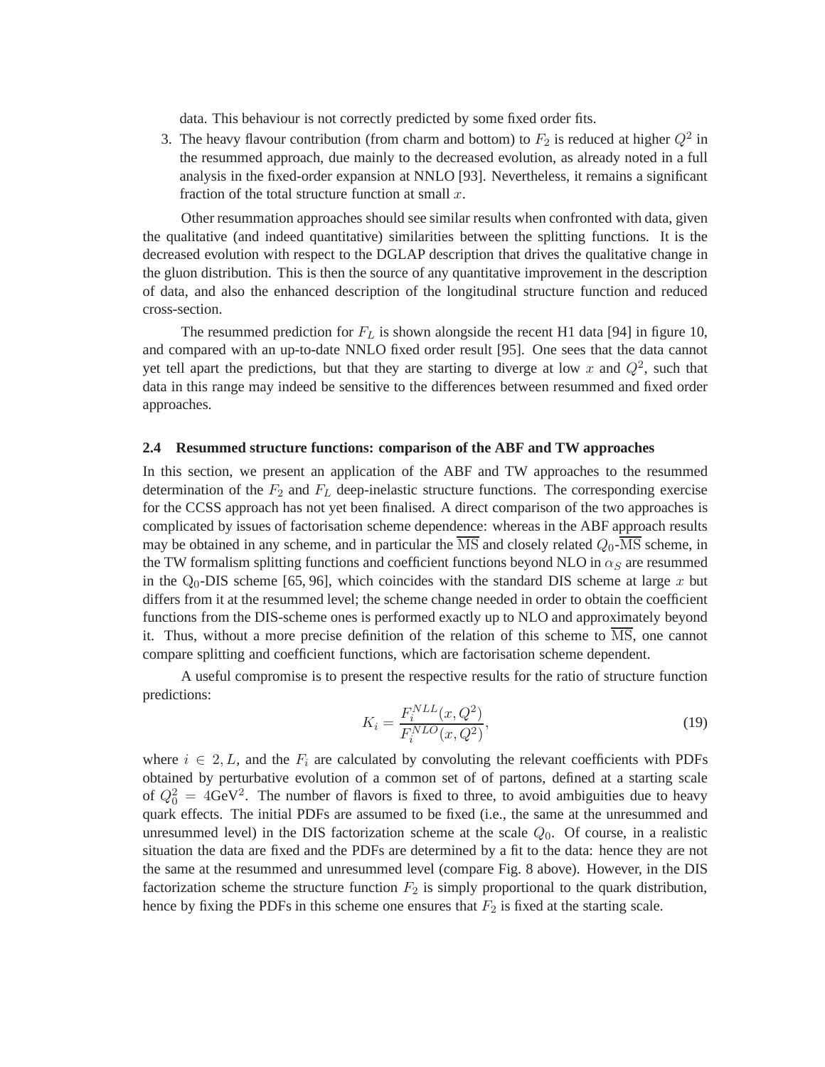data. This behaviour is not correctly predicted by some fixed order fits.

3. The heavy flavour contribution (from charm and bottom) to $F_2$ is reduced at higher $Q^2$ in the resummed approach, due mainly to the decreased evolution, as already noted in a full analysis in the fixed-order expansion at NNLO [93]. Nevertheless, it remains a significant fraction of the total structure function at small $x$.

Other resummation approaches should see similar results when confronted with data, given the qualitative (and indeed quantitative) similarities between the splitting functions. It is the decreased evolution with respect to the DGLAP description that drives the qualitative change in the gluon distribution. This is then the source of any quantitative improvement in the description of data, and also the enhanced description of the longitudinal structure function and reduced cross-section.

The resummed prediction for $F_L$ is shown alongside the recent H1 data [94] in figure 10, and compared with an up-to-date NNLO fixed order result [95]. One sees that the data cannot yet tell apart the predictions, but that they are starting to diverge at low $x$ and $Q^2$, such that data in this range may indeed be sensitive to the differences between resummed and fixed order approaches.

### 2.4 Resummed structure functions: comparison of the ABF and TW approaches

In this section, we present an application of the ABF and TW approaches to the resummed determination of the $F_2$ and $F_L$ deep-inelastic structure functions. The corresponding exercise for the CCSS approach has not yet been finalised. A direct comparison of the two approaches is complicated by issues of factorisation scheme dependence: whereas in the ABF approach results may be obtained in any scheme, and in particular the $\overline{\mathrm{MS}}$ and closely related $Q_0$-$\overline{\mathrm{MS}}$ scheme, in the TW formalism splitting functions and coefficient functions beyond NLO in $\alpha_S$ are resummed in the $\mathrm{Q}_0$-DIS scheme [65, 96], which coincides with the standard DIS scheme at large $x$ but differs from it at the resummed level; the scheme change needed in order to obtain the coefficient functions from the DIS-scheme ones is performed exactly up to NLO and approximately beyond it. Thus, without a more precise definition of the relation of this scheme to $\overline{\mathrm{MS}}$, one cannot compare splitting and coefficient functions, which are factorisation scheme dependent.

A useful compromise is to present the respective results for the ratio of structure function predictions:

$$K_i = \frac{F_i^{NLL}(x,Q^2)}{F_i^{NLO}(x,Q^2)}, \tag{19}$$

where $i \in 2, L$, and the $F_i$ are calculated by convoluting the relevant coefficients with PDFs obtained by perturbative evolution of a common set of of partons, defined at a starting scale of $Q_0^2 = 4\mathrm{GeV}^2$. The number of flavors is fixed to three, to avoid ambiguities due to heavy quark effects. The initial PDFs are assumed to be fixed (i.e., the same at the unresummed and unresummed level) in the DIS factorization scheme at the scale $Q_0$. Of course, in a realistic situation the data are fixed and the PDFs are determined by a fit to the data: hence they are not the same at the resummed and unresummed level (compare Fig. 8 above). However, in the DIS factorization scheme the structure function $F_2$ is simply proportional to the quark distribution, hence by fixing the PDFs in this scheme one ensures that $F_2$ is fixed at the starting scale.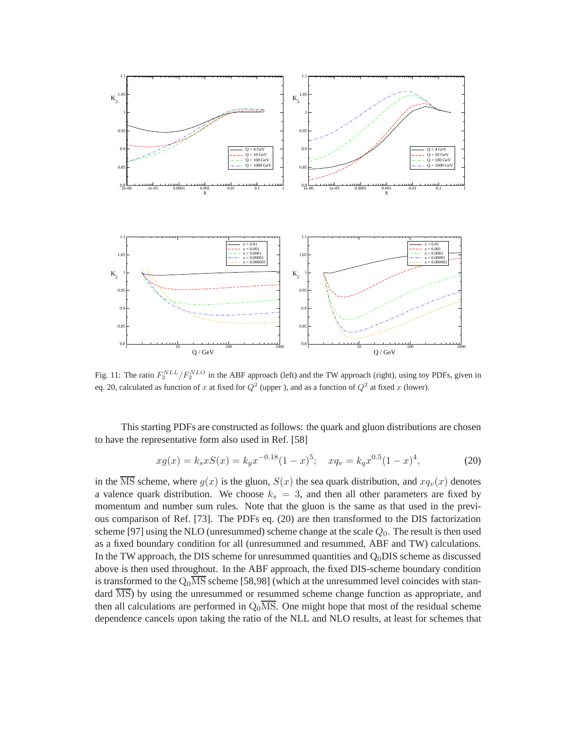Fig. 11: The ratio $F_2^{NLL}/F_2^{NLO}$ in the ABF approach (left) and the TW approach (right), using toy PDFs, given in eq. 20, calculated as function of $x$ at fixed for $Q^2$ (upper ), and as a function of $Q^2$ at fixed $x$ (lower).

This starting PDFs are constructed as follows: the quark and gluon distributions are chosen to have the representative form also used in Ref. [58]

$$xg(x) = k_s xS(x) = k_g x^{-0.18}(1-x)^5; \quad xq_v = k_q x^{0.5}(1-x)^4, \tag{20}$$

in the $\overline{\mathrm{MS}}$ scheme, where $g(x)$ is the gluon, $S(x)$ the sea quark distribution, and $xq_v(x)$ denotes a valence quark distribution. We choose $k_s = 3$, and then all other parameters are fixed by momentum and number sum rules. Note that the gluon is the same as that used in the previous comparison of Ref. [73]. The PDFs eq. (20) are then transformed to the DIS factorization scheme [97] using the NLO (unresummed) scheme change at the scale $Q_0$. The result is then used as a fixed boundary condition for all (unresummed and resummed, ABF and TW) calculations. In the TW approach, the DIS scheme for unresummed quantities and $\mathrm{Q_0DIS}$ scheme as discussed above is then used throughout. In the ABF approach, the fixed DIS-scheme boundary condition is transformed to the $\mathrm{Q_0}\overline{\mathrm{MS}}$ scheme [58,98] (which at the unresummed level coincides with standard $\overline{\mathrm{MS}}$) by using the unresummed or resummed scheme change function as appropriate, and then all calculations are performed in $\mathrm{Q_0}\overline{\mathrm{MS}}$. One might hope that most of the residual scheme dependence cancels upon taking the ratio of the NLL and NLO results, at least for schemes that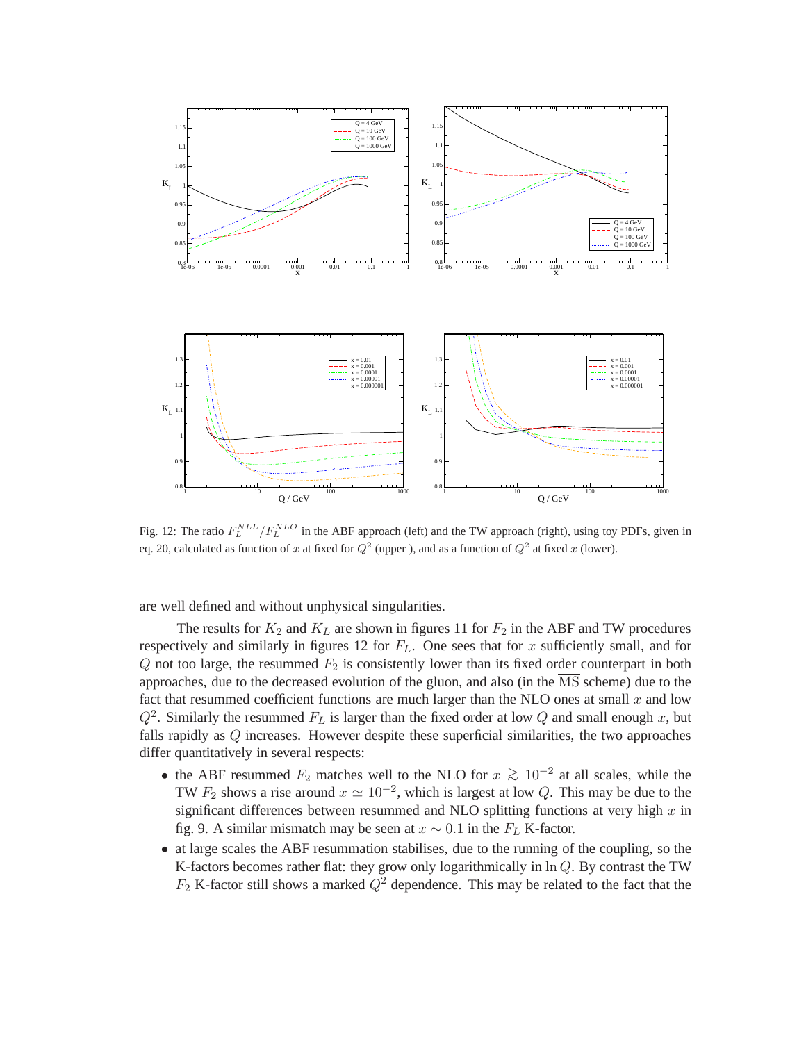Fig. 12: The ratio $F_L^{NLL}/F_L^{NLO}$ in the ABF approach (left) and the TW approach (right), using toy PDFs, given in eq. 20, calculated as function of $x$ at fixed for $Q^2$ (upper ), and as a function of $Q^2$ at fixed $x$ (lower).

are well defined and without unphysical singularities.

The results for $K_2$ and $K_L$ are shown in figures 11 for $F_2$ in the ABF and TW procedures respectively and similarly in figures 12 for $F_L$. One sees that for $x$ sufficiently small, and for $Q$ not too large, the resummed $F_2$ is consistently lower than its fixed order counterpart in both approaches, due to the decreased evolution of the gluon, and also (in the $\overline{\rm MS}$ scheme) due to the fact that resummed coefficient functions are much larger than the NLO ones at small $x$ and low $Q^2$. Similarly the resummed $F_L$ is larger than the fixed order at low $Q$ and small enough $x$, but falls rapidly as $Q$ increases. However despite these superficial similarities, the two approaches differ quantitatively in several respects:

- the ABF resummed $F_2$ matches well to the NLO for $x \gtrsim 10^{-2}$ at all scales, while the TW $F_2$ shows a rise around $x \simeq 10^{-2}$, which is largest at low $Q$. This may be due to the significant differences between resummed and NLO splitting functions at very high $x$ in fig. 9. A similar mismatch may be seen at $x \sim 0.1$ in the $F_L$ K-factor.
- at large scales the ABF resummation stabilises, due to the running of the coupling, so the K-factors becomes rather flat: they grow only logarithmically in $\ln Q$. By contrast the TW $F_2$ K-factor still shows a marked $Q^2$ dependence. This may be related to the fact that the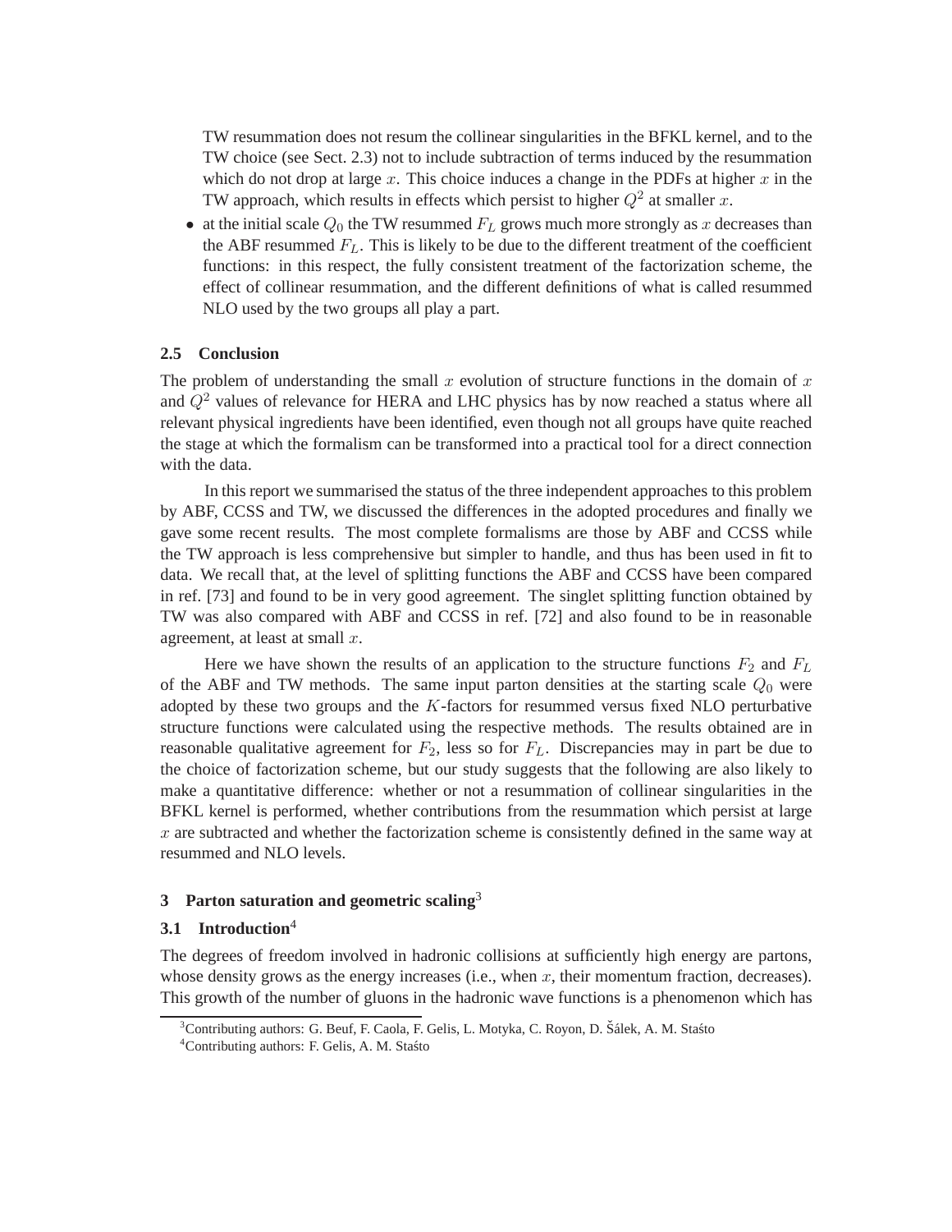TW resummation does not resum the collinear singularities in the BFKL kernel, and to the TW choice (see Sect. 2.3) not to include subtraction of terms induced by the resummation which do not drop at large $x$. This choice induces a change in the PDFs at higher $x$ in the TW approach, which results in effects which persist to higher $Q^2$ at smaller $x$.

- at the initial scale $Q_0$ the TW resummed $F_L$ grows much more strongly as $x$ decreases than the ABF resummed $F_L$. This is likely to be due to the different treatment of the coefficient functions: in this respect, the fully consistent treatment of the factorization scheme, the effect of collinear resummation, and the different definitions of what is called resummed NLO used by the two groups all play a part.

### 2.5 Conclusion

The problem of understanding the small $x$ evolution of structure functions in the domain of $x$ and $Q^2$ values of relevance for HERA and LHC physics has by now reached a status where all relevant physical ingredients have been identified, even though not all groups have quite reached the stage at which the formalism can be transformed into a practical tool for a direct connection with the data.

In this report we summarised the status of the three independent approaches to this problem by ABF, CCSS and TW, we discussed the differences in the adopted procedures and finally we gave some recent results. The most complete formalisms are those by ABF and CCSS while the TW approach is less comprehensive but simpler to handle, and thus has been used in fit to data. We recall that, at the level of splitting functions the ABF and CCSS have been compared in ref. [73] and found to be in very good agreement. The singlet splitting function obtained by TW was also compared with ABF and CCSS in ref. [72] and also found to be in reasonable agreement, at least at small $x$.

Here we have shown the results of an application to the structure functions $F_2$ and $F_L$ of the ABF and TW methods. The same input parton densities at the starting scale $Q_0$ were adopted by these two groups and the $K$-factors for resummed versus fixed NLO perturbative structure functions were calculated using the respective methods. The results obtained are in reasonable qualitative agreement for $F_2$, less so for $F_L$. Discrepancies may in part be due to the choice of factorization scheme, but our study suggests that the following are also likely to make a quantitative difference: whether or not a resummation of collinear singularities in the BFKL kernel is performed, whether contributions from the resummation which persist at large $x$ are subtracted and whether the factorization scheme is consistently defined in the same way at resummed and NLO levels.

## 3 Parton saturation and geometric scaling[3]

### 3.1 Introduction[4]

The degrees of freedom involved in hadronic collisions at sufficiently high energy are partons, whose density grows as the energy increases (i.e., when $x$, their momentum fraction, decreases). This growth of the number of gluons in the hadronic wave functions is a phenomenon which has

[3]Contributing authors: G. Beuf, F. Caola, F. Gelis, L. Motyka, C. Royon, D. Šálek, A. M. Staśto

[4]Contributing authors: F. Gelis, A. M. Staśto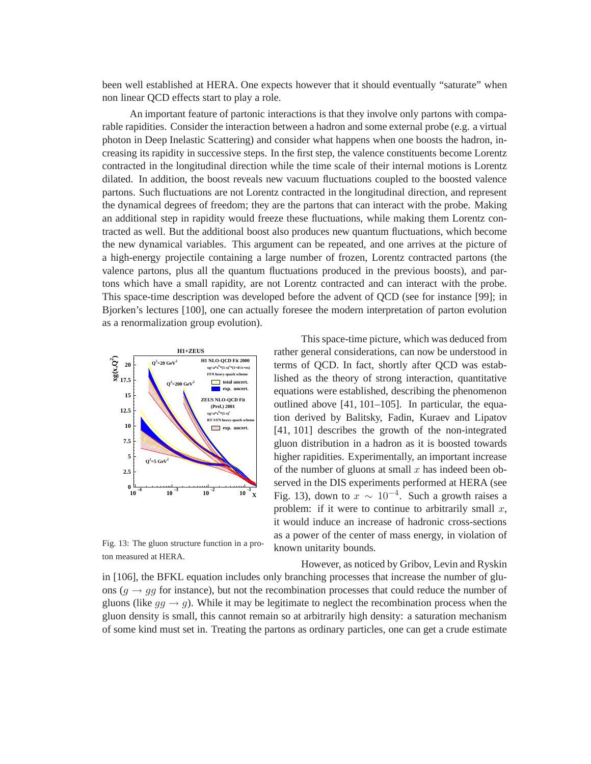been well established at HERA. One expects however that it should eventually "saturate" when non linear QCD effects start to play a role.

An important feature of partonic interactions is that they involve only partons with comparable rapidities. Consider the interaction between a hadron and some external probe (e.g. a virtual photon in Deep Inelastic Scattering) and consider what happens when one boosts the hadron, increasing its rapidity in successive steps. In the first step, the valence constituents become Lorentz contracted in the longitudinal direction while the time scale of their internal motions is Lorentz dilated. In addition, the boost reveals new vacuum fluctuations coupled to the boosted valence partons. Such fluctuations are not Lorentz contracted in the longitudinal direction, and represent the dynamical degrees of freedom; they are the partons that can interact with the probe. Making an additional step in rapidity would freeze these fluctuations, while making them Lorentz contracted as well. But the additional boost also produces new quantum fluctuations, which become the new dynamical variables. This argument can be repeated, and one arrives at the picture of a high-energy projectile containing a large number of frozen, Lorentz contracted partons (the valence partons, plus all the quantum fluctuations produced in the previous boosts), and partons which have a small rapidity, are not Lorentz contracted and can interact with the probe. This space-time description was developed before the advent of QCD (see for instance [99]; in Bjorken's lectures [100], one can actually foresee the modern interpretation of parton evolution as a renormalization group evolution).

Fig. 13: The gluon structure function in a proton measured at HERA.

This space-time picture, which was deduced from rather general considerations, can now be understood in terms of QCD. In fact, shortly after QCD was established as the theory of strong interaction, quantitative equations were established, describing the phenomenon outlined above [41, 101–105]. In particular, the equation derived by Balitsky, Fadin, Kuraev and Lipatov [41, 101] describes the growth of the non-integrated gluon distribution in a hadron as it is boosted towards higher rapidities. Experimentally, an important increase of the number of gluons at small $x$ has indeed been observed in the DIS experiments performed at HERA (see Fig. 13), down to $x \sim 10^{-4}$. Such a growth raises a problem: if it were to continue to arbitrarily small $x$, it would induce an increase of hadronic cross-sections as a power of the center of mass energy, in violation of known unitarity bounds.

However, as noticed by Gribov, Levin and Ryskin in [106], the BFKL equation includes only branching processes that increase the number of gluons ($g \to gg$ for instance), but not the recombination processes that could reduce the number of gluons (like $gg \to g$). While it may be legitimate to neglect the recombination process when the gluon density is small, this cannot remain so at arbitrarily high density: a saturation mechanism of some kind must set in. Treating the partons as ordinary particles, one can get a crude estimate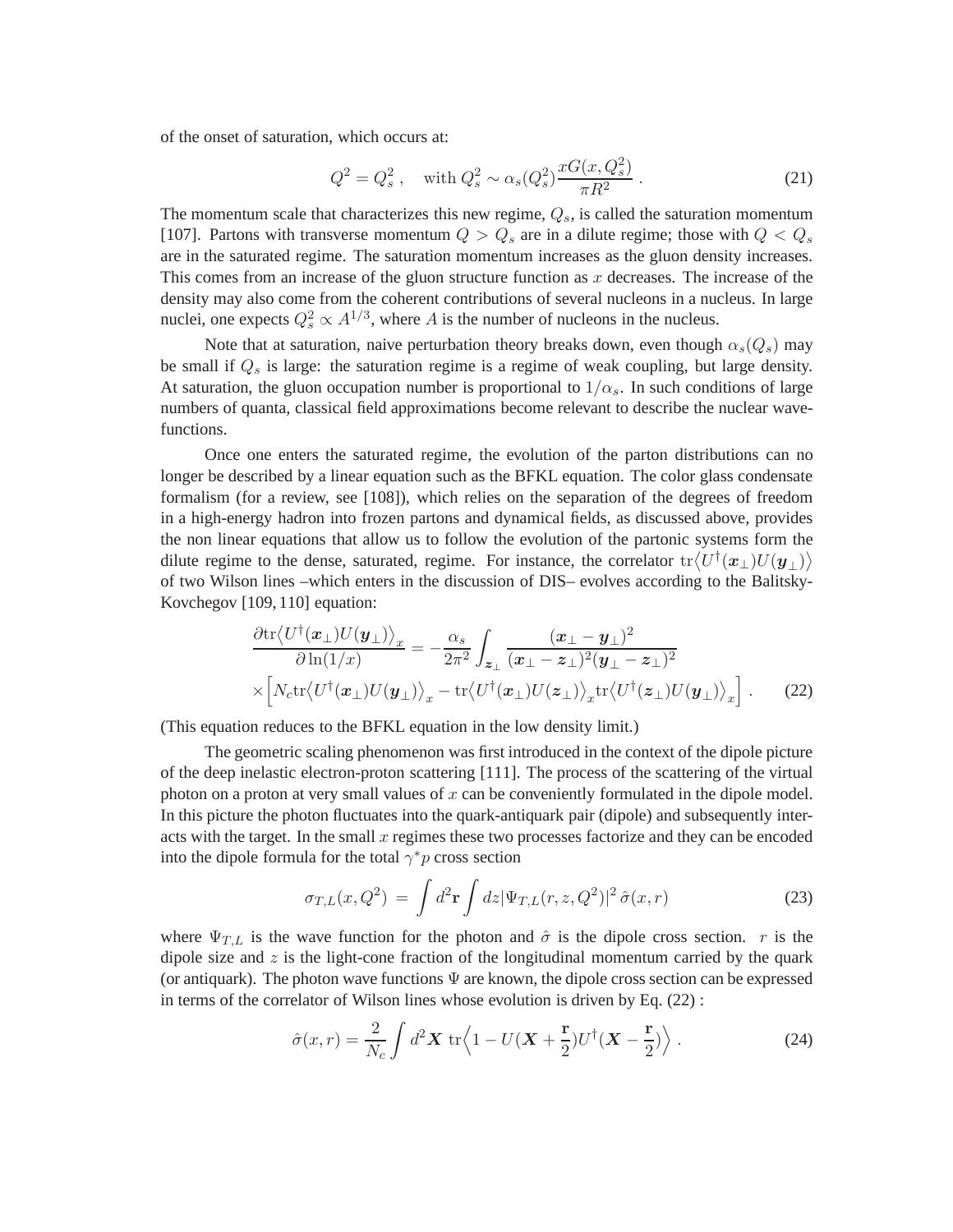of the onset of saturation, which occurs at:

$$Q^2 = Q_s^2 \,, \quad \text{with } Q_s^2 \sim \alpha_s(Q_s^2) \frac{xG(x, Q_s^2)}{\pi R^2} \,. \tag{21}$$

The momentum scale that characterizes this new regime, $Q_s$, is called the saturation momentum [107]. Partons with transverse momentum $Q > Q_s$ are in a dilute regime; those with $Q < Q_s$ are in the saturated regime. The saturation momentum increases as the gluon density increases. This comes from an increase of the gluon structure function as $x$ decreases. The increase of the density may also come from the coherent contributions of several nucleons in a nucleus. In large nuclei, one expects $Q_s^2 \propto A^{1/3}$, where $A$ is the number of nucleons in the nucleus.

Note that at saturation, naive perturbation theory breaks down, even though $\alpha_s(Q_s)$ may be small if $Q_s$ is large: the saturation regime is a regime of weak coupling, but large density. At saturation, the gluon occupation number is proportional to $1/\alpha_s$. In such conditions of large numbers of quanta, classical field approximations become relevant to describe the nuclear wavefunctions.

Once one enters the saturated regime, the evolution of the parton distributions can no longer be described by a linear equation such as the BFKL equation. The color glass condensate formalism (for a review, see [108]), which relies on the separation of the degrees of freedom in a high-energy hadron into frozen partons and dynamical fields, as discussed above, provides the non linear equations that allow us to follow the evolution of the partonic systems form the dilute regime to the dense, saturated, regime. For instance, the correlator $\mathrm{tr}\big\langle U^\dagger(\boldsymbol{x}_\perp)U(\boldsymbol{y}_\perp)\big\rangle$ of two Wilson lines –which enters in the discussion of DIS– evolves according to the Balitsky-Kovchegov [109, 110] equation:

$$\begin{aligned}
\frac{\partial \mathrm{tr}\big\langle U^\dagger(\boldsymbol{x}_\perp)U(\boldsymbol{y}_\perp)\big\rangle_x}{\partial \ln(1/x)} &= -\frac{\alpha_s}{2\pi^2} \int_{\boldsymbol{z}_\perp} \frac{(\boldsymbol{x}_\perp - \boldsymbol{y}_\perp)^2}{(\boldsymbol{x}_\perp - \boldsymbol{z}_\perp)^2 (\boldsymbol{y}_\perp - \boldsymbol{z}_\perp)^2} \\
&\times \Big[ N_c \mathrm{tr}\big\langle U^\dagger(\boldsymbol{x}_\perp)U(\boldsymbol{y}_\perp)\big\rangle_x - \mathrm{tr}\big\langle U^\dagger(\boldsymbol{x}_\perp)U(\boldsymbol{z}_\perp)\big\rangle_x \mathrm{tr}\big\langle U^\dagger(\boldsymbol{z}_\perp)U(\boldsymbol{y}_\perp)\big\rangle_x \Big] \,.
\end{aligned} \tag{22}$$

(This equation reduces to the BFKL equation in the low density limit.)

The geometric scaling phenomenon was first introduced in the context of the dipole picture of the deep inelastic electron-proton scattering [111]. The process of the scattering of the virtual photon on a proton at very small values of $x$ can be conveniently formulated in the dipole model. In this picture the photon fluctuates into the quark-antiquark pair (dipole) and subsequently interacts with the target. In the small $x$ regimes these two processes factorize and they can be encoded into the dipole formula for the total $\gamma^* p$ cross section

$$\sigma_{T,L}(x, Q^2) \,=\, \int d^2\mathbf{r} \int dz |\Psi_{T,L}(r, z, Q^2)|^2 \, \hat{\sigma}(x, r) \tag{23}$$

where $\Psi_{T,L}$ is the wave function for the photon and $\hat{\sigma}$ is the dipole cross section. $r$ is the dipole size and $z$ is the light-cone fraction of the longitudinal momentum carried by the quark (or antiquark). The photon wave functions $\Psi$ are known, the dipole cross section can be expressed in terms of the correlator of Wilson lines whose evolution is driven by Eq. (22) :

$$\hat{\sigma}(x, r) = \frac{2}{N_c} \int d^2\boldsymbol{X} \; \mathrm{tr}\Big\langle 1 - U(\boldsymbol{X} + \frac{\mathbf{r}}{2}) U^\dagger(\boldsymbol{X} - \frac{\mathbf{r}}{2}) \Big\rangle \,. \tag{24}$$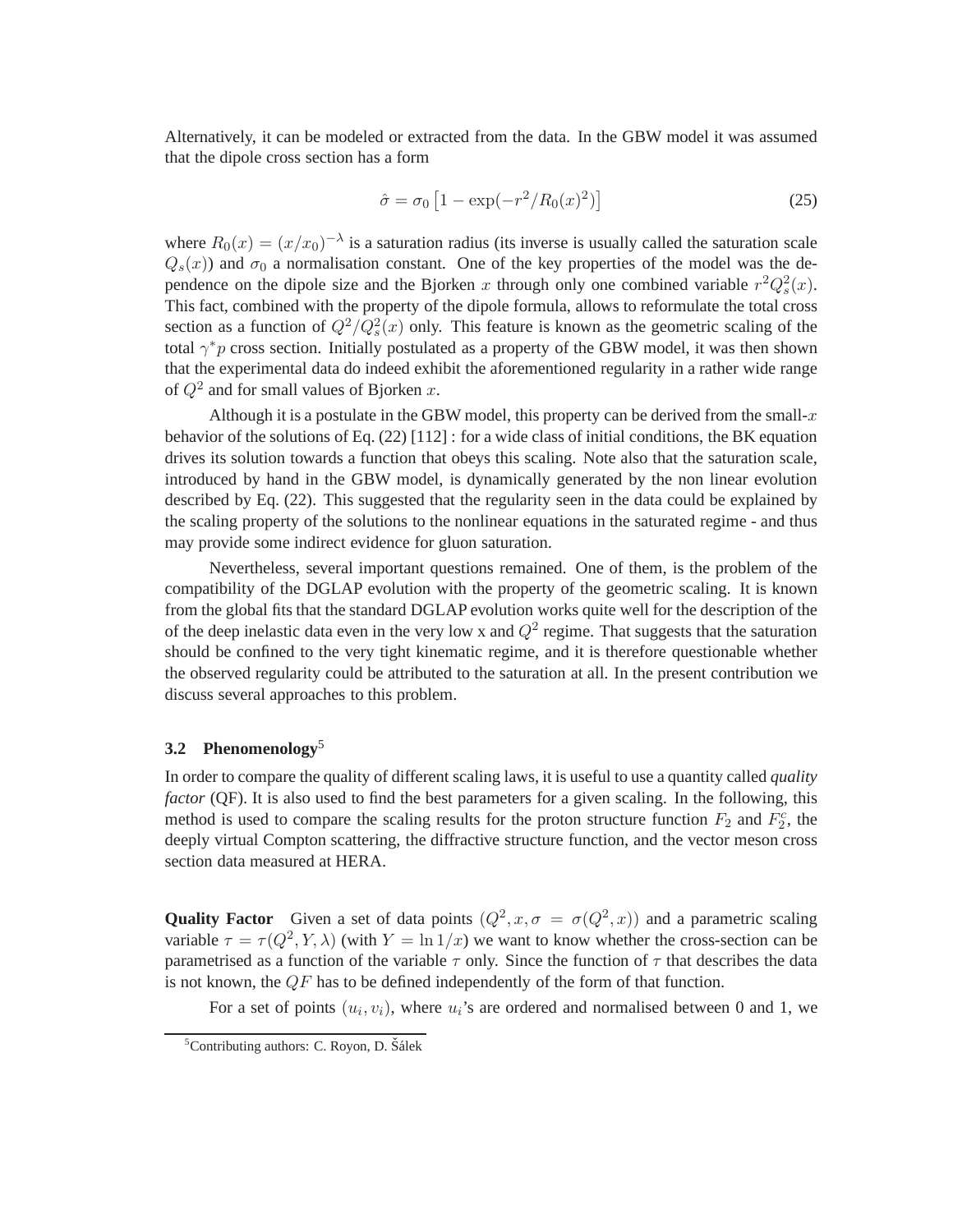Alternatively, it can be modeled or extracted from the data. In the GBW model it was assumed that the dipole cross section has a form

$$\hat{\sigma} = \sigma_0 \left[1 - \exp(-r^2/R_0(x)^2)\right] \tag{25}$$

where $R_0(x) = (x/x_0)^{-\lambda}$ is a saturation radius (its inverse is usually called the saturation scale $Q_s(x)$) and $\sigma_0$ a normalisation constant. One of the key properties of the model was the dependence on the dipole size and the Bjorken $x$ through only one combined variable $r^2 Q_s^2(x)$. This fact, combined with the property of the dipole formula, allows to reformulate the total cross section as a function of $Q^2/Q_s^2(x)$ only. This feature is known as the geometric scaling of the total $\gamma^* p$ cross section. Initially postulated as a property of the GBW model, it was then shown that the experimental data do indeed exhibit the aforementioned regularity in a rather wide range of $Q^2$ and for small values of Bjorken $x$.

Although it is a postulate in the GBW model, this property can be derived from the small-$x$ behavior of the solutions of Eq. (22) [112] : for a wide class of initial conditions, the BK equation drives its solution towards a function that obeys this scaling. Note also that the saturation scale, introduced by hand in the GBW model, is dynamically generated by the non linear evolution described by Eq. (22). This suggested that the regularity seen in the data could be explained by the scaling property of the solutions to the nonlinear equations in the saturated regime - and thus may provide some indirect evidence for gluon saturation.

Nevertheless, several important questions remained. One of them, is the problem of the compatibility of the DGLAP evolution with the property of the geometric scaling. It is known from the global fits that the standard DGLAP evolution works quite well for the description of the of the deep inelastic data even in the very low x and $Q^2$ regime. That suggests that the saturation should be confined to the very tight kinematic regime, and it is therefore questionable whether the observed regularity could be attributed to the saturation at all. In the present contribution we discuss several approaches to this problem.

### 3.2 Phenomenology[5]

In order to compare the quality of different scaling laws, it is useful to use a quantity called *quality factor* (QF). It is also used to find the best parameters for a given scaling. In the following, this method is used to compare the scaling results for the proton structure function $F_2$ and $F_2^c$, the deeply virtual Compton scattering, the diffractive structure function, and the vector meson cross section data measured at HERA.

**Quality Factor** Given a set of data points $(Q^2, x, \sigma = \sigma(Q^2, x))$ and a parametric scaling variable $\tau = \tau(Q^2, Y, \lambda)$ (with $Y = \ln 1/x$) we want to know whether the cross-section can be parametrised as a function of the variable $\tau$ only. Since the function of $\tau$ that describes the data is not known, the $QF$ has to be defined independently of the form of that function.

For a set of points $(u_i, v_i)$, where $u_i$'s are ordered and normalised between 0 and 1, we

[5] Contributing authors: C. Royon, D. Šálek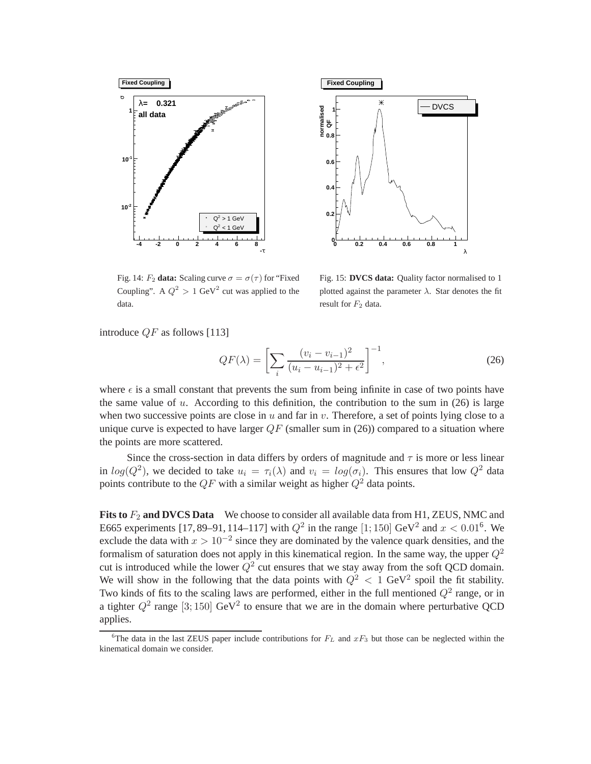Fig. 14: $F_2$ **data:** Scaling curve $\sigma = \sigma(\tau)$ for "Fixed Coupling". A $Q^2 > 1$ GeV$^2$ cut was applied to the data.

Fig. 15: **DVCS data:** Quality factor normalised to 1 plotted against the parameter $\lambda$. Star denotes the fit result for $F_2$ data.

introduce $QF$ as follows [113]

$$QF(\lambda) = \left[ \sum_i \frac{(v_i - v_{i-1})^2}{(u_i - u_{i-1})^2 + \epsilon^2} \right]^{-1}, \tag{26}$$

where $\epsilon$ is a small constant that prevents the sum from being infinite in case of two points have the same value of $u$. According to this definition, the contribution to the sum in (26) is large when two successive points are close in $u$ and far in $v$. Therefore, a set of points lying close to a unique curve is expected to have larger $QF$ (smaller sum in (26)) compared to a situation where the points are more scattered.

Since the cross-section in data differs by orders of magnitude and $\tau$ is more or less linear in $log(Q^2)$, we decided to take $u_i = \tau_i(\lambda)$ and $v_i = log(\sigma_i)$. This ensures that low $Q^2$ data points contribute to the $QF$ with a similar weight as higher $Q^2$ data points.

**Fits to $F_2$ and DVCS Data** We choose to consider all available data from H1, ZEUS, NMC and E665 experiments [17, 89–91, 114–117] with $Q^2$ in the range $[1; 150]$ GeV$^2$ and $x < 0.01$[6]. We exclude the data with $x > 10^{-2}$ since they are dominated by the valence quark densities, and the formalism of saturation does not apply in this kinematical region. In the same way, the upper $Q^2$ cut is introduced while the lower $Q^2$ cut ensures that we stay away from the soft QCD domain. We will show in the following that the data points with $Q^2 < 1$ GeV$^2$ spoil the fit stability. Two kinds of fits to the scaling laws are performed, either in the full mentioned $Q^2$ range, or in a tighter $Q^2$ range $[3; 150]$ GeV$^2$ to ensure that we are in the domain where perturbative QCD applies.

[6] The data in the last ZEUS paper include contributions for $F_L$ and $xF_3$ but those can be neglected within the kinematical domain we consider.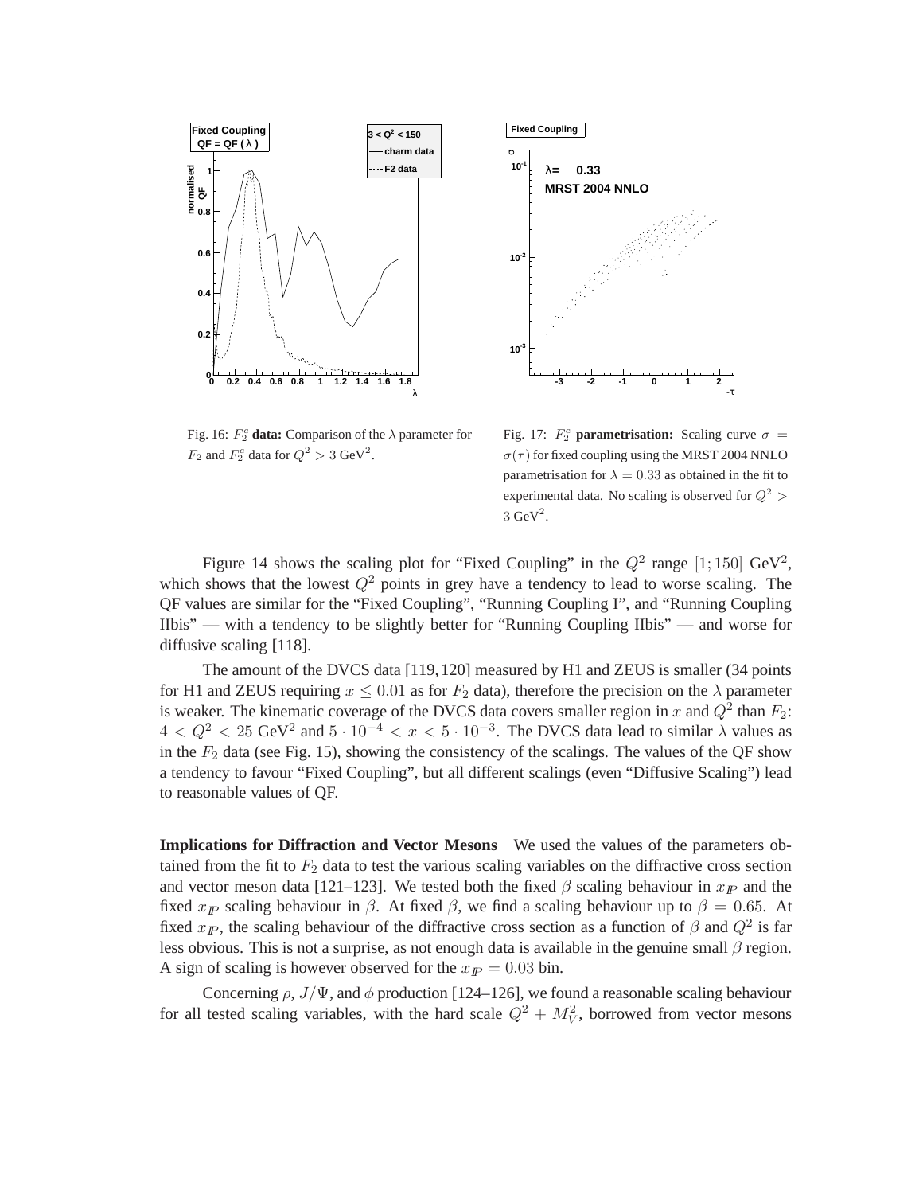Fig. 16: $F_2^c$ **data:** Comparison of the $\lambda$ parameter for $F_2$ and $F_2^c$ data for $Q^2 > 3$ GeV$^2$.

Fig. 17: $F_2^c$ **parametrisation:** Scaling curve $\sigma = \sigma(\tau)$ for fixed coupling using the MRST 2004 NNLO parametrisation for $\lambda = 0.33$ as obtained in the fit to experimental data. No scaling is observed for $Q^2 > 3$ GeV$^2$.

Figure 14 shows the scaling plot for "Fixed Coupling" in the $Q^2$ range $[1; 150]$ GeV$^2$, which shows that the lowest $Q^2$ points in grey have a tendency to lead to worse scaling. The QF values are similar for the "Fixed Coupling", "Running Coupling I", and "Running Coupling IIbis" — with a tendency to be slightly better for "Running Coupling IIbis" — and worse for diffusive scaling [118].

The amount of the DVCS data [119, 120] measured by H1 and ZEUS is smaller (34 points for H1 and ZEUS requiring $x \leq 0.01$ as for $F_2$ data), therefore the precision on the $\lambda$ parameter is weaker. The kinematic coverage of the DVCS data covers smaller region in $x$ and $Q^2$ than $F_2$: $4 < Q^2 < 25$ GeV$^2$ and $5 \cdot 10^{-4} < x < 5 \cdot 10^{-3}$. The DVCS data lead to similar $\lambda$ values as in the $F_2$ data (see Fig. 15), showing the consistency of the scalings. The values of the QF show a tendency to favour "Fixed Coupling", but all different scalings (even "Diffusive Scaling") lead to reasonable values of QF.

**Implications for Diffraction and Vector Mesons** We used the values of the parameters obtained from the fit to $F_2$ data to test the various scaling variables on the diffractive cross section and vector meson data [121–123]. We tested both the fixed $\beta$ scaling behaviour in $x_{I\!P}$ and the fixed $x_{I\!P}$ scaling behaviour in $\beta$. At fixed $\beta$, we find a scaling behaviour up to $\beta = 0.65$. At fixed $x_{I\!P}$, the scaling behaviour of the diffractive cross section as a function of $\beta$ and $Q^2$ is far less obvious. This is not a surprise, as not enough data is available in the genuine small $\beta$ region. A sign of scaling is however observed for the $x_{I\!P} = 0.03$ bin.

Concerning $\rho$, $J/\Psi$, and $\phi$ production [124–126], we found a reasonable scaling behaviour for all tested scaling variables, with the hard scale $Q^2 + M_V^2$, borrowed from vector mesons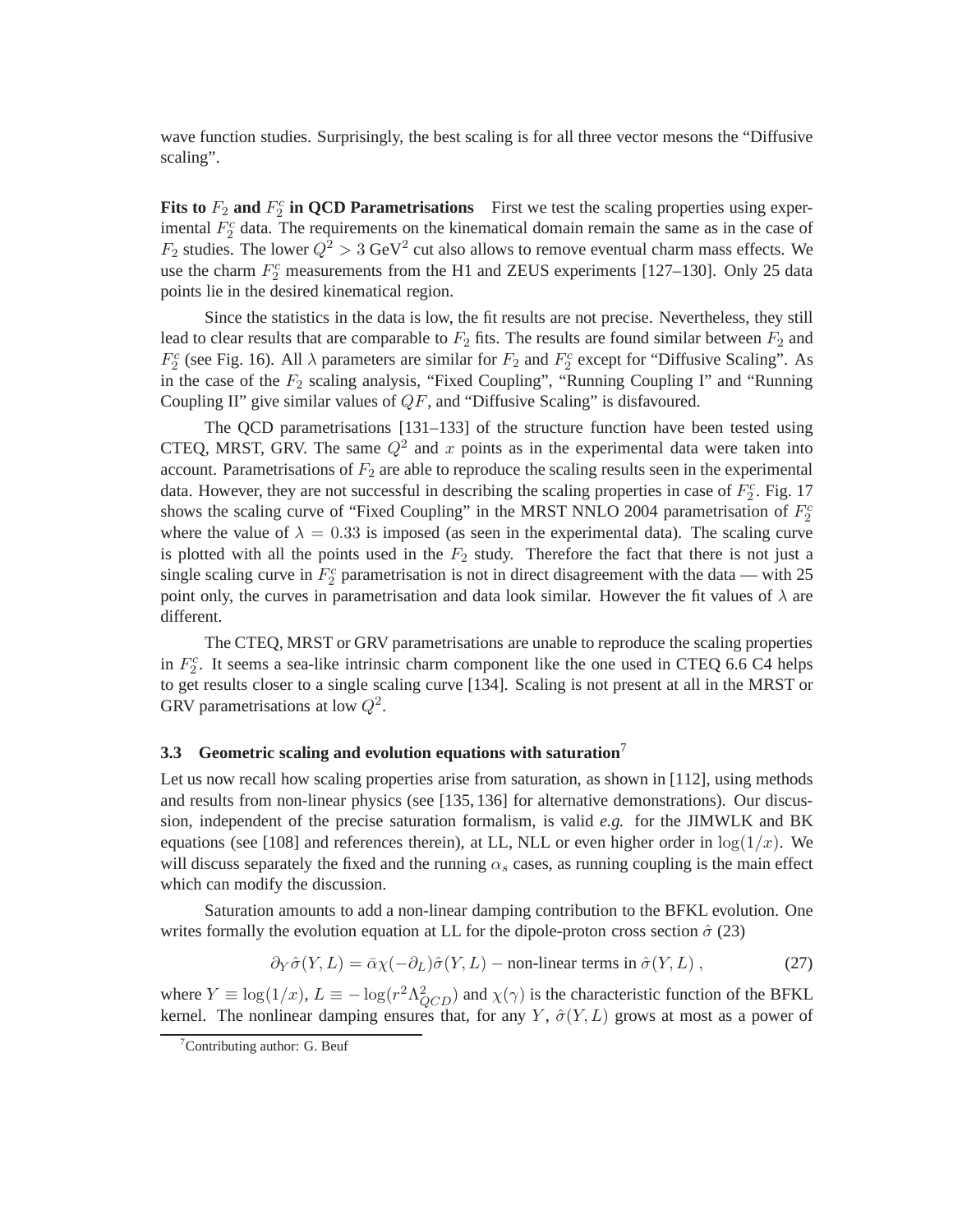wave function studies. Surprisingly, the best scaling is for all three vector mesons the "Diffusive scaling".

**Fits to $F_2$ and $F_2^c$ in QCD Parametrisations** First we test the scaling properties using experimental $F_2^c$ data. The requirements on the kinematical domain remain the same as in the case of $F_2$ studies. The lower $Q^2 > 3$ GeV$^2$ cut also allows to remove eventual charm mass effects. We use the charm $F_2^c$ measurements from the H1 and ZEUS experiments [127–130]. Only 25 data points lie in the desired kinematical region.

Since the statistics in the data is low, the fit results are not precise. Nevertheless, they still lead to clear results that are comparable to $F_2$ fits. The results are found similar between $F_2$ and $F_2^c$ (see Fig. 16). All $\lambda$ parameters are similar for $F_2$ and $F_2^c$ except for "Diffusive Scaling". As in the case of the $F_2$ scaling analysis, "Fixed Coupling", "Running Coupling I" and "Running Coupling II" give similar values of $QF$, and "Diffusive Scaling" is disfavoured.

The QCD parametrisations [131–133] of the structure function have been tested using CTEQ, MRST, GRV. The same $Q^2$ and $x$ points as in the experimental data were taken into account. Parametrisations of $F_2$ are able to reproduce the scaling results seen in the experimental data. However, they are not successful in describing the scaling properties in case of $F_2^c$. Fig. 17 shows the scaling curve of "Fixed Coupling" in the MRST NNLO 2004 parametrisation of $F_2^c$ where the value of $\lambda = 0.33$ is imposed (as seen in the experimental data). The scaling curve is plotted with all the points used in the $F_2$ study. Therefore the fact that there is not just a single scaling curve in $F_2^c$ parametrisation is not in direct disagreement with the data — with 25 point only, the curves in parametrisation and data look similar. However the fit values of $\lambda$ are different.

The CTEQ, MRST or GRV parametrisations are unable to reproduce the scaling properties in $F_2^c$. It seems a sea-like intrinsic charm component like the one used in CTEQ 6.6 C4 helps to get results closer to a single scaling curve [134]. Scaling is not present at all in the MRST or GRV parametrisations at low $Q^2$.

### 3.3 Geometric scaling and evolution equations with saturation[7]

Let us now recall how scaling properties arise from saturation, as shown in [112], using methods and results from non-linear physics (see [135, 136] for alternative demonstrations). Our discussion, independent of the precise saturation formalism, is valid *e.g.* for the JIMWLK and BK equations (see [108] and references therein), at LL, NLL or even higher order in $\log(1/x)$. We will discuss separately the fixed and the running $\alpha_s$ cases, as running coupling is the main effect which can modify the discussion.

Saturation amounts to add a non-linear damping contribution to the BFKL evolution. One writes formally the evolution equation at LL for the dipole-proton cross section $\hat{\sigma}$ (23)

$$\partial_Y \hat{\sigma}(Y,L) = \bar{\alpha}\chi(-\partial_L)\hat{\sigma}(Y,L) - \text{non-linear terms in } \hat{\sigma}(Y,L)\,, \tag{27}$$

where $Y \equiv \log(1/x)$, $L \equiv -\log(r^2\Lambda_{QCD}^2)$ and $\chi(\gamma)$ is the characteristic function of the BFKL kernel. The nonlinear damping ensures that, for any $Y$, $\hat{\sigma}(Y,L)$ grows at most as a power of

[7] Contributing author: G. Beuf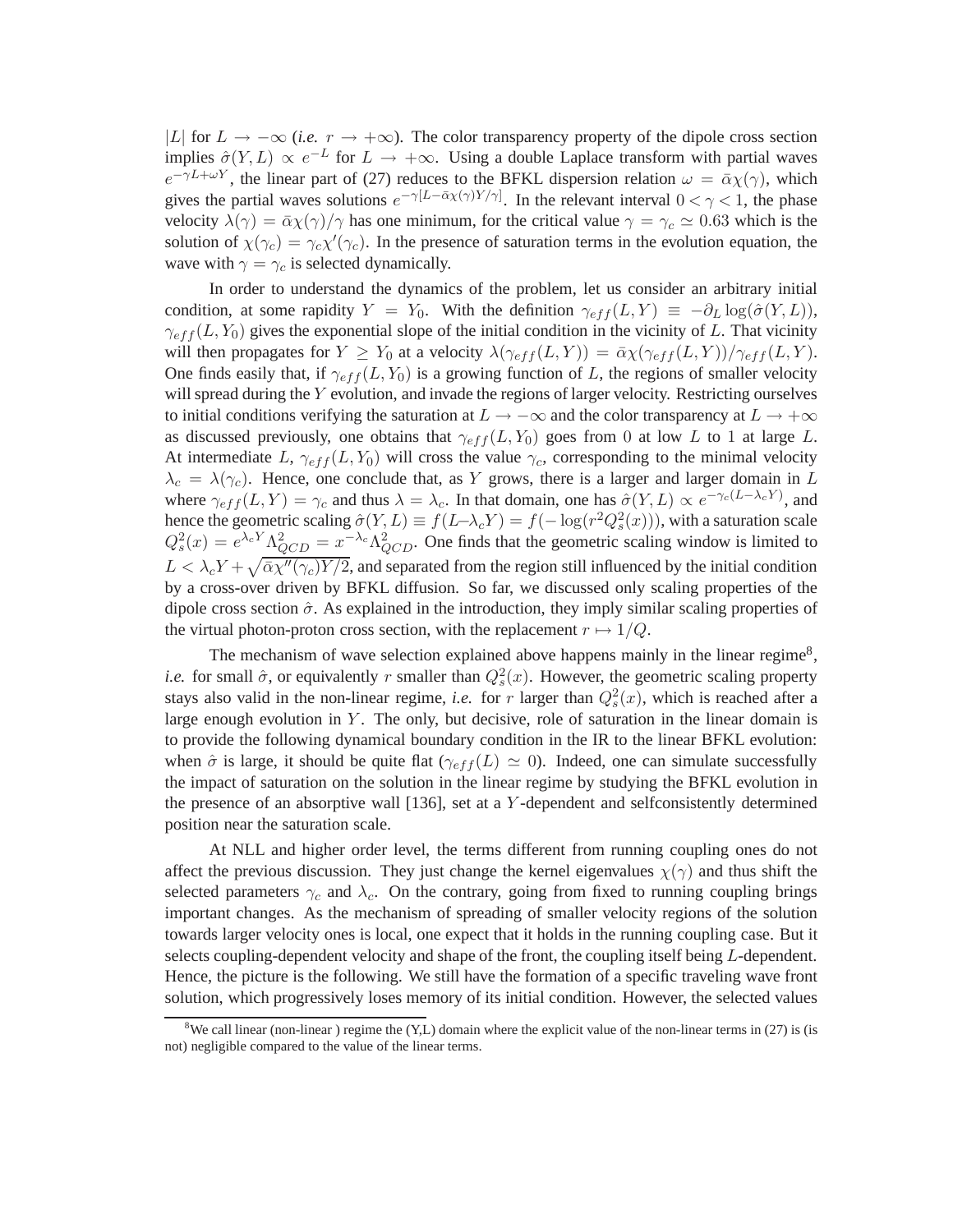$|L|$ for $L \to -\infty$ (*i.e.* $r \to +\infty$). The color transparency property of the dipole cross section implies $\hat{\sigma}(Y, L) \propto e^{-L}$ for $L \to +\infty$. Using a double Laplace transform with partial waves $e^{-\gamma L+\omega Y}$, the linear part of (27) reduces to the BFKL dispersion relation $\omega = \bar{\alpha}\chi(\gamma)$, which gives the partial waves solutions $e^{-\gamma[L-\bar{\alpha}\chi(\gamma)Y/\gamma]}$. In the relevant interval $0 < \gamma < 1$, the phase velocity $\lambda(\gamma) = \bar{\alpha}\chi(\gamma)/\gamma$ has one minimum, for the critical value $\gamma = \gamma_c \simeq 0.63$ which is the solution of $\chi(\gamma_c) = \gamma_c\chi'(\gamma_c)$. In the presence of saturation terms in the evolution equation, the wave with $\gamma = \gamma_c$ is selected dynamically.

In order to understand the dynamics of the problem, let us consider an arbitrary initial condition, at some rapidity $Y = Y_0$. With the definition $\gamma_{eff}(L, Y) \equiv -\partial_L \log(\hat{\sigma}(Y, L))$, $\gamma_{eff}(L, Y_0)$ gives the exponential slope of the initial condition in the vicinity of $L$. That vicinity will then propagates for $Y \geq Y_0$ at a velocity $\lambda(\gamma_{eff}(L, Y)) = \bar{\alpha}\chi(\gamma_{eff}(L, Y))/\gamma_{eff}(L, Y)$. One finds easily that, if $\gamma_{eff}(L, Y_0)$ is a growing function of $L$, the regions of smaller velocity will spread during the $Y$ evolution, and invade the regions of larger velocity. Restricting ourselves to initial conditions verifying the saturation at $L \to -\infty$ and the color transparency at $L \to +\infty$ as discussed previously, one obtains that $\gamma_{eff}(L, Y_0)$ goes from $0$ at low $L$ to $1$ at large $L$. At intermediate $L$, $\gamma_{eff}(L, Y_0)$ will cross the value $\gamma_c$, corresponding to the minimal velocity $\lambda_c = \lambda(\gamma_c)$. Hence, one conclude that, as $Y$ grows, there is a larger and larger domain in $L$ where $\gamma_{eff}(L, Y) = \gamma_c$ and thus $\lambda = \lambda_c$. In that domain, one has $\hat{\sigma}(Y, L) \propto e^{-\gamma_c(L-\lambda_c Y)}$, and hence the geometric scaling $\hat{\sigma}(Y, L) \equiv f(L-\lambda_c Y) = f(-\log(r^2 Q_s^2(x)))$, with a saturation scale $Q_s^2(x) = e^{\lambda_c Y}\Lambda_{QCD}^2 = x^{-\lambda_c}\Lambda_{QCD}^2$. One finds that the geometric scaling window is limited to $L < \lambda_c Y + \sqrt{\bar{\alpha}\chi''(\gamma_c)Y/2}$, and separated from the region still influenced by the initial condition by a cross-over driven by BFKL diffusion. So far, we discussed only scaling properties of the dipole cross section $\hat{\sigma}$. As explained in the introduction, they imply similar scaling properties of the virtual photon-proton cross section, with the replacement $r \mapsto 1/Q$.

The mechanism of wave selection explained above happens mainly in the linear regime[8], *i.e.* for small $\hat{\sigma}$, or equivalently $r$ smaller than $Q_s^2(x)$. However, the geometric scaling property stays also valid in the non-linear regime, *i.e.* for $r$ larger than $Q_s^2(x)$, which is reached after a large enough evolution in $Y$. The only, but decisive, role of saturation in the linear domain is to provide the following dynamical boundary condition in the IR to the linear BFKL evolution: when $\hat{\sigma}$ is large, it should be quite flat ($\gamma_{eff}(L) \simeq 0$). Indeed, one can simulate successfully the impact of saturation on the solution in the linear regime by studying the BFKL evolution in the presence of an absorptive wall [136], set at a $Y$-dependent and selfconsistently determined position near the saturation scale.

At NLL and higher order level, the terms different from running coupling ones do not affect the previous discussion. They just change the kernel eigenvalues $\chi(\gamma)$ and thus shift the selected parameters $\gamma_c$ and $\lambda_c$. On the contrary, going from fixed to running coupling brings important changes. As the mechanism of spreading of smaller velocity regions of the solution towards larger velocity ones is local, one expect that it holds in the running coupling case. But it selects coupling-dependent velocity and shape of the front, the coupling itself being $L$-dependent. Hence, the picture is the following. We still have the formation of a specific traveling wave front solution, which progressively loses memory of its initial condition. However, the selected values

[8] We call linear (non-linear ) regime the (Y,L) domain where the explicit value of the non-linear terms in (27) is (is not) negligible compared to the value of the linear terms.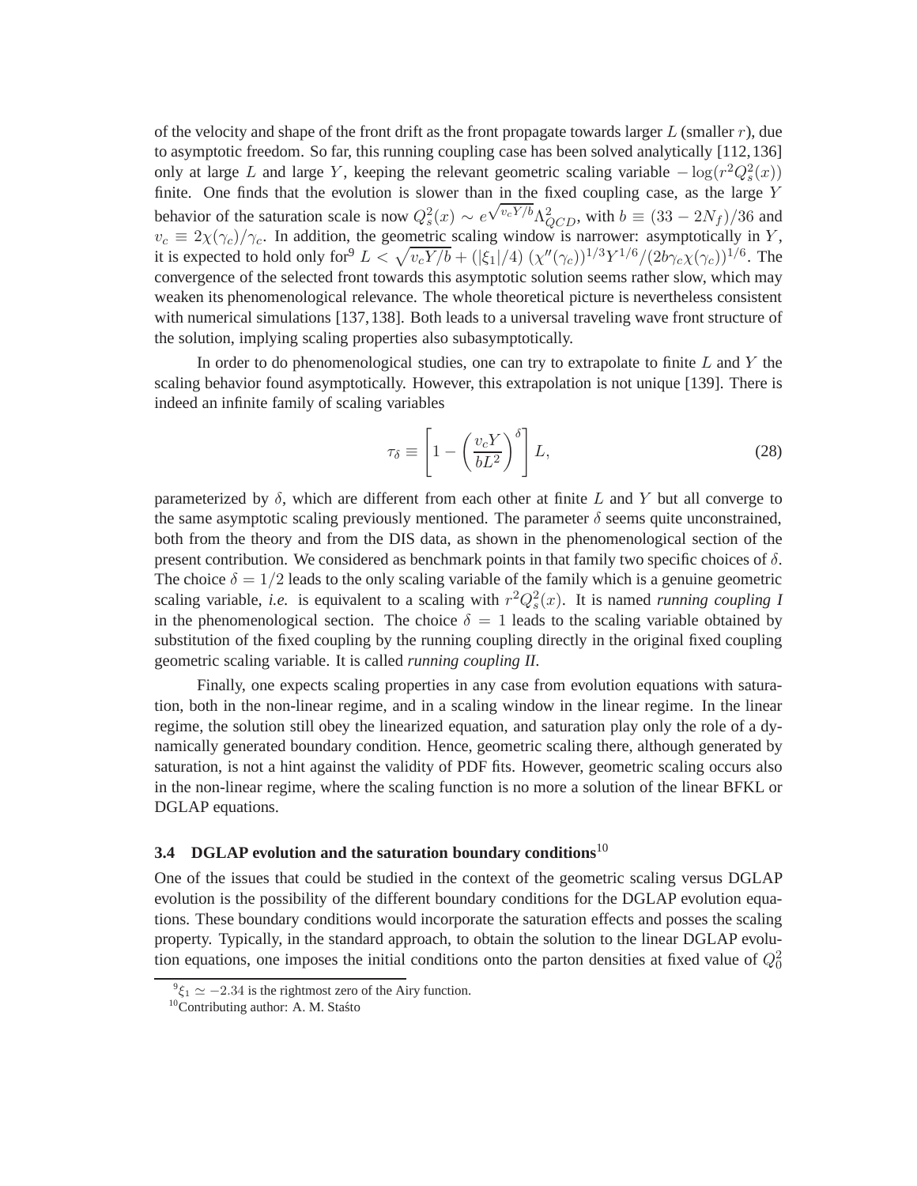of the velocity and shape of the front drift as the front propagate towards larger $L$ (smaller $r$), due to asymptotic freedom. So far, this running coupling case has been solved analytically [112,136] only at large $L$ and large $Y$, keeping the relevant geometric scaling variable $-\log(r^2Q_s^2(x))$ finite. One finds that the evolution is slower than in the fixed coupling case, as the large $Y$ behavior of the saturation scale is now $Q_s^2(x) \sim e^{\sqrt{v_c Y/b}}\Lambda_{QCD}^2$, with $b \equiv (33-2N_f)/36$ and $v_c \equiv 2\chi(\gamma_c)/\gamma_c$. In addition, the geometric scaling window is narrower: asymptotically in $Y$, it is expected to hold only for[9] $L < \sqrt{v_c Y/b} + (|\xi_1|/4)\,(\chi''(\gamma_c))^{1/3}Y^{1/6}/(2b\gamma_c\chi(\gamma_c))^{1/6}$. The convergence of the selected front towards this asymptotic solution seems rather slow, which may weaken its phenomenological relevance. The whole theoretical picture is nevertheless consistent with numerical simulations [137,138]. Both leads to a universal traveling wave front structure of the solution, implying scaling properties also subasymptotically.

In order to do phenomenological studies, one can try to extrapolate to finite $L$ and $Y$ the scaling behavior found asymptotically. However, this extrapolation is not unique [139]. There is indeed an infinite family of scaling variables

$$\tau_\delta \equiv \left[1 - \left(\frac{v_c Y}{bL^2}\right)^\delta\right] L, \tag{28}$$

parameterized by $\delta$, which are different from each other at finite $L$ and $Y$ but all converge to the same asymptotic scaling previously mentioned. The parameter $\delta$ seems quite unconstrained, both from the theory and from the DIS data, as shown in the phenomenological section of the present contribution. We considered as benchmark points in that family two specific choices of $\delta$. The choice $\delta = 1/2$ leads to the only scaling variable of the family which is a genuine geometric scaling variable, *i.e.* is equivalent to a scaling with $r^2Q_s^2(x)$. It is named *running coupling I* in the phenomenological section. The choice $\delta = 1$ leads to the scaling variable obtained by substitution of the fixed coupling by the running coupling directly in the original fixed coupling geometric scaling variable. It is called *running coupling II*.

Finally, one expects scaling properties in any case from evolution equations with saturation, both in the non-linear regime, and in a scaling window in the linear regime. In the linear regime, the solution still obey the linearized equation, and saturation play only the role of a dynamically generated boundary condition. Hence, geometric scaling there, although generated by saturation, is not a hint against the validity of PDF fits. However, geometric scaling occurs also in the non-linear regime, where the scaling function is no more a solution of the linear BFKL or DGLAP equations.

### 3.4 DGLAP evolution and the saturation boundary conditions[10]

One of the issues that could be studied in the context of the geometric scaling versus DGLAP evolution is the possibility of the different boundary conditions for the DGLAP evolution equations. These boundary conditions would incorporate the saturation effects and posses the scaling property. Typically, in the standard approach, to obtain the solution to the linear DGLAP evolution equations, one imposes the initial conditions onto the parton densities at fixed value of $Q_0^2$

[9] $\xi_1 \simeq -2.34$ is the rightmost zero of the Airy function.

[10] Contributing author: A. M. Staśto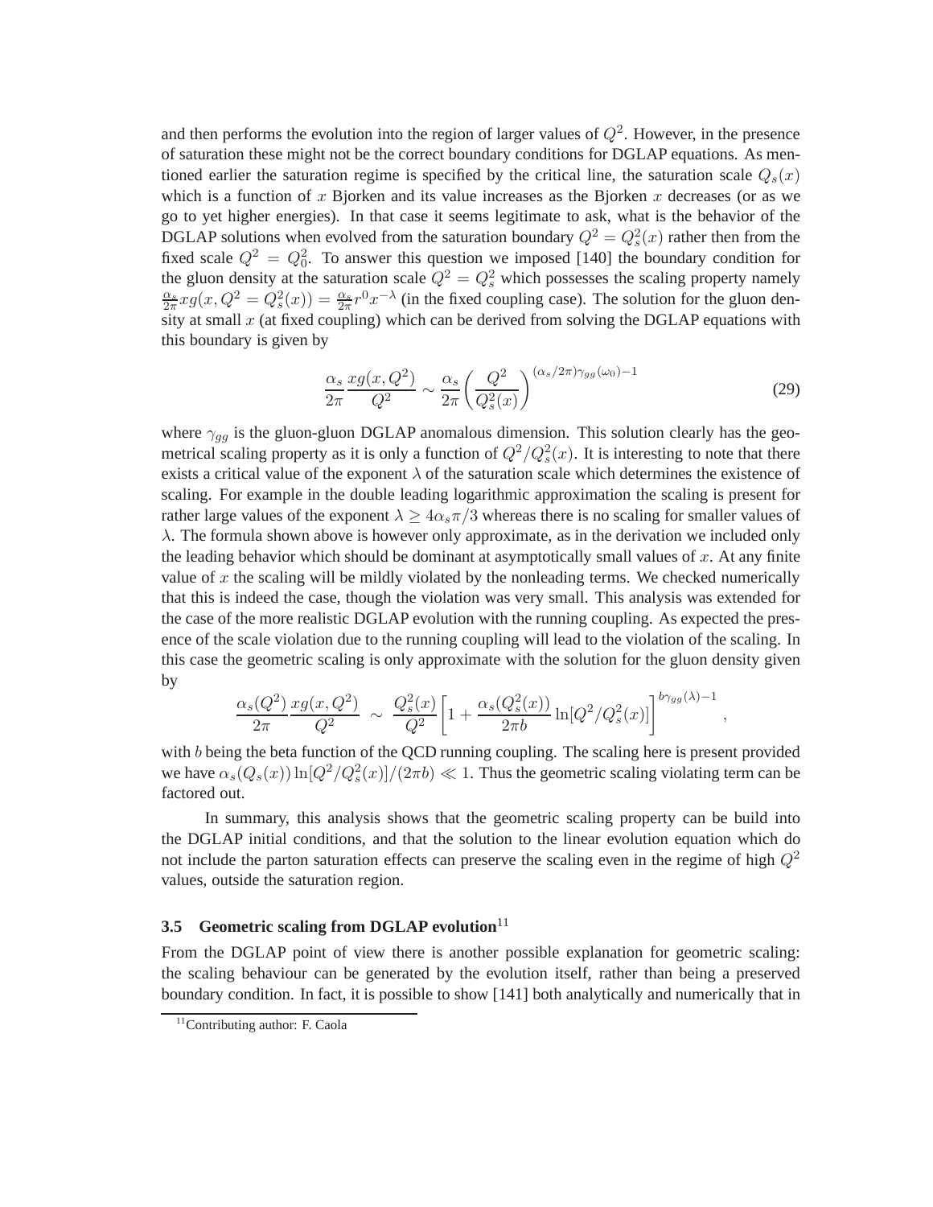and then performs the evolution into the region of larger values of $Q^2$. However, in the presence of saturation these might not be the correct boundary conditions for DGLAP equations. As mentioned earlier the saturation regime is specified by the critical line, the saturation scale $Q_s(x)$ which is a function of $x$ Bjorken and its value increases as the Bjorken $x$ decreases (or as we go to yet higher energies). In that case it seems legitimate to ask, what is the behavior of the DGLAP solutions when evolved from the saturation boundary $Q^2 = Q_s^2(x)$ rather then from the fixed scale $Q^2 = Q_0^2$. To answer this question we imposed [140] the boundary condition for the gluon density at the saturation scale $Q^2 = Q_s^2$ which possesses the scaling property namely $\frac{\alpha_s}{2\pi} xg(x, Q^2 = Q_s^2(x)) = \frac{\alpha_s}{2\pi} r^0 x^{-\lambda}$ (in the fixed coupling case). The solution for the gluon density at small $x$ (at fixed coupling) which can be derived from solving the DGLAP equations with this boundary is given by

$$\frac{\alpha_s}{2\pi} \frac{xg(x,Q^2)}{Q^2} \sim \frac{\alpha_s}{2\pi} \left( \frac{Q^2}{Q_s^2(x)} \right)^{(\alpha_s/2\pi)\gamma_{gg}(\omega_0)-1} \tag{29}$$

where $\gamma_{gg}$ is the gluon-gluon DGLAP anomalous dimension. This solution clearly has the geometrical scaling property as it is only a function of $Q^2/Q_s^2(x)$. It is interesting to note that there exists a critical value of the exponent $\lambda$ of the saturation scale which determines the existence of scaling. For example in the double leading logarithmic approximation the scaling is present for rather large values of the exponent $\lambda \geq 4\alpha_s \pi/3$ whereas there is no scaling for smaller values of $\lambda$. The formula shown above is however only approximate, as in the derivation we included only the leading behavior which should be dominant at asymptotically small values of $x$. At any finite value of $x$ the scaling will be mildly violated by the nonleading terms. We checked numerically that this is indeed the case, though the violation was very small. This analysis was extended for the case of the more realistic DGLAP evolution with the running coupling. As expected the presence of the scale violation due to the running coupling will lead to the violation of the scaling. In this case the geometric scaling is only approximate with the solution for the gluon density given by

$$\frac{\alpha_s(Q^2)}{2\pi} \frac{xg(x,Q^2)}{Q^2} \sim \frac{Q_s^2(x)}{Q^2} \left[ 1 + \frac{\alpha_s(Q_s^2(x))}{2\pi b} \ln[Q^2/Q_s^2(x)] \right]^{b\gamma_{gg}(\lambda)-1} ,$$

with $b$ being the beta function of the QCD running coupling. The scaling here is present provided we have $\alpha_s(Q_s(x)) \ln[Q^2/Q_s^2(x)]/(2\pi b) \ll 1$. Thus the geometric scaling violating term can be factored out.

In summary, this analysis shows that the geometric scaling property can be build into the DGLAP initial conditions, and that the solution to the linear evolution equation which do not include the parton saturation effects can preserve the scaling even in the regime of high $Q^2$ values, outside the saturation region.

### 3.5 Geometric scaling from DGLAP evolution[11]

From the DGLAP point of view there is another possible explanation for geometric scaling: the scaling behaviour can be generated by the evolution itself, rather than being a preserved boundary condition. In fact, it is possible to show [141] both analytically and numerically that in

[11] Contributing author: F. Caola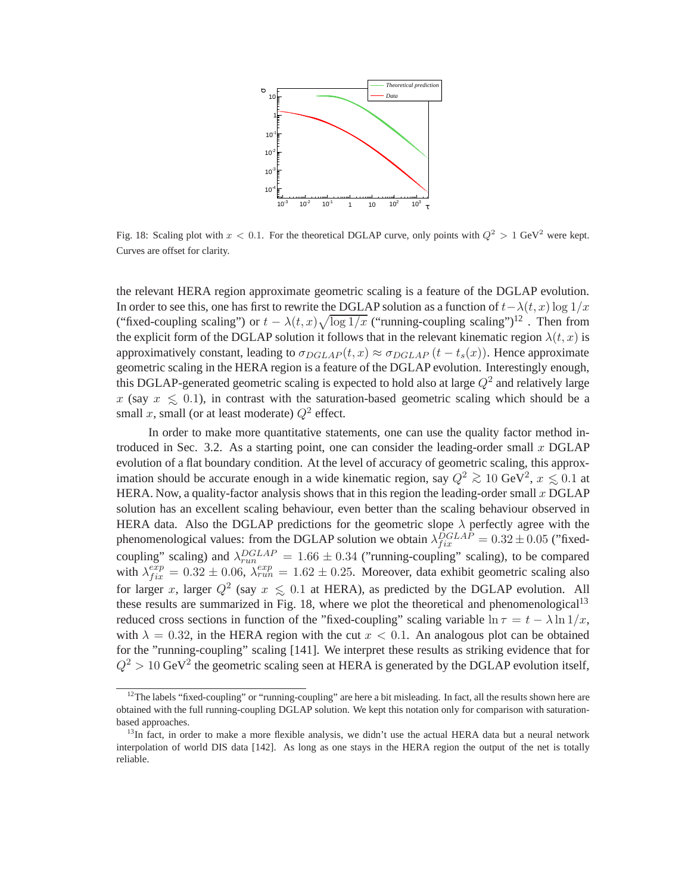Fig. 18: Scaling plot with $x < 0.1$. For the theoretical DGLAP curve, only points with $Q^2 > 1$ GeV$^2$ were kept. Curves are offset for clarity.

the relevant HERA region approximate geometric scaling is a feature of the DGLAP evolution. In order to see this, one has first to rewrite the DGLAP solution as a function of $t - \lambda(t, x) \log 1/x$ ("fixed-coupling scaling") or $t - \lambda(t, x)\sqrt{\log 1/x}$ ("running-coupling scaling")[12] . Then from the explicit form of the DGLAP solution it follows that in the relevant kinematic region $\lambda(t, x)$ is approximatively constant, leading to $\sigma_{DGLAP}(t, x) \approx \sigma_{DGLAP}\,(t - t_s(x))$. Hence approximate geometric scaling in the HERA region is a feature of the DGLAP evolution. Interestingly enough, this DGLAP-generated geometric scaling is expected to hold also at large $Q^2$ and relatively large $x$ (say $x \lesssim 0.1$), in contrast with the saturation-based geometric scaling which should be a small $x$, small (or at least moderate) $Q^2$ effect.

In order to make more quantitative statements, one can use the quality factor method introduced in Sec. 3.2. As a starting point, one can consider the leading-order small $x$ DGLAP evolution of a flat boundary condition. At the level of accuracy of geometric scaling, this approximation should be accurate enough in a wide kinematic region, say $Q^2 \gtrsim 10$ GeV$^2$, $x \lesssim 0.1$ at HERA. Now, a quality-factor analysis shows that in this region the leading-order small $x$ DGLAP solution has an excellent scaling behaviour, even better than the scaling behaviour observed in HERA data. Also the DGLAP predictions for the geometric slope $\lambda$ perfectly agree with the phenomenological values: from the DGLAP solution we obtain $\lambda_{fix}^{DGLAP} = 0.32 \pm 0.05$ ("fixed-coupling" scaling) and $\lambda_{run}^{DGLAP} = 1.66 \pm 0.34$ ("running-coupling" scaling), to be compared with $\lambda_{fix}^{exp} = 0.32 \pm 0.06$, $\lambda_{run}^{exp} = 1.62 \pm 0.25$. Moreover, data exhibit geometric scaling also for larger $x$, larger $Q^2$ (say $x \lesssim 0.1$ at HERA), as predicted by the DGLAP evolution. All these results are summarized in Fig. 18, where we plot the theoretical and phenomenological[13] reduced cross sections in function of the "fixed-coupling" scaling variable $\ln \tau = t - \lambda \ln 1/x$, with $\lambda = 0.32$, in the HERA region with the cut $x < 0.1$. An analogous plot can be obtained for the "running-coupling" scaling [141]. We interpret these results as striking evidence that for $Q^2 > 10$ GeV$^2$ the geometric scaling seen at HERA is generated by the DGLAP evolution itself,

[12] The labels "fixed-coupling" or "running-coupling" are here a bit misleading. In fact, all the results shown here are obtained with the full running-coupling DGLAP solution. We kept this notation only for comparison with saturation-based approaches.

[13] In fact, in order to make a more flexible analysis, we didn't use the actual HERA data but a neural network interpolation of world DIS data [142]. As long as one stays in the HERA region the output of the net is totally reliable.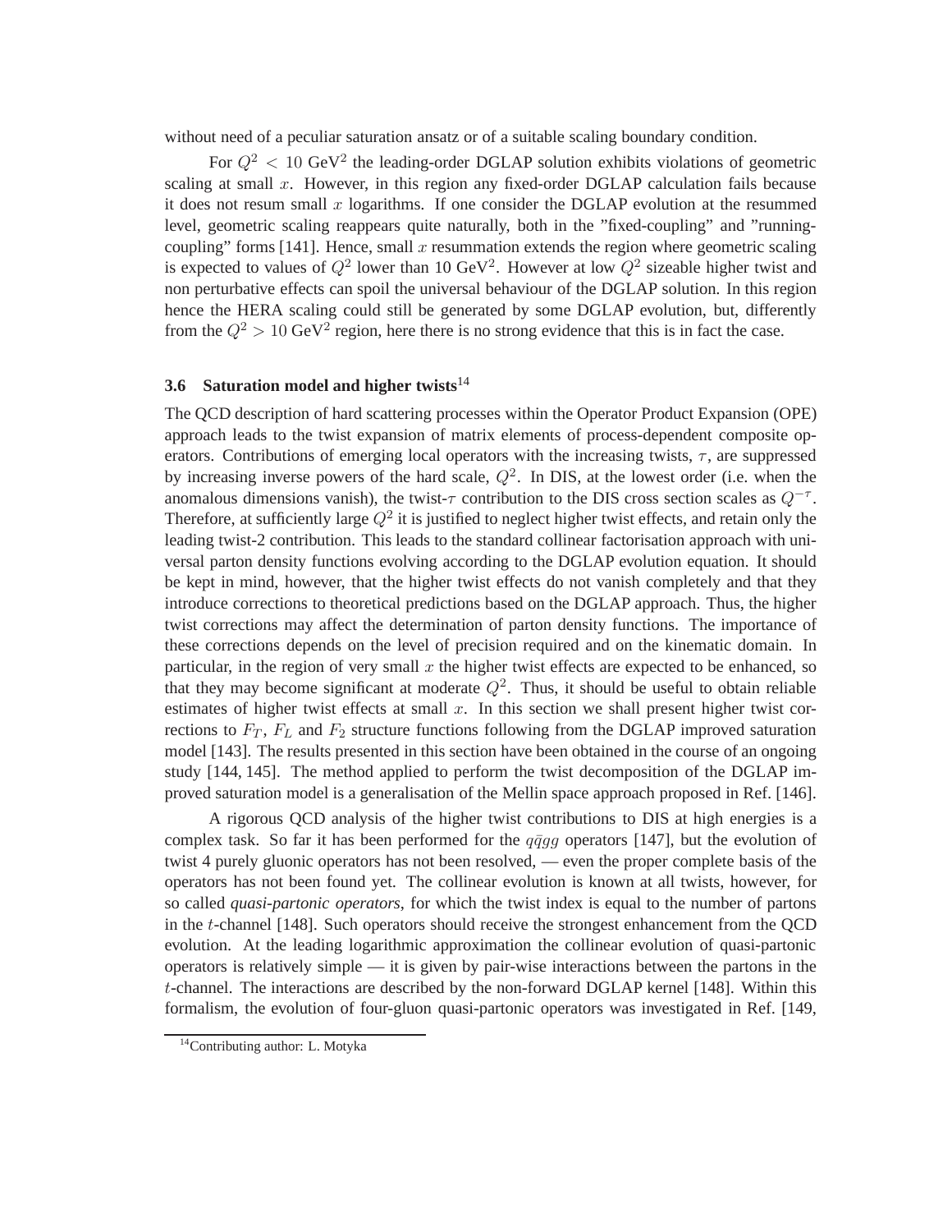without need of a peculiar saturation ansatz or of a suitable scaling boundary condition.

For $Q^2 < 10$ GeV$^2$ the leading-order DGLAP solution exhibits violations of geometric scaling at small $x$. However, in this region any fixed-order DGLAP calculation fails because it does not resum small $x$ logarithms. If one consider the DGLAP evolution at the resummed level, geometric scaling reappears quite naturally, both in the "fixed-coupling" and "running-coupling" forms [141]. Hence, small $x$ resummation extends the region where geometric scaling is expected to values of $Q^2$ lower than 10 GeV$^2$. However at low $Q^2$ sizeable higher twist and non perturbative effects can spoil the universal behaviour of the DGLAP solution. In this region hence the HERA scaling could still be generated by some DGLAP evolution, but, differently from the $Q^2 > 10$ GeV$^2$ region, here there is no strong evidence that this is in fact the case.

### 3.6 Saturation model and higher twists[14]

The QCD description of hard scattering processes within the Operator Product Expansion (OPE) approach leads to the twist expansion of matrix elements of process-dependent composite operators. Contributions of emerging local operators with the increasing twists, $\tau$, are suppressed by increasing inverse powers of the hard scale, $Q^2$. In DIS, at the lowest order (i.e. when the anomalous dimensions vanish), the twist-$\tau$ contribution to the DIS cross section scales as $Q^{-\tau}$. Therefore, at sufficiently large $Q^2$ it is justified to neglect higher twist effects, and retain only the leading twist-2 contribution. This leads to the standard collinear factorisation approach with universal parton density functions evolving according to the DGLAP evolution equation. It should be kept in mind, however, that the higher twist effects do not vanish completely and that they introduce corrections to theoretical predictions based on the DGLAP approach. Thus, the higher twist corrections may affect the determination of parton density functions. The importance of these corrections depends on the level of precision required and on the kinematic domain. In particular, in the region of very small $x$ the higher twist effects are expected to be enhanced, so that they may become significant at moderate $Q^2$. Thus, it should be useful to obtain reliable estimates of higher twist effects at small $x$. In this section we shall present higher twist corrections to $F_T$, $F_L$ and $F_2$ structure functions following from the DGLAP improved saturation model [143]. The results presented in this section have been obtained in the course of an ongoing study [144, 145]. The method applied to perform the twist decomposition of the DGLAP improved saturation model is a generalisation of the Mellin space approach proposed in Ref. [146].

A rigorous QCD analysis of the higher twist contributions to DIS at high energies is a complex task. So far it has been performed for the $q\bar{q}gg$ operators [147], but the evolution of twist 4 purely gluonic operators has not been resolved, — even the proper complete basis of the operators has not been found yet. The collinear evolution is known at all twists, however, for so called *quasi-partonic operators*, for which the twist index is equal to the number of partons in the $t$-channel [148]. Such operators should receive the strongest enhancement from the QCD evolution. At the leading logarithmic approximation the collinear evolution of quasi-partonic operators is relatively simple — it is given by pair-wise interactions between the partons in the $t$-channel. The interactions are described by the non-forward DGLAP kernel [148]. Within this formalism, the evolution of four-gluon quasi-partonic operators was investigated in Ref. [149,

[14] Contributing author: L. Motyka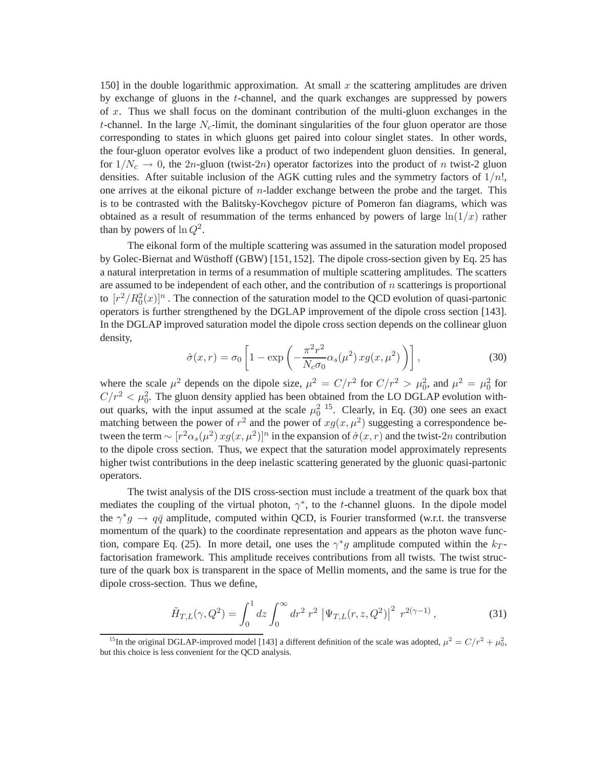150] in the double logarithmic approximation. At small $x$ the scattering amplitudes are driven by exchange of gluons in the $t$-channel, and the quark exchanges are suppressed by powers of $x$. Thus we shall focus on the dominant contribution of the multi-gluon exchanges in the $t$-channel. In the large $N_c$-limit, the dominant singularities of the four gluon operator are those corresponding to states in which gluons get paired into colour singlet states. In other words, the four-gluon operator evolves like a product of two independent gluon densities. In general, for $1/N_c \to 0$, the $2n$-gluon (twist-$2n$) operator factorizes into the product of $n$ twist-2 gluon densities. After suitable inclusion of the AGK cutting rules and the symmetry factors of $1/n!$, one arrives at the eikonal picture of $n$-ladder exchange between the probe and the target. This is to be contrasted with the Balitsky-Kovchegov picture of Pomeron fan diagrams, which was obtained as a result of resummation of the terms enhanced by powers of large $\ln(1/x)$ rather than by powers of $\ln Q^2$.

The eikonal form of the multiple scattering was assumed in the saturation model proposed by Golec-Biernat and Wüsthoff (GBW) [151,152]. The dipole cross-section given by Eq. 25 has a natural interpretation in terms of a resummation of multiple scattering amplitudes. The scatters are assumed to be independent of each other, and the contribution of $n$ scatterings is proportional to $[r^2/R_0^2(x)]^n$ . The connection of the saturation model to the QCD evolution of quasi-partonic operators is further strengthened by the DGLAP improvement of the dipole cross section [143]. In the DGLAP improved saturation model the dipole cross section depends on the collinear gluon density,

$$\hat{\sigma}(x,r) = \sigma_0 \left[ 1 - \exp\left( -\frac{\pi^2 r^2}{N_c \sigma_0} \alpha_s(\mu^2)\, xg(x,\mu^2) \right) \right], \tag{30}$$

where the scale $\mu^2$ depends on the dipole size, $\mu^2 = C/r^2$ for $C/r^2 > \mu_0^2$, and $\mu^2 = \mu_0^2$ for $C/r^2 < \mu_0^2$. The gluon density applied has been obtained from the LO DGLAP evolution without quarks, with the input assumed at the scale $\mu_0^2$ [15]. Clearly, in Eq. (30) one sees an exact matching between the power of $r^2$ and the power of $xg(x,\mu^2)$ suggesting a correspondence between the term $\sim [r^2 \alpha_s(\mu^2)\, xg(x,\mu^2)]^n$ in the expansion of $\hat{\sigma}(x,r)$ and the twist-$2n$ contribution to the dipole cross section. Thus, we expect that the saturation model approximately represents higher twist contributions in the deep inelastic scattering generated by the gluonic quasi-partonic operators.

The twist analysis of the DIS cross-section must include a treatment of the quark box that mediates the coupling of the virtual photon, $\gamma^*$, to the $t$-channel gluons. In the dipole model the $\gamma^* g \to q\bar{q}$ amplitude, computed within QCD, is Fourier transformed (w.r.t. the transverse momentum of the quark) to the coordinate representation and appears as the photon wave function, compare Eq. (25). In more detail, one uses the $\gamma^* g$ amplitude computed within the $k_T$-factorisation framework. This amplitude receives contributions from all twists. The twist structure of the quark box is transparent in the space of Mellin moments, and the same is true for the dipole cross-section. Thus we define,

$$\tilde{H}_{T,L}(\gamma, Q^2) = \int_0^1 dz \int_0^\infty dr^2\; r^2\; \left|\Psi_{T,L}(r,z,Q^2)\right|^2\; r^{2(\gamma-1)}\,, \tag{31}$$

[15] In the original DGLAP-improved model [143] a different definition of the scale was adopted, $\mu^2 = C/r^2 + \mu_0^2$, but this choice is less convenient for the QCD analysis.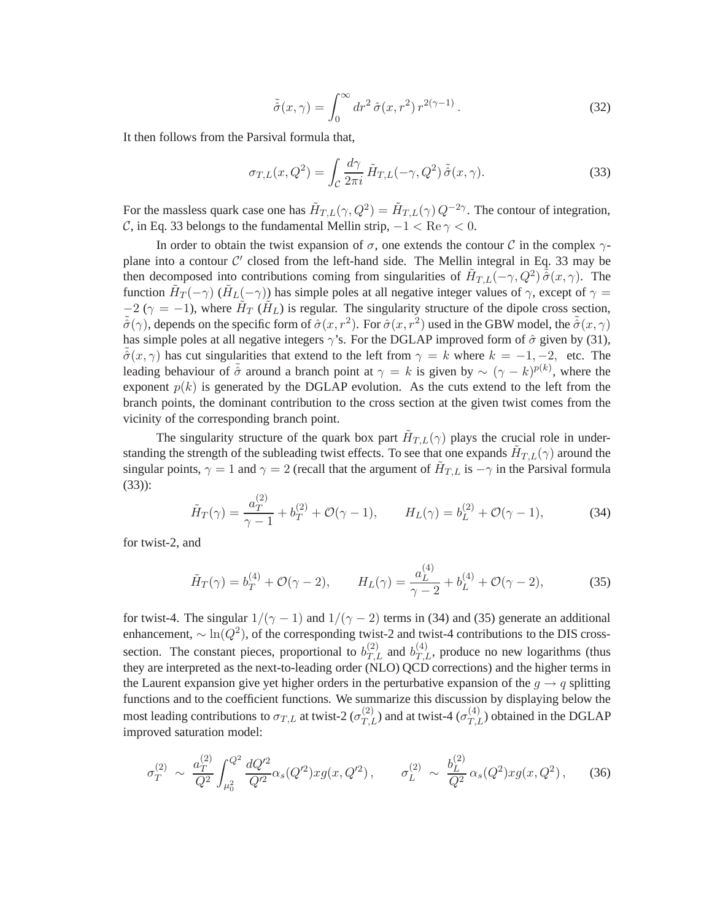$$
\tilde{\hat{\sigma}}(x,\gamma) = \int_0^\infty dr^2\, \hat{\sigma}(x,r^2)\, r^{2(\gamma-1)}\,. \tag{32}
$$

It then follows from the Parsival formula that,

$$
\sigma_{T,L}(x,Q^2) = \int_{\mathcal{C}} \frac{d\gamma}{2\pi i}\, \tilde{H}_{T,L}(-\gamma,Q^2)\, \tilde{\hat{\sigma}}(x,\gamma). \tag{33}
$$

For the massless quark case one has $\tilde{H}_{T,L}(\gamma,Q^2) = \tilde{H}_{T,L}(\gamma)\, Q^{-2\gamma}$. The contour of integration, $\mathcal{C}$, in Eq. 33 belongs to the fundamental Mellin strip, $-1 < \mathrm{Re}\,\gamma < 0$.

In order to obtain the twist expansion of $\sigma$, one extends the contour $\mathcal{C}$ in the complex $\gamma$-plane into a contour $\mathcal{C}'$ closed from the left-hand side. The Mellin integral in Eq. 33 may be then decomposed into contributions coming from singularities of $\tilde{H}_{T,L}(-\gamma,Q^2)\,\tilde{\hat{\sigma}}(x,\gamma)$. The function $\tilde{H}_T(-\gamma)$ ($\tilde{H}_L(-\gamma)$) has simple poles at all negative integer values of $\gamma$, except of $\gamma = -2$ ($\gamma = -1$), where $\tilde{H}_T$ ($\tilde{H}_L$) is regular. The singularity structure of the dipole cross section, $\tilde{\hat{\sigma}}(\gamma)$, depends on the specific form of $\hat{\sigma}(x,r^2)$. For $\hat{\sigma}(x,r^2)$ used in the GBW model, the $\tilde{\hat{\sigma}}(x,\gamma)$ has simple poles at all negative integers $\gamma$'s. For the DGLAP improved form of $\hat{\sigma}$ given by (31), $\tilde{\hat{\sigma}}(x,\gamma)$ has cut singularities that extend to the left from $\gamma = k$ where $k = -1, -2,$ etc. The leading behaviour of $\tilde{\hat{\sigma}}$ around a branch point at $\gamma = k$ is given by $\sim (\gamma - k)^{p(k)}$, where the exponent $p(k)$ is generated by the DGLAP evolution. As the cuts extend to the left from the branch points, the dominant contribution to the cross section at the given twist comes from the vicinity of the corresponding branch point.

The singularity structure of the quark box part $\tilde{H}_{T,L}(\gamma)$ plays the crucial role in understanding the strength of the subleading twist effects. To see that one expands $\tilde{H}_{T,L}(\gamma)$ around the singular points, $\gamma = 1$ and $\gamma = 2$ (recall that the argument of $\tilde{H}_{T,L}$ is $-\gamma$ in the Parsival formula (33)):

$$
\tilde{H}_T(\gamma) = \frac{a_T^{(2)}}{\gamma - 1} + b_T^{(2)} + \mathcal{O}(\gamma - 1), \qquad H_L(\gamma) = b_L^{(2)} + \mathcal{O}(\gamma - 1), \tag{34}
$$

for twist-2, and

$$
\tilde{H}_T(\gamma) = b_T^{(4)} + \mathcal{O}(\gamma - 2), \qquad H_L(\gamma) = \frac{a_L^{(4)}}{\gamma - 2} + b_L^{(4)} + \mathcal{O}(\gamma - 2), \tag{35}
$$

for twist-4. The singular $1/(\gamma - 1)$ and $1/(\gamma - 2)$ terms in (34) and (35) generate an additional enhancement, $\sim \ln(Q^2)$, of the corresponding twist-2 and twist-4 contributions to the DIS cross-section. The constant pieces, proportional to $b_{T,L}^{(2)}$ and $b_{T,L}^{(4)}$, produce no new logarithms (thus they are interpreted as the next-to-leading order (NLO) QCD corrections) and the higher terms in the Laurent expansion give yet higher orders in the perturbative expansion of the $g \to q$ splitting functions and to the coefficient functions. We summarize this discussion by displaying below the most leading contributions to $\sigma_{T,L}$ at twist-2 ($\sigma_{T,L}^{(2)}$) and at twist-4 ($\sigma_{T,L}^{(4)}$) obtained in the DGLAP improved saturation model:

$$
\sigma_T^{(2)} \;\sim\; \frac{a_T^{(2)}}{Q^2} \int_{\mu_0^2}^{Q^2} \frac{dQ'^2}{Q'^2} \alpha_s(Q'^2)\, xg(x,Q'^2)\,, \qquad \sigma_L^{(2)} \;\sim\; \frac{b_L^{(2)}}{Q^2}\, \alpha_s(Q^2)\, xg(x,Q^2)\,, \tag{36}
$$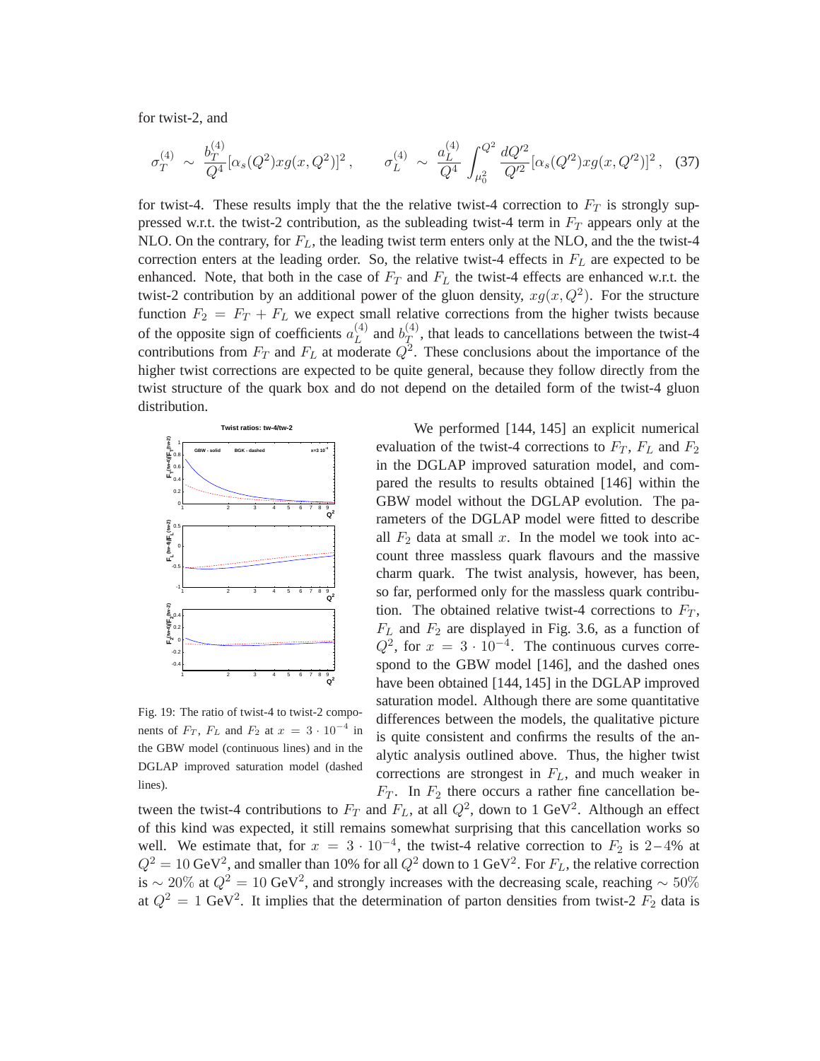for twist-2, and

$$\sigma_T^{(4)} \sim \frac{b_T^{(4)}}{Q^4}[\alpha_s(Q^2)xg(x,Q^2)]^2\,, \qquad \sigma_L^{(4)} \sim \frac{a_L^{(4)}}{Q^4}\int_{\mu_0^2}^{Q^2}\frac{dQ'^2}{Q'^2}[\alpha_s(Q'^2)xg(x,Q'^2)]^2\,, \quad (37)$$

for twist-4. These results imply that the the relative twist-4 correction to $F_T$ is strongly suppressed w.r.t. the twist-2 contribution, as the subleading twist-4 term in $F_T$ appears only at the NLO. On the contrary, for $F_L$, the leading twist term enters only at the NLO, and the the twist-4 correction enters at the leading order. So, the relative twist-4 effects in $F_L$ are expected to be enhanced. Note, that both in the case of $F_T$ and $F_L$ the twist-4 effects are enhanced w.r.t. the twist-2 contribution by an additional power of the gluon density, $xg(x,Q^2)$. For the structure function $F_2 = F_T + F_L$ we expect small relative corrections from the higher twists because of the opposite sign of coefficients $a_L^{(4)}$ and $b_T^{(4)}$, that leads to cancellations between the twist-4 contributions from $F_T$ and $F_L$ at moderate $Q^2$. These conclusions about the importance of the higher twist corrections are expected to be quite general, because they follow directly from the twist structure of the quark box and do not depend on the detailed form of the twist-4 gluon distribution.

Fig. 19: The ratio of twist-4 to twist-2 components of $F_T$, $F_L$ and $F_2$ at $x = 3 \cdot 10^{-4}$ in the GBW model (continuous lines) and in the DGLAP improved saturation model (dashed lines).

We performed [144, 145] an explicit numerical evaluation of the twist-4 corrections to $F_T$, $F_L$ and $F_2$ in the DGLAP improved saturation model, and compared the results to results obtained [146] within the GBW model without the DGLAP evolution. The parameters of the DGLAP model were fitted to describe all $F_2$ data at small $x$. In the model we took into account three massless quark flavours and the massive charm quark. The twist analysis, however, has been, so far, performed only for the massless quark contribution. The obtained relative twist-4 corrections to $F_T$, $F_L$ and $F_2$ are displayed in Fig. 3.6, as a function of $Q^2$, for $x = 3 \cdot 10^{-4}$. The continuous curves correspond to the GBW model [146], and the dashed ones have been obtained [144, 145] in the DGLAP improved saturation model. Although there are some quantitative differences between the models, the qualitative picture is quite consistent and confirms the results of the analytic analysis outlined above. Thus, the higher twist corrections are strongest in $F_L$, and much weaker in $F_T$. In $F_2$ there occurs a rather fine cancellation between the twist-4 contributions to $F_T$ and $F_L$, at all $Q^2$, down to 1 GeV$^2$. Although an effect of this kind was expected, it still remains somewhat surprising that this cancellation works so well. We estimate that, for $x = 3 \cdot 10^{-4}$, the twist-4 relative correction to $F_2$ is 2–4% at $Q^2 = 10$ GeV$^2$, and smaller than 10% for all $Q^2$ down to 1 GeV$^2$. For $F_L$, the relative correction is $\sim 20\%$ at $Q^2 = 10$ GeV$^2$, and strongly increases with the decreasing scale, reaching $\sim 50\%$ at $Q^2 = 1$ GeV$^2$. It implies that the determination of parton densities from twist-2 $F_2$ data is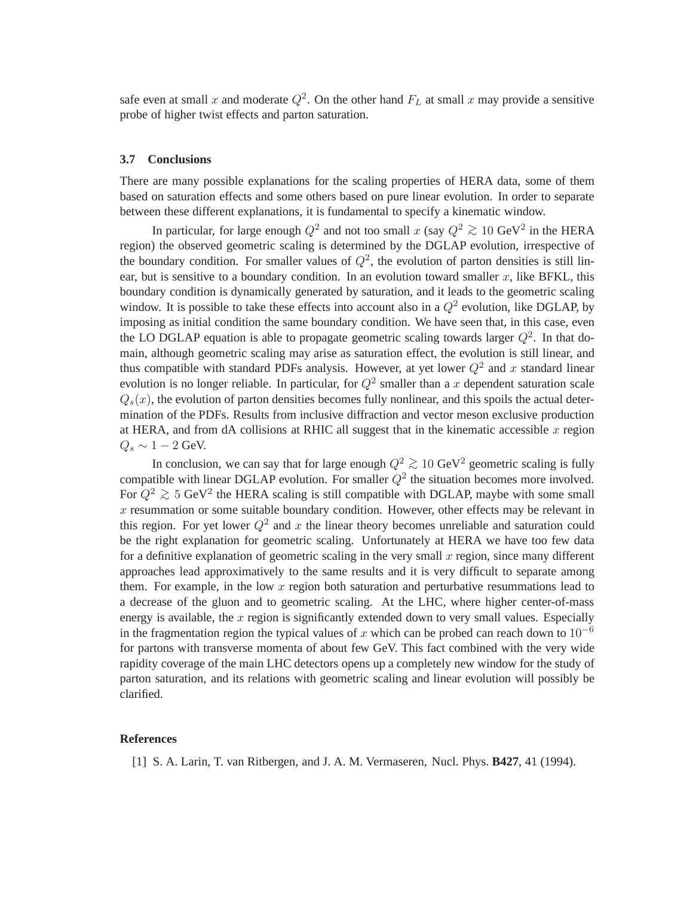safe even at small $x$ and moderate $Q^2$. On the other hand $F_L$ at small $x$ may provide a sensitive probe of higher twist effects and parton saturation.

### 3.7 Conclusions

There are many possible explanations for the scaling properties of HERA data, some of them based on saturation effects and some others based on pure linear evolution. In order to separate between these different explanations, it is fundamental to specify a kinematic window.

In particular, for large enough $Q^2$ and not too small $x$ (say $Q^2 \gtrsim 10$ GeV$^2$ in the HERA region) the observed geometric scaling is determined by the DGLAP evolution, irrespective of the boundary condition. For smaller values of $Q^2$, the evolution of parton densities is still linear, but is sensitive to a boundary condition. In an evolution toward smaller $x$, like BFKL, this boundary condition is dynamically generated by saturation, and it leads to the geometric scaling window. It is possible to take these effects into account also in a $Q^2$ evolution, like DGLAP, by imposing as initial condition the same boundary condition. We have seen that, in this case, even the LO DGLAP equation is able to propagate geometric scaling towards larger $Q^2$. In that domain, although geometric scaling may arise as saturation effect, the evolution is still linear, and thus compatible with standard PDFs analysis. However, at yet lower $Q^2$ and $x$ standard linear evolution is no longer reliable. In particular, for $Q^2$ smaller than a $x$ dependent saturation scale $Q_s(x)$, the evolution of parton densities becomes fully nonlinear, and this spoils the actual determination of the PDFs. Results from inclusive diffraction and vector meson exclusive production at HERA, and from dA collisions at RHIC all suggest that in the kinematic accessible $x$ region $Q_s \sim 1 - 2$ GeV.

In conclusion, we can say that for large enough $Q^2 \gtrsim 10$ GeV$^2$ geometric scaling is fully compatible with linear DGLAP evolution. For smaller $Q^2$ the situation becomes more involved. For $Q^2 \gtrsim 5$ GeV$^2$ the HERA scaling is still compatible with DGLAP, maybe with some small $x$ resummation or some suitable boundary condition. However, other effects may be relevant in this region. For yet lower $Q^2$ and $x$ the linear theory becomes unreliable and saturation could be the right explanation for geometric scaling. Unfortunately at HERA we have too few data for a definitive explanation of geometric scaling in the very small $x$ region, since many different approaches lead approximatively to the same results and it is very difficult to separate among them. For example, in the low $x$ region both saturation and perturbative resummations lead to a decrease of the gluon and to geometric scaling. At the LHC, where higher center-of-mass energy is available, the $x$ region is significantly extended down to very small values. Especially in the fragmentation region the typical values of $x$ which can be probed can reach down to $10^{-6}$ for partons with transverse momenta of about few GeV. This fact combined with the very wide rapidity coverage of the main LHC detectors opens up a completely new window for the study of parton saturation, and its relations with geometric scaling and linear evolution will possibly be clarified.

### References

[1] S. A. Larin, T. van Ritbergen, and J. A. M. Vermaseren, Nucl. Phys. **B427**, 41 (1994).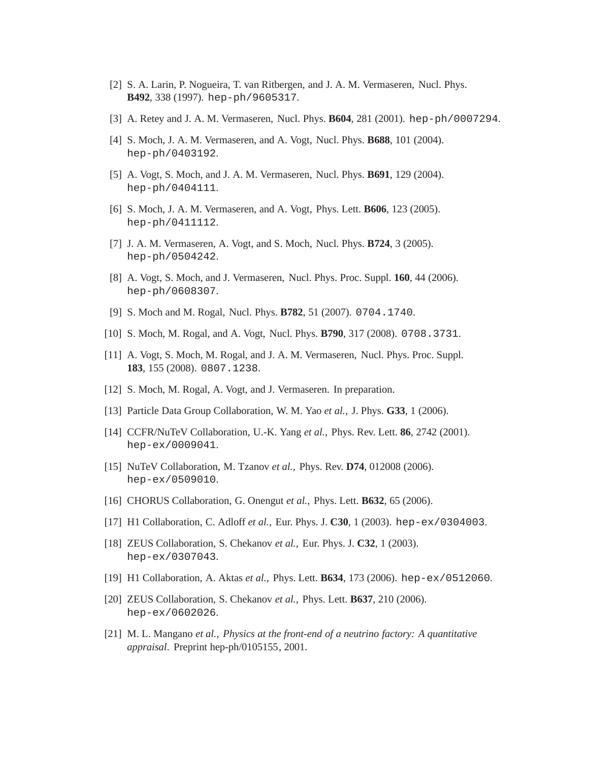[2] S. A. Larin, P. Nogueira, T. van Ritbergen, and J. A. M. Vermaseren, Nucl. Phys. **B492**, 338 (1997). hep-ph/9605317.

[3] A. Retey and J. A. M. Vermaseren, Nucl. Phys. **B604**, 281 (2001). hep-ph/0007294.

[4] S. Moch, J. A. M. Vermaseren, and A. Vogt, Nucl. Phys. **B688**, 101 (2004). hep-ph/0403192.

[5] A. Vogt, S. Moch, and J. A. M. Vermaseren, Nucl. Phys. **B691**, 129 (2004). hep-ph/0404111.

[6] S. Moch, J. A. M. Vermaseren, and A. Vogt, Phys. Lett. **B606**, 123 (2005). hep-ph/0411112.

[7] J. A. M. Vermaseren, A. Vogt, and S. Moch, Nucl. Phys. **B724**, 3 (2005). hep-ph/0504242.

[8] A. Vogt, S. Moch, and J. Vermaseren, Nucl. Phys. Proc. Suppl. **160**, 44 (2006). hep-ph/0608307.

[9] S. Moch and M. Rogal, Nucl. Phys. **B782**, 51 (2007). 0704.1740.

[10] S. Moch, M. Rogal, and A. Vogt, Nucl. Phys. **B790**, 317 (2008). 0708.3731.

[11] A. Vogt, S. Moch, M. Rogal, and J. A. M. Vermaseren, Nucl. Phys. Proc. Suppl. **183**, 155 (2008). 0807.1238.

[12] S. Moch, M. Rogal, A. Vogt, and J. Vermaseren. In preparation.

[13] Particle Data Group Collaboration, W. M. Yao *et al.*, J. Phys. **G33**, 1 (2006).

[14] CCFR/NuTeV Collaboration, U.-K. Yang *et al.*, Phys. Rev. Lett. **86**, 2742 (2001). hep-ex/0009041.

[15] NuTeV Collaboration, M. Tzanov *et al.*, Phys. Rev. **D74**, 012008 (2006). hep-ex/0509010.

[16] CHORUS Collaboration, G. Onengut *et al.*, Phys. Lett. **B632**, 65 (2006).

[17] H1 Collaboration, C. Adloff *et al.*, Eur. Phys. J. **C30**, 1 (2003). hep-ex/0304003.

[18] ZEUS Collaboration, S. Chekanov *et al.*, Eur. Phys. J. **C32**, 1 (2003). hep-ex/0307043.

[19] H1 Collaboration, A. Aktas *et al.*, Phys. Lett. **B634**, 173 (2006). hep-ex/0512060.

[20] ZEUS Collaboration, S. Chekanov *et al.*, Phys. Lett. **B637**, 210 (2006). hep-ex/0602026.

[21] M. L. Mangano *et al.*, *Physics at the front-end of a neutrino factory: A quantitative appraisal*. Preprint hep-ph/0105155, 2001.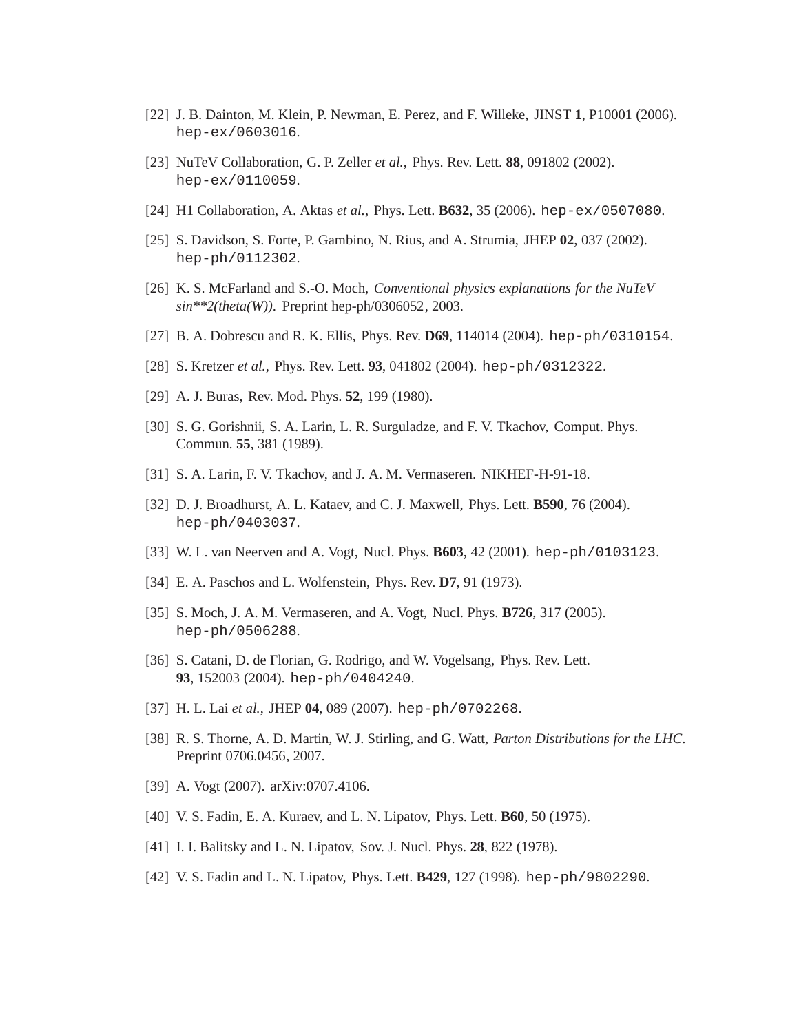[22] J. B. Dainton, M. Klein, P. Newman, E. Perez, and F. Willeke, JINST **1**, P10001 (2006). hep-ex/0603016.

[23] NuTeV Collaboration, G. P. Zeller *et al.*, Phys. Rev. Lett. **88**, 091802 (2002). hep-ex/0110059.

[24] H1 Collaboration, A. Aktas *et al.*, Phys. Lett. **B632**, 35 (2006). hep-ex/0507080.

[25] S. Davidson, S. Forte, P. Gambino, N. Rius, and A. Strumia, JHEP **02**, 037 (2002). hep-ph/0112302.

[26] K. S. McFarland and S.-O. Moch, *Conventional physics explanations for the NuTeV sin**2(theta(W))*. Preprint hep-ph/0306052, 2003.

[27] B. A. Dobrescu and R. K. Ellis, Phys. Rev. **D69**, 114014 (2004). hep-ph/0310154.

[28] S. Kretzer *et al.*, Phys. Rev. Lett. **93**, 041802 (2004). hep-ph/0312322.

[29] A. J. Buras, Rev. Mod. Phys. **52**, 199 (1980).

[30] S. G. Gorishnii, S. A. Larin, L. R. Surguladze, and F. V. Tkachov, Comput. Phys. Commun. **55**, 381 (1989).

[31] S. A. Larin, F. V. Tkachov, and J. A. M. Vermaseren. NIKHEF-H-91-18.

[32] D. J. Broadhurst, A. L. Kataev, and C. J. Maxwell, Phys. Lett. **B590**, 76 (2004). hep-ph/0403037.

[33] W. L. van Neerven and A. Vogt, Nucl. Phys. **B603**, 42 (2001). hep-ph/0103123.

[34] E. A. Paschos and L. Wolfenstein, Phys. Rev. **D7**, 91 (1973).

[35] S. Moch, J. A. M. Vermaseren, and A. Vogt, Nucl. Phys. **B726**, 317 (2005). hep-ph/0506288.

[36] S. Catani, D. de Florian, G. Rodrigo, and W. Vogelsang, Phys. Rev. Lett. **93**, 152003 (2004). hep-ph/0404240.

[37] H. L. Lai *et al.*, JHEP **04**, 089 (2007). hep-ph/0702268.

[38] R. S. Thorne, A. D. Martin, W. J. Stirling, and G. Watt, *Parton Distributions for the LHC*. Preprint 0706.0456, 2007.

[39] A. Vogt (2007). arXiv:0707.4106.

[40] V. S. Fadin, E. A. Kuraev, and L. N. Lipatov, Phys. Lett. **B60**, 50 (1975).

[41] I. I. Balitsky and L. N. Lipatov, Sov. J. Nucl. Phys. **28**, 822 (1978).

[42] V. S. Fadin and L. N. Lipatov, Phys. Lett. **B429**, 127 (1998). hep-ph/9802290.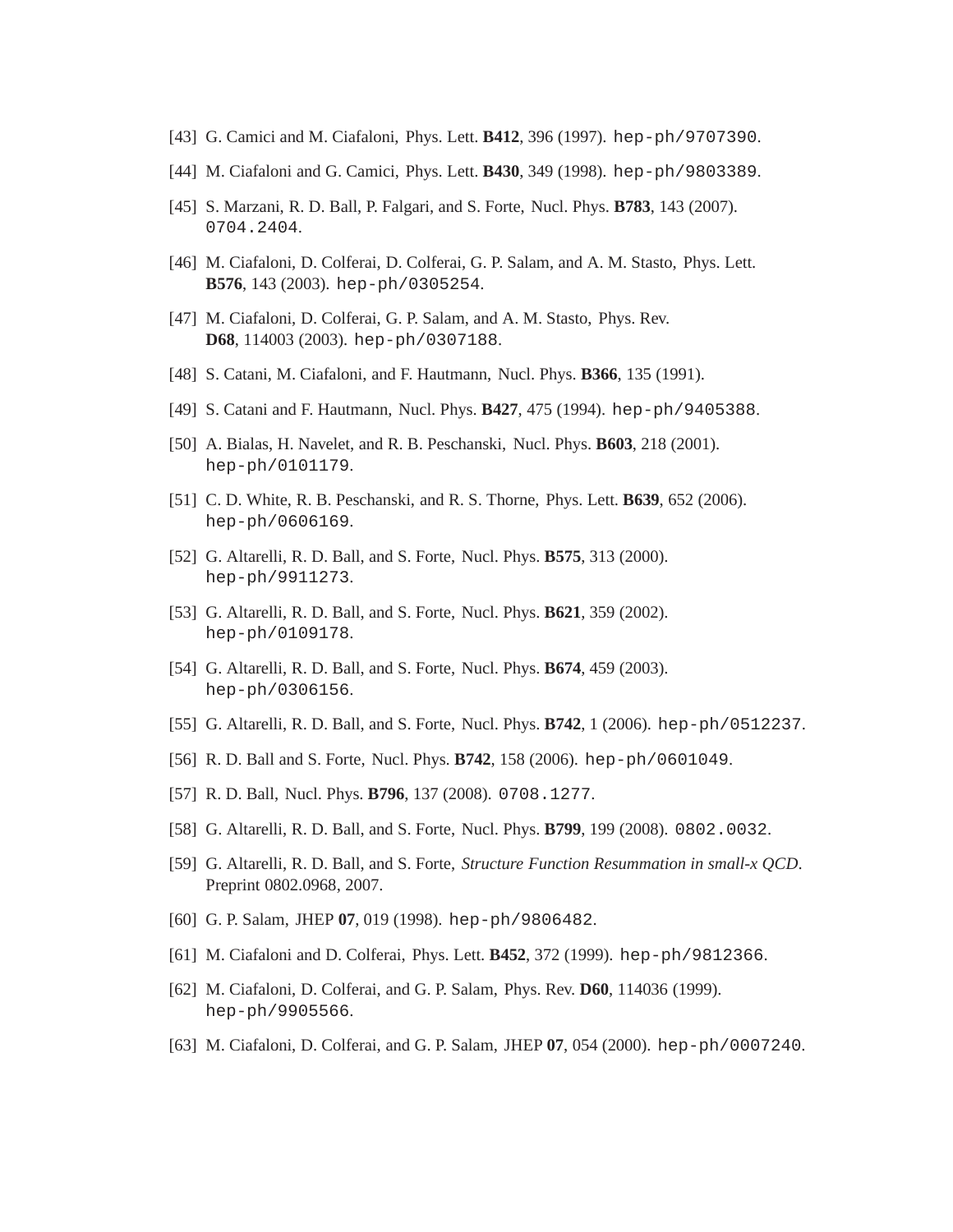[43] G. Camici and M. Ciafaloni, Phys. Lett. **B412**, 396 (1997). `hep-ph/9707390`.

[44] M. Ciafaloni and G. Camici, Phys. Lett. **B430**, 349 (1998). `hep-ph/9803389`.

[45] S. Marzani, R. D. Ball, P. Falgari, and S. Forte, Nucl. Phys. **B783**, 143 (2007). `0704.2404`.

[46] M. Ciafaloni, D. Colferai, D. Colferai, G. P. Salam, and A. M. Stasto, Phys. Lett. **B576**, 143 (2003). `hep-ph/0305254`.

[47] M. Ciafaloni, D. Colferai, G. P. Salam, and A. M. Stasto, Phys. Rev. **D68**, 114003 (2003). `hep-ph/0307188`.

[48] S. Catani, M. Ciafaloni, and F. Hautmann, Nucl. Phys. **B366**, 135 (1991).

[49] S. Catani and F. Hautmann, Nucl. Phys. **B427**, 475 (1994). `hep-ph/9405388`.

[50] A. Bialas, H. Navelet, and R. B. Peschanski, Nucl. Phys. **B603**, 218 (2001). `hep-ph/0101179`.

[51] C. D. White, R. B. Peschanski, and R. S. Thorne, Phys. Lett. **B639**, 652 (2006). `hep-ph/0606169`.

[52] G. Altarelli, R. D. Ball, and S. Forte, Nucl. Phys. **B575**, 313 (2000). `hep-ph/9911273`.

[53] G. Altarelli, R. D. Ball, and S. Forte, Nucl. Phys. **B621**, 359 (2002). `hep-ph/0109178`.

[54] G. Altarelli, R. D. Ball, and S. Forte, Nucl. Phys. **B674**, 459 (2003). `hep-ph/0306156`.

[55] G. Altarelli, R. D. Ball, and S. Forte, Nucl. Phys. **B742**, 1 (2006). `hep-ph/0512237`.

[56] R. D. Ball and S. Forte, Nucl. Phys. **B742**, 158 (2006). `hep-ph/0601049`.

[57] R. D. Ball, Nucl. Phys. **B796**, 137 (2008). `0708.1277`.

[58] G. Altarelli, R. D. Ball, and S. Forte, Nucl. Phys. **B799**, 199 (2008). `0802.0032`.

[59] G. Altarelli, R. D. Ball, and S. Forte, *Structure Function Resummation in small-x QCD*. Preprint 0802.0968, 2007.

[60] G. P. Salam, JHEP **07**, 019 (1998). `hep-ph/9806482`.

[61] M. Ciafaloni and D. Colferai, Phys. Lett. **B452**, 372 (1999). `hep-ph/9812366`.

[62] M. Ciafaloni, D. Colferai, and G. P. Salam, Phys. Rev. **D60**, 114036 (1999). `hep-ph/9905566`.

[63] M. Ciafaloni, D. Colferai, and G. P. Salam, JHEP **07**, 054 (2000). `hep-ph/0007240`.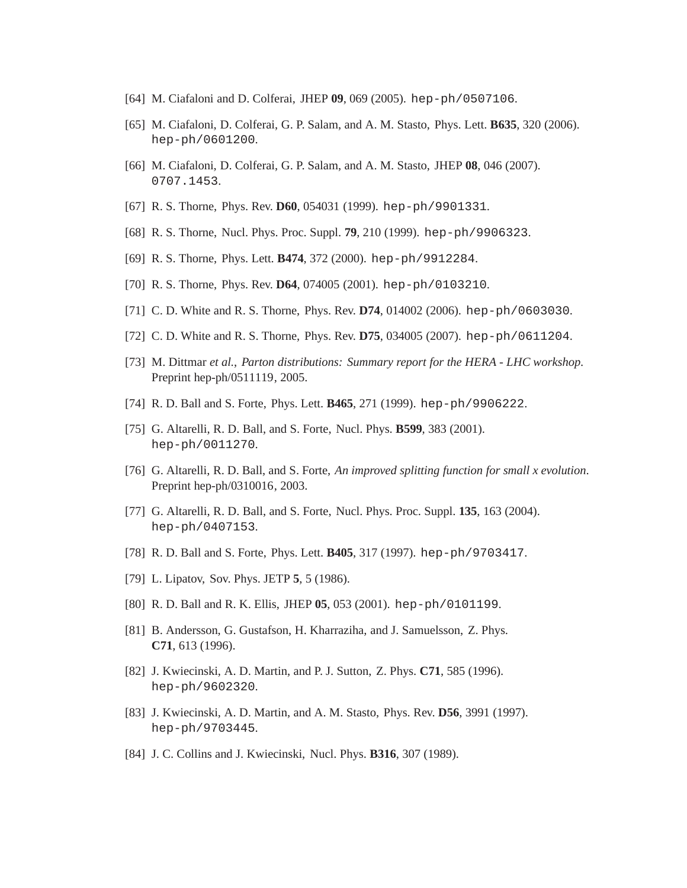[64] M. Ciafaloni and D. Colferai, JHEP **09**, 069 (2005). hep-ph/0507106.

[65] M. Ciafaloni, D. Colferai, G. P. Salam, and A. M. Stasto, Phys. Lett. **B635**, 320 (2006). hep-ph/0601200.

[66] M. Ciafaloni, D. Colferai, G. P. Salam, and A. M. Stasto, JHEP **08**, 046 (2007). 0707.1453.

[67] R. S. Thorne, Phys. Rev. **D60**, 054031 (1999). hep-ph/9901331.

[68] R. S. Thorne, Nucl. Phys. Proc. Suppl. **79**, 210 (1999). hep-ph/9906323.

[69] R. S. Thorne, Phys. Lett. **B474**, 372 (2000). hep-ph/9912284.

[70] R. S. Thorne, Phys. Rev. **D64**, 074005 (2001). hep-ph/0103210.

[71] C. D. White and R. S. Thorne, Phys. Rev. **D74**, 014002 (2006). hep-ph/0603030.

[72] C. D. White and R. S. Thorne, Phys. Rev. **D75**, 034005 (2007). hep-ph/0611204.

[73] M. Dittmar *et al.*, *Parton distributions: Summary report for the HERA - LHC workshop*. Preprint hep-ph/0511119, 2005.

[74] R. D. Ball and S. Forte, Phys. Lett. **B465**, 271 (1999). hep-ph/9906222.

[75] G. Altarelli, R. D. Ball, and S. Forte, Nucl. Phys. **B599**, 383 (2001). hep-ph/0011270.

[76] G. Altarelli, R. D. Ball, and S. Forte, *An improved splitting function for small x evolution*. Preprint hep-ph/0310016, 2003.

[77] G. Altarelli, R. D. Ball, and S. Forte, Nucl. Phys. Proc. Suppl. **135**, 163 (2004). hep-ph/0407153.

[78] R. D. Ball and S. Forte, Phys. Lett. **B405**, 317 (1997). hep-ph/9703417.

[79] L. Lipatov, Sov. Phys. JETP **5**, 5 (1986).

[80] R. D. Ball and R. K. Ellis, JHEP **05**, 053 (2001). hep-ph/0101199.

[81] B. Andersson, G. Gustafson, H. Kharraziha, and J. Samuelsson, Z. Phys. **C71**, 613 (1996).

[82] J. Kwiecinski, A. D. Martin, and P. J. Sutton, Z. Phys. **C71**, 585 (1996). hep-ph/9602320.

[83] J. Kwiecinski, A. D. Martin, and A. M. Stasto, Phys. Rev. **D56**, 3991 (1997). hep-ph/9703445.

[84] J. C. Collins and J. Kwiecinski, Nucl. Phys. **B316**, 307 (1989).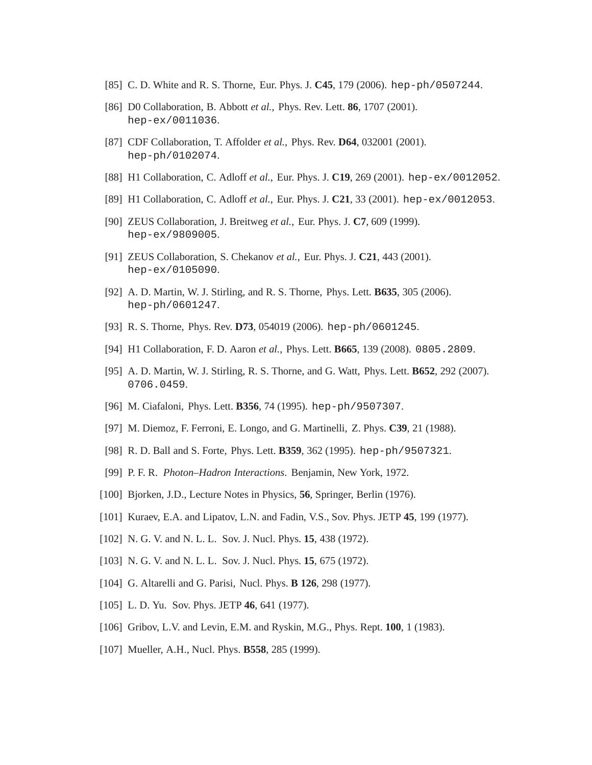[85] C. D. White and R. S. Thorne, Eur. Phys. J. **C45**, 179 (2006). `hep-ph/0507244`.

[86] D0 Collaboration, B. Abbott *et al.*, Phys. Rev. Lett. **86**, 1707 (2001). `hep-ex/0011036`.

[87] CDF Collaboration, T. Affolder *et al.*, Phys. Rev. **D64**, 032001 (2001). `hep-ph/0102074`.

[88] H1 Collaboration, C. Adloff *et al.*, Eur. Phys. J. **C19**, 269 (2001). `hep-ex/0012052`.

[89] H1 Collaboration, C. Adloff *et al.*, Eur. Phys. J. **C21**, 33 (2001). `hep-ex/0012053`.

[90] ZEUS Collaboration, J. Breitweg *et al.*, Eur. Phys. J. **C7**, 609 (1999). `hep-ex/9809005`.

[91] ZEUS Collaboration, S. Chekanov *et al.*, Eur. Phys. J. **C21**, 443 (2001). `hep-ex/0105090`.

[92] A. D. Martin, W. J. Stirling, and R. S. Thorne, Phys. Lett. **B635**, 305 (2006). `hep-ph/0601247`.

[93] R. S. Thorne, Phys. Rev. **D73**, 054019 (2006). `hep-ph/0601245`.

[94] H1 Collaboration, F. D. Aaron *et al.*, Phys. Lett. **B665**, 139 (2008). `0805.2809`.

[95] A. D. Martin, W. J. Stirling, R. S. Thorne, and G. Watt, Phys. Lett. **B652**, 292 (2007). `0706.0459`.

[96] M. Ciafaloni, Phys. Lett. **B356**, 74 (1995). `hep-ph/9507307`.

[97] M. Diemoz, F. Ferroni, E. Longo, and G. Martinelli, Z. Phys. **C39**, 21 (1988).

[98] R. D. Ball and S. Forte, Phys. Lett. **B359**, 362 (1995). `hep-ph/9507321`.

[99] P. F. R. *Photon–Hadron Interactions*. Benjamin, New York, 1972.

[100] Bjorken, J.D., Lecture Notes in Physics, **56**, Springer, Berlin (1976).

[101] Kuraev, E.A. and Lipatov, L.N. and Fadin, V.S., Sov. Phys. JETP **45**, 199 (1977).

[102] N. G. V. and N. L. L. Sov. J. Nucl. Phys. **15**, 438 (1972).

[103] N. G. V. and N. L. L. Sov. J. Nucl. Phys. **15**, 675 (1972).

[104] G. Altarelli and G. Parisi, Nucl. Phys. **B 126**, 298 (1977).

[105] L. D. Yu. Sov. Phys. JETP **46**, 641 (1977).

[106] Gribov, L.V. and Levin, E.M. and Ryskin, M.G., Phys. Rept. **100**, 1 (1983).

[107] Mueller, A.H., Nucl. Phys. **B558**, 285 (1999).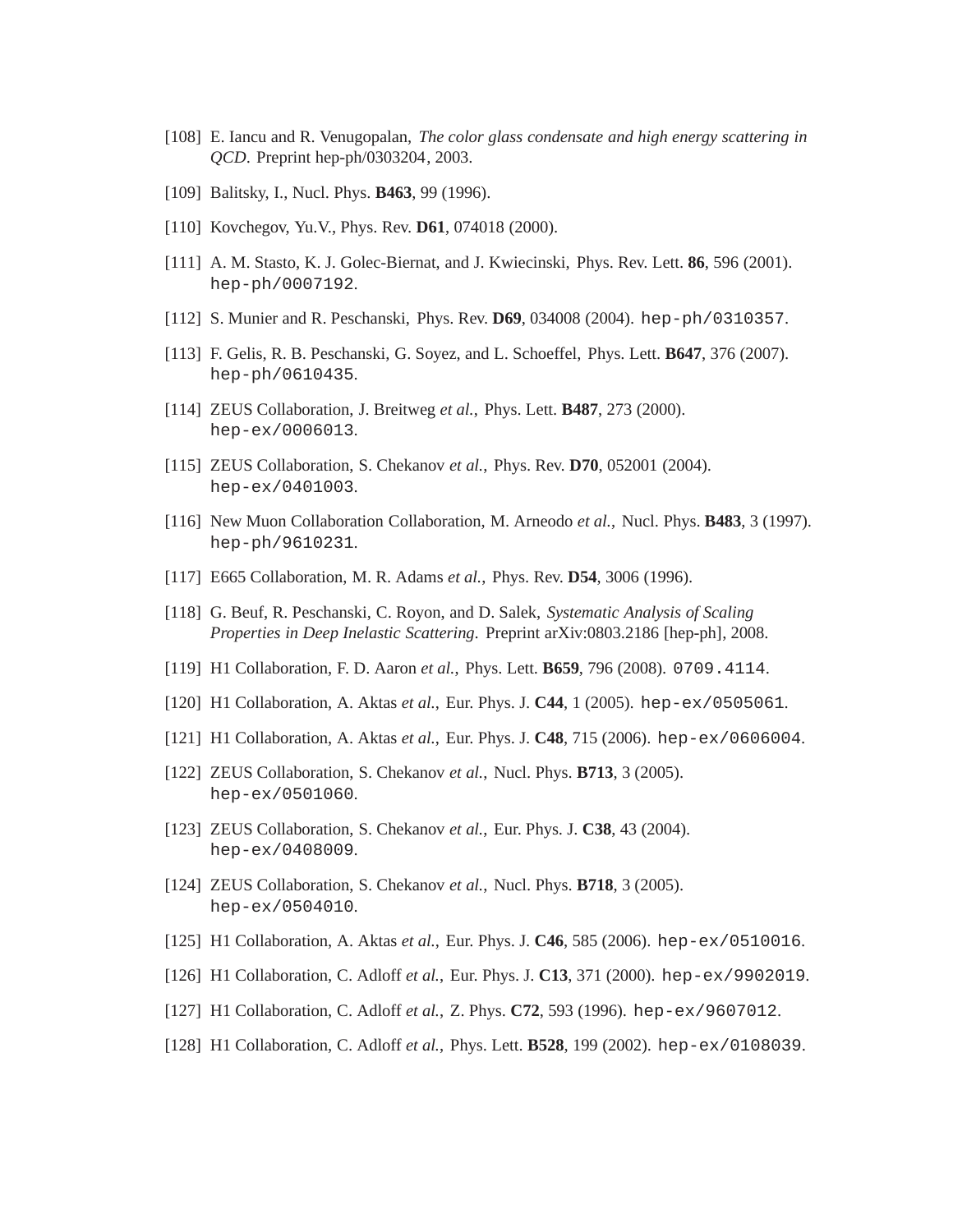[108] E. Iancu and R. Venugopalan, *The color glass condensate and high energy scattering in QCD*. Preprint hep-ph/0303204, 2003.

[109] Balitsky, I., Nucl. Phys. **B463**, 99 (1996).

[110] Kovchegov, Yu.V., Phys. Rev. **D61**, 074018 (2000).

[111] A. M. Stasto, K. J. Golec-Biernat, and J. Kwiecinski, Phys. Rev. Lett. **86**, 596 (2001). `hep-ph/0007192`.

[112] S. Munier and R. Peschanski, Phys. Rev. **D69**, 034008 (2004). `hep-ph/0310357`.

[113] F. Gelis, R. B. Peschanski, G. Soyez, and L. Schoeffel, Phys. Lett. **B647**, 376 (2007). `hep-ph/0610435`.

[114] ZEUS Collaboration, J. Breitweg *et al.*, Phys. Lett. **B487**, 273 (2000). `hep-ex/0006013`.

[115] ZEUS Collaboration, S. Chekanov *et al.*, Phys. Rev. **D70**, 052001 (2004). `hep-ex/0401003`.

[116] New Muon Collaboration Collaboration, M. Arneodo *et al.*, Nucl. Phys. **B483**, 3 (1997). `hep-ph/9610231`.

[117] E665 Collaboration, M. R. Adams *et al.*, Phys. Rev. **D54**, 3006 (1996).

[118] G. Beuf, R. Peschanski, C. Royon, and D. Salek, *Systematic Analysis of Scaling Properties in Deep Inelastic Scattering*. Preprint arXiv:0803.2186 [hep-ph], 2008.

[119] H1 Collaboration, F. D. Aaron *et al.*, Phys. Lett. **B659**, 796 (2008). `0709.4114`.

[120] H1 Collaboration, A. Aktas *et al.*, Eur. Phys. J. **C44**, 1 (2005). `hep-ex/0505061`.

[121] H1 Collaboration, A. Aktas *et al.*, Eur. Phys. J. **C48**, 715 (2006). `hep-ex/0606004`.

[122] ZEUS Collaboration, S. Chekanov *et al.*, Nucl. Phys. **B713**, 3 (2005). `hep-ex/0501060`.

[123] ZEUS Collaboration, S. Chekanov *et al.*, Eur. Phys. J. **C38**, 43 (2004). `hep-ex/0408009`.

[124] ZEUS Collaboration, S. Chekanov *et al.*, Nucl. Phys. **B718**, 3 (2005). `hep-ex/0504010`.

[125] H1 Collaboration, A. Aktas *et al.*, Eur. Phys. J. **C46**, 585 (2006). `hep-ex/0510016`.

[126] H1 Collaboration, C. Adloff *et al.*, Eur. Phys. J. **C13**, 371 (2000). `hep-ex/9902019`.

[127] H1 Collaboration, C. Adloff *et al.*, Z. Phys. **C72**, 593 (1996). `hep-ex/9607012`.

[128] H1 Collaboration, C. Adloff *et al.*, Phys. Lett. **B528**, 199 (2002). `hep-ex/0108039`.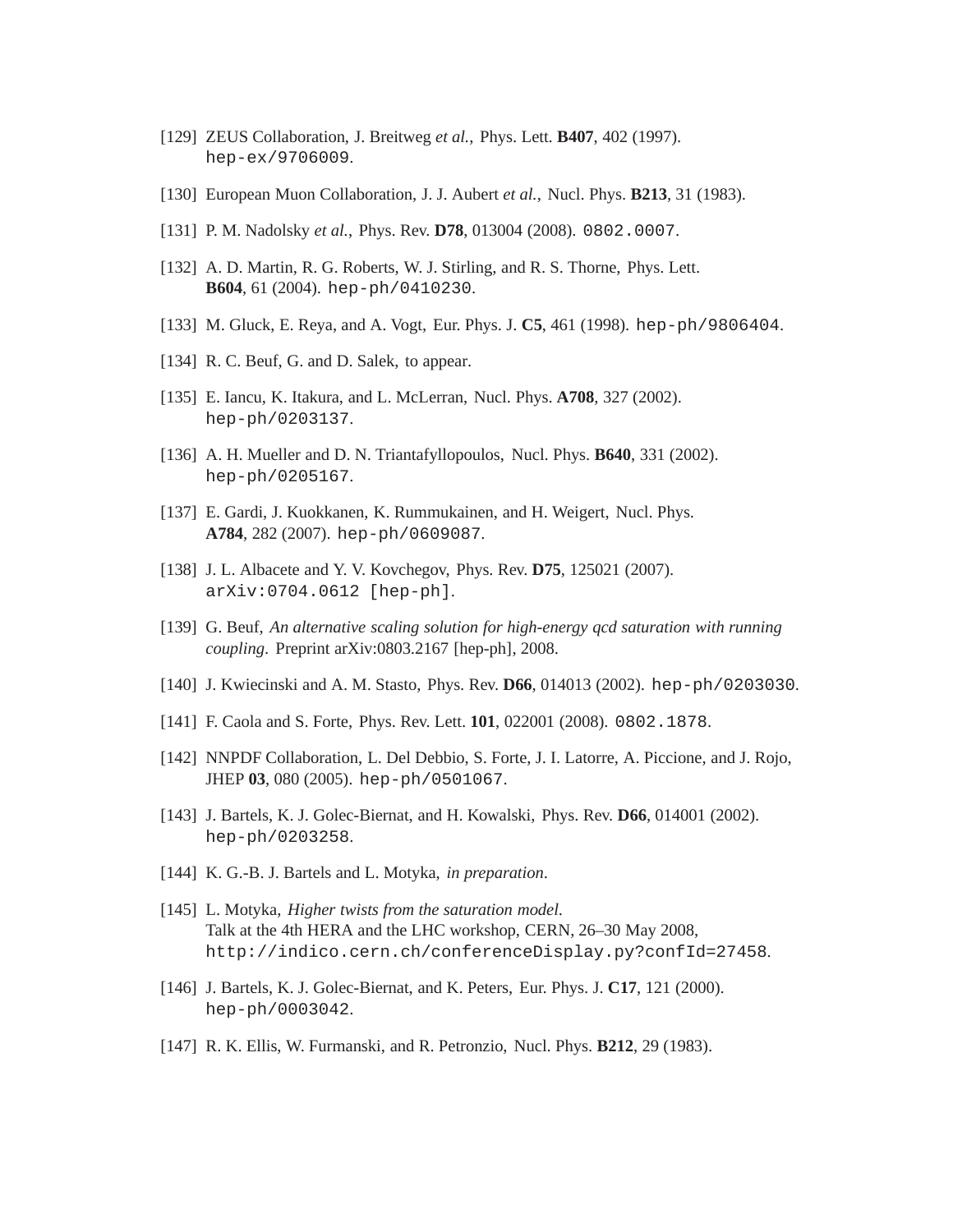[129] ZEUS Collaboration, J. Breitweg *et al.*, Phys. Lett. **B407**, 402 (1997). `hep-ex/9706009`.

[130] European Muon Collaboration, J. J. Aubert *et al.*, Nucl. Phys. **B213**, 31 (1983).

[131] P. M. Nadolsky *et al.*, Phys. Rev. **D78**, 013004 (2008). `0802.0007`.

[132] A. D. Martin, R. G. Roberts, W. J. Stirling, and R. S. Thorne, Phys. Lett. **B604**, 61 (2004). `hep-ph/0410230`.

[133] M. Gluck, E. Reya, and A. Vogt, Eur. Phys. J. **C5**, 461 (1998). `hep-ph/9806404`.

[134] R. C. Beuf, G. and D. Salek, to appear.

[135] E. Iancu, K. Itakura, and L. McLerran, Nucl. Phys. **A708**, 327 (2002). `hep-ph/0203137`.

[136] A. H. Mueller and D. N. Triantafyllopoulos, Nucl. Phys. **B640**, 331 (2002). `hep-ph/0205167`.

[137] E. Gardi, J. Kuokkanen, K. Rummukainen, and H. Weigert, Nucl. Phys. **A784**, 282 (2007). `hep-ph/0609087`.

[138] J. L. Albacete and Y. V. Kovchegov, Phys. Rev. **D75**, 125021 (2007). `arXiv:0704.0612 [hep-ph]`.

[139] G. Beuf, *An alternative scaling solution for high-energy qcd saturation with running coupling*. Preprint arXiv:0803.2167 [hep-ph], 2008.

[140] J. Kwiecinski and A. M. Stasto, Phys. Rev. **D66**, 014013 (2002). `hep-ph/0203030`.

[141] F. Caola and S. Forte, Phys. Rev. Lett. **101**, 022001 (2008). `0802.1878`.

[142] NNPDF Collaboration, L. Del Debbio, S. Forte, J. I. Latorre, A. Piccione, and J. Rojo, JHEP **03**, 080 (2005). `hep-ph/0501067`.

[143] J. Bartels, K. J. Golec-Biernat, and H. Kowalski, Phys. Rev. **D66**, 014001 (2002). `hep-ph/0203258`.

[144] K. G.-B. J. Bartels and L. Motyka, *in preparation*.

[145] L. Motyka, *Higher twists from the saturation model*. Talk at the 4th HERA and the LHC workshop, CERN, 26–30 May 2008, `http://indico.cern.ch/conferenceDisplay.py?confId=27458`.

[146] J. Bartels, K. J. Golec-Biernat, and K. Peters, Eur. Phys. J. **C17**, 121 (2000). `hep-ph/0003042`.

[147] R. K. Ellis, W. Furmanski, and R. Petronzio, Nucl. Phys. **B212**, 29 (1983).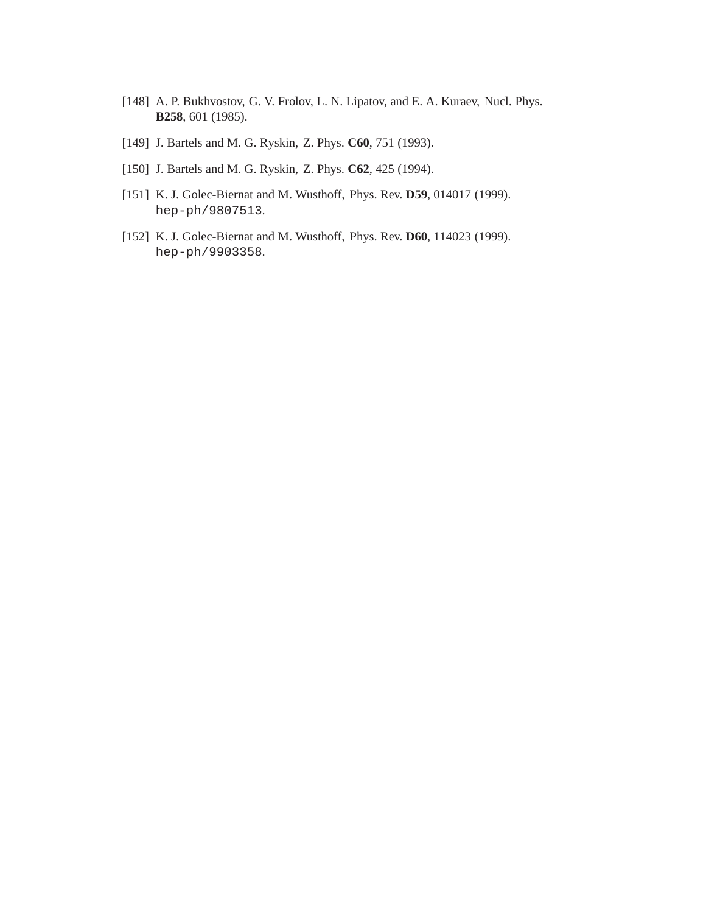[148] A. P. Bukhvostov, G. V. Frolov, L. N. Lipatov, and E. A. Kuraev, Nucl. Phys. **B258**, 601 (1985).

[149] J. Bartels and M. G. Ryskin, Z. Phys. **C60**, 751 (1993).

[150] J. Bartels and M. G. Ryskin, Z. Phys. **C62**, 425 (1994).

[151] K. J. Golec-Biernat and M. Wusthoff, Phys. Rev. **D59**, 014017 (1999). `hep-ph/9807513`.

[152] K. J. Golec-Biernat and M. Wusthoff, Phys. Rev. **D60**, 114023 (1999). `hep-ph/9903358`.